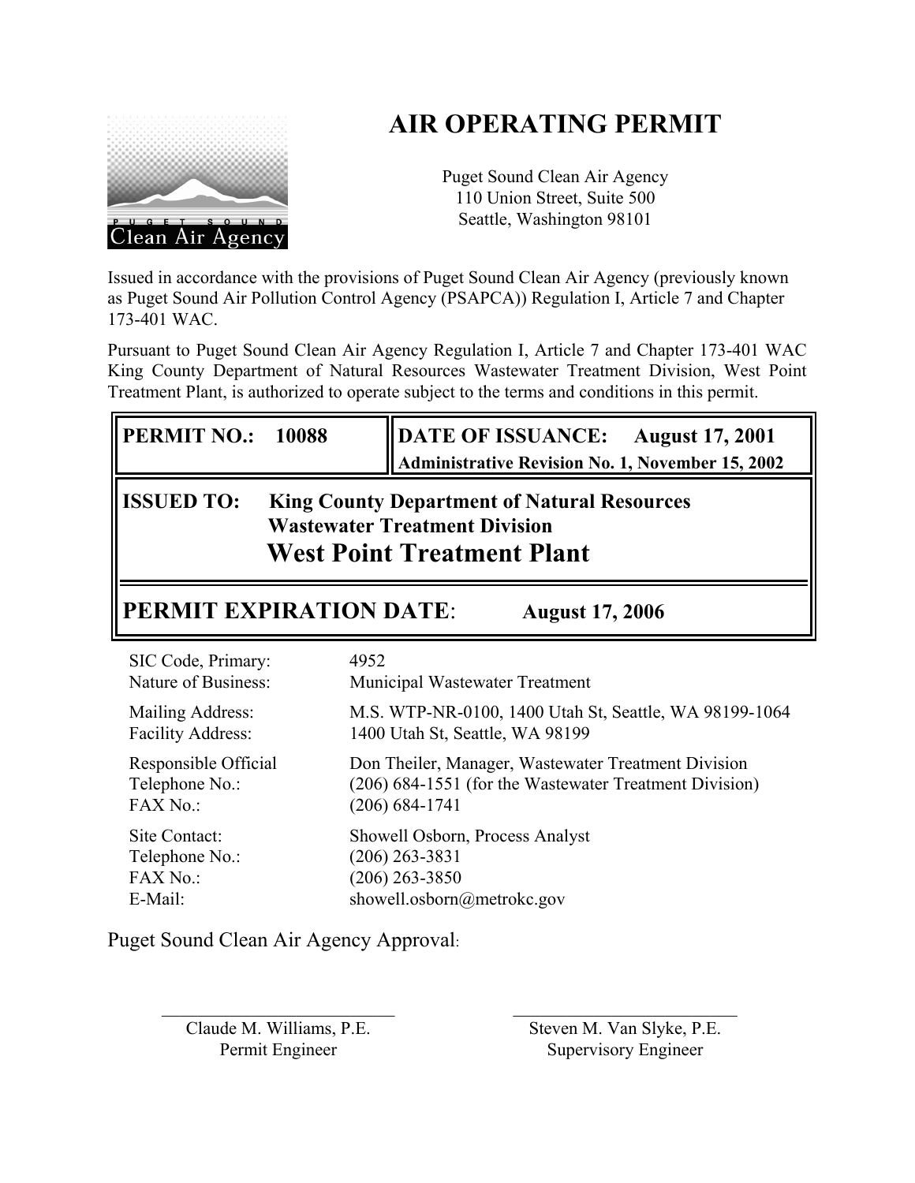# AIR OPERATING PERMIT

Puget Sound Clean Air Agency
110 Union Street, Suite 500
Seattle, Washington 98101

Issued in accordance with the provisions of Puget Sound Clean Air Agency (previously known as Puget Sound Air Pollution Control Agency (PSAPCA)) Regulation I, Article 7 and Chapter 173-401 WAC.

Pursuant to Puget Sound Clean Air Agency Regulation I, Article 7 and Chapter 173-401 WAC King County Department of Natural Resources Wastewater Treatment Division, West Point Treatment Plant, is authorized to operate subject to the terms and conditions in this permit.

| **PERMIT NO.: 10088** | **DATE OF ISSUANCE: August 17, 2001**<br>**Administrative Revision No. 1, November 15, 2002** |
|---|---|

**ISSUED TO: King County Department of Natural Resources**
**Wastewater Treatment Division**
**West Point Treatment Plant**

**PERMIT EXPIRATION DATE: August 17, 2006**

| | |
|---|---|
| SIC Code, Primary: | 4952 |
| Nature of Business: | Municipal Wastewater Treatment |
| Mailing Address: | M.S. WTP-NR-0100, 1400 Utah St, Seattle, WA 98199-1064 |
| Facility Address: | 1400 Utah St, Seattle, WA 98199 |
| Responsible Official | Don Theiler, Manager, Wastewater Treatment Division |
| Telephone No.: | (206) 684-1551 (for the Wastewater Treatment Division) |
| FAX No.: | (206) 684-1741 |
| Site Contact: | Showell Osborn, Process Analyst |
| Telephone No.: | (206) 263-3831 |
| FAX No.: | (206) 263-3850 |
| E-Mail: | showell.osborn@metrokc.gov |

Puget Sound Clean Air Agency Approval:

\_\_\_\_\_\_\_\_\_\_\_\_\_\_\_\_\_\_\_\_\_\_\_\_\_\_
Claude M. Williams, P.E.
Permit Engineer

\_\_\_\_\_\_\_\_\_\_\_\_\_\_\_\_\_\_\_\_\_\_\_\_\_\_
Steven M. Van Slyke, P.E.
Supervisory Engineer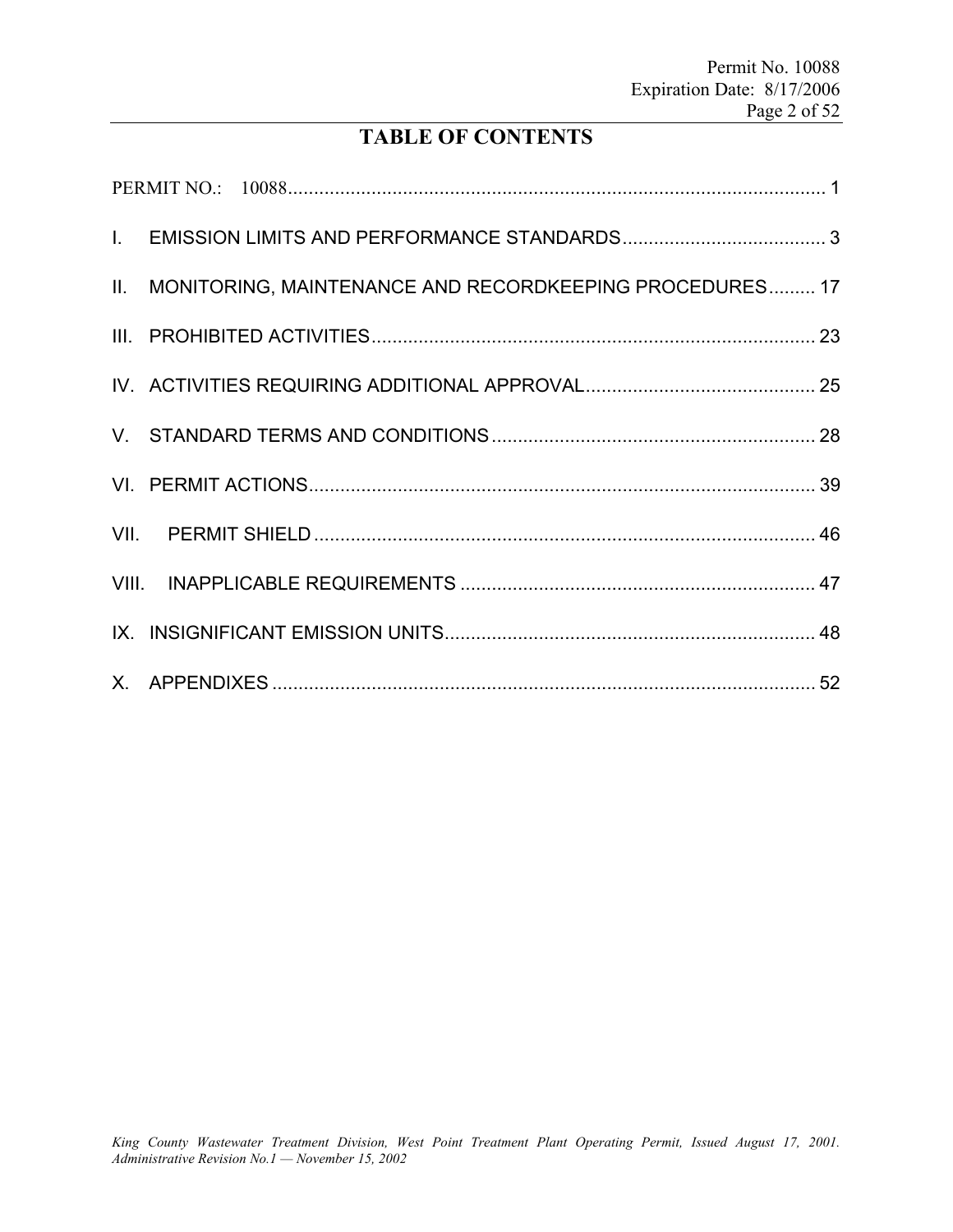# TABLE OF CONTENTS

PERMIT NO.: 10088 .......................................................................................................... 1

I. EMISSION LIMITS AND PERFORMANCE STANDARDS ....................................... 3

II. MONITORING, MAINTENANCE AND RECORDKEEPING PROCEDURES ......... 17

III. PROHIBITED ACTIVITIES ..................................................................................... 23

IV. ACTIVITIES REQUIRING ADDITIONAL APPROVAL ............................................ 25

V. STANDARD TERMS AND CONDITIONS .............................................................. 28

VI. PERMIT ACTIONS .................................................................................................. 39

VII. PERMIT SHIELD ................................................................................................. 46

VIII. INAPPLICABLE REQUIREMENTS .................................................................... 47

IX. INSIGNIFICANT EMISSION UNITS ....................................................................... 48

X. APPENDIXES ......................................................................................................... 52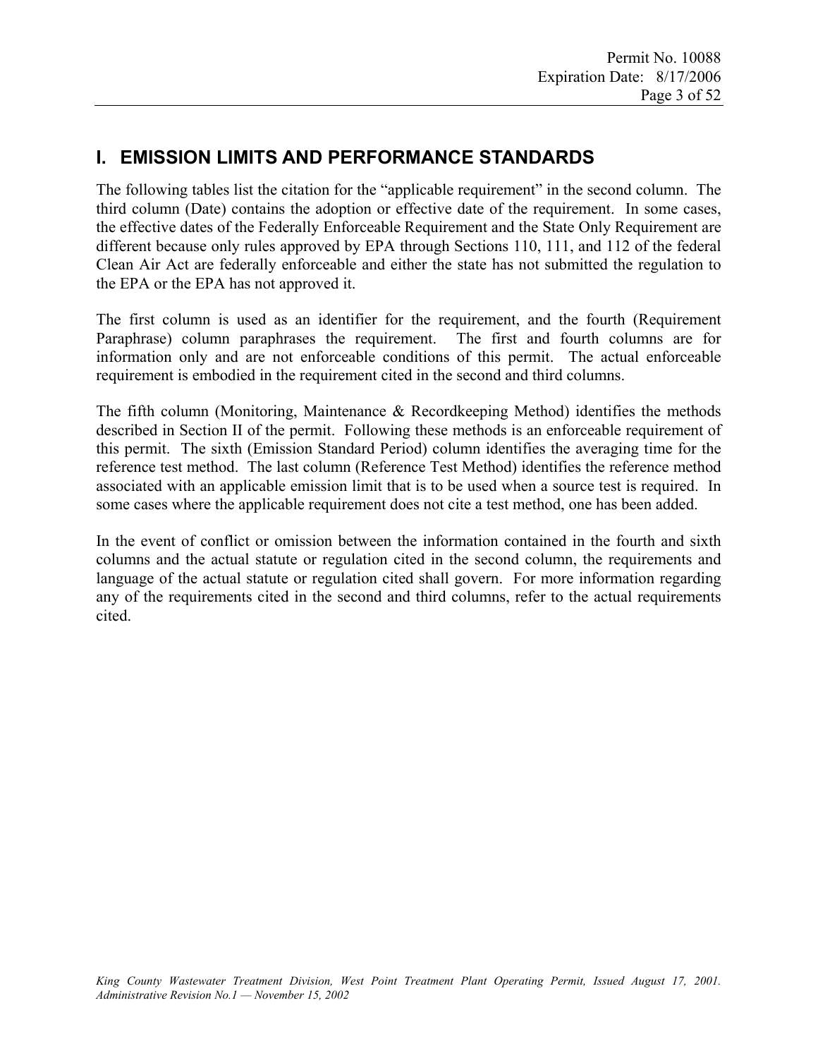# I. EMISSION LIMITS AND PERFORMANCE STANDARDS

The following tables list the citation for the "applicable requirement" in the second column. The third column (Date) contains the adoption or effective date of the requirement. In some cases, the effective dates of the Federally Enforceable Requirement and the State Only Requirement are different because only rules approved by EPA through Sections 110, 111, and 112 of the federal Clean Air Act are federally enforceable and either the state has not submitted the regulation to the EPA or the EPA has not approved it.

The first column is used as an identifier for the requirement, and the fourth (Requirement Paraphrase) column paraphrases the requirement. The first and fourth columns are for information only and are not enforceable conditions of this permit. The actual enforceable requirement is embodied in the requirement cited in the second and third columns.

The fifth column (Monitoring, Maintenance & Recordkeeping Method) identifies the methods described in Section II of the permit. Following these methods is an enforceable requirement of this permit. The sixth (Emission Standard Period) column identifies the averaging time for the reference test method. The last column (Reference Test Method) identifies the reference method associated with an applicable emission limit that is to be used when a source test is required. In some cases where the applicable requirement does not cite a test method, one has been added.

In the event of conflict or omission between the information contained in the fourth and sixth columns and the actual statute or regulation cited in the second column, the requirements and language of the actual statute or regulation cited shall govern. For more information regarding any of the requirements cited in the second and third columns, refer to the actual requirements cited.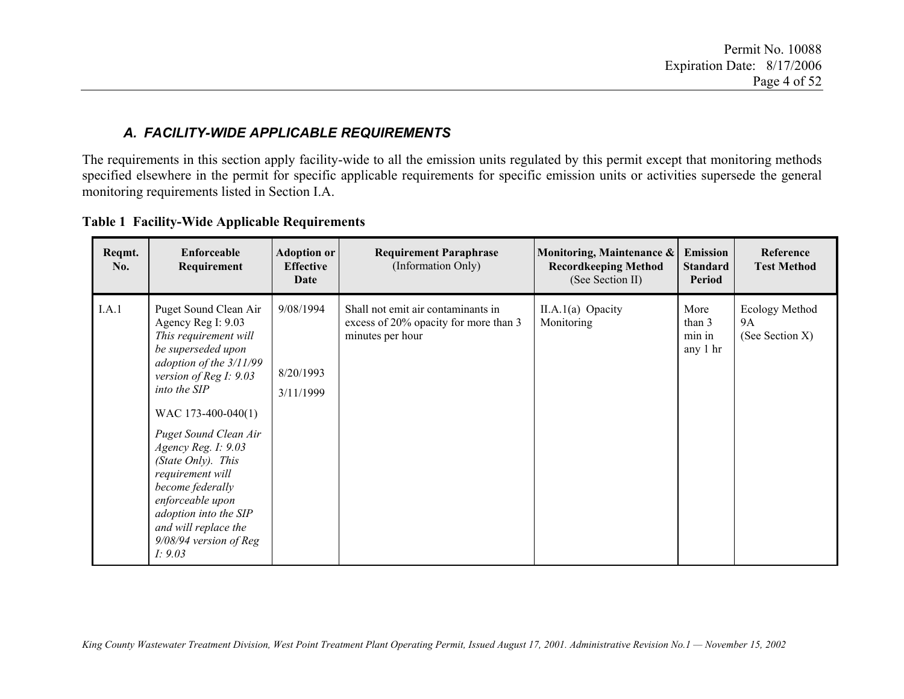### *A. FACILITY-WIDE APPLICABLE REQUIREMENTS*

The requirements in this section apply facility-wide to all the emission units regulated by this permit except that monitoring methods specified elsewhere in the permit for specific applicable requirements for specific emission units or activities supersede the general monitoring requirements listed in Section I.A.

**Table 1 Facility-Wide Applicable Requirements**

| Reqmt. No. | Enforceable Requirement | Adoption or Effective Date | Requirement Paraphrase (Information Only) | Monitoring, Maintenance & Recordkeeping Method (See Section II) | Emission Standard Period | Reference Test Method |
|---|---|---|---|---|---|---|
| I.A.1 | Puget Sound Clean Air Agency Reg I: 9.03 *This requirement will be superseded upon adoption of the 3/11/99 version of Reg I: 9.03 into the SIP*<br><br>WAC 173-400-040(1)<br><br>*Puget Sound Clean Air Agency Reg. I: 9.03 (State Only). This requirement will become federally enforceable upon adoption into the SIP and will replace the 9/08/94 version of Reg I: 9.03* | 9/08/1994<br><br>8/20/1993<br><br>3/11/1999 | Shall not emit air contaminants in excess of 20% opacity for more than 3 minutes per hour | II.A.1(a) Opacity Monitoring | More than 3 min in any 1 hr | Ecology Method 9A (See Section X) |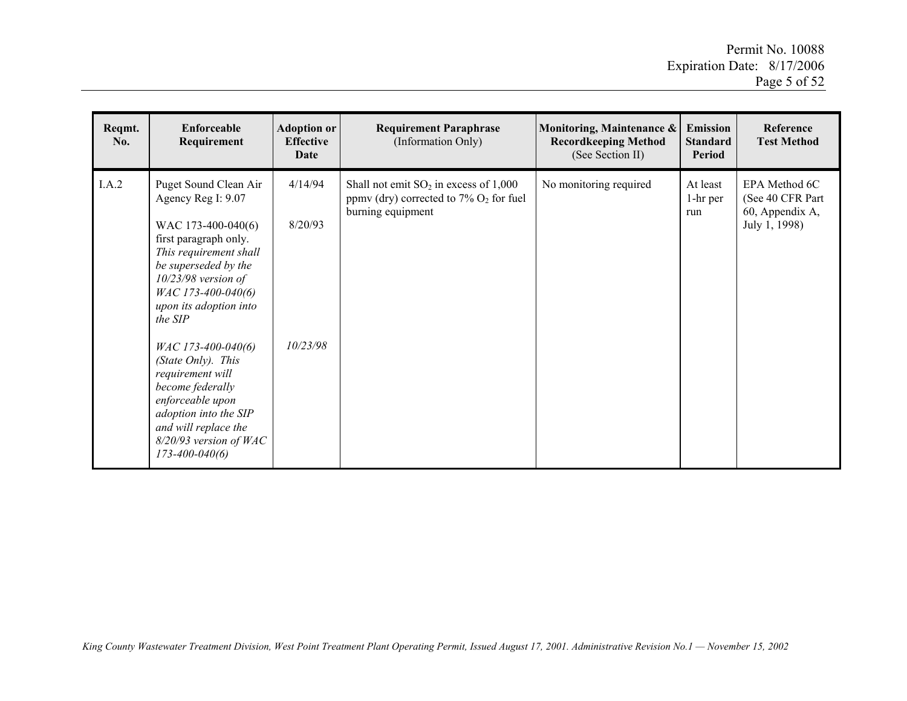| Reqmt. No. | Enforceable Requirement | Adoption or Effective Date | Requirement Paraphrase (Information Only) | Monitoring, Maintenance & Recordkeeping Method (See Section II) | Emission Standard Period | Reference Test Method |
|---|---|---|---|---|---|---|
| I.A.2 | Puget Sound Clean Air Agency Reg I: 9.07<br><br>WAC 173-400-040(6) first paragraph only. *This requirement shall be superseded by the 10/23/98 version of WAC 173-400-040(6) upon its adoption into the SIP*<br><br>*WAC 173-400-040(6) (State Only). This requirement will become federally enforceable upon adoption into the SIP and will replace the 8/20/93 version of WAC 173-400-040(6)* | 4/14/94<br><br>8/20/93<br><br>*10/23/98* | Shall not emit $SO_2$ in excess of 1,000 ppmv (dry) corrected to 7% $O_2$ for fuel burning equipment | No monitoring required | At least 1-hr per run | EPA Method 6C (See 40 CFR Part 60, Appendix A, July 1, 1998) |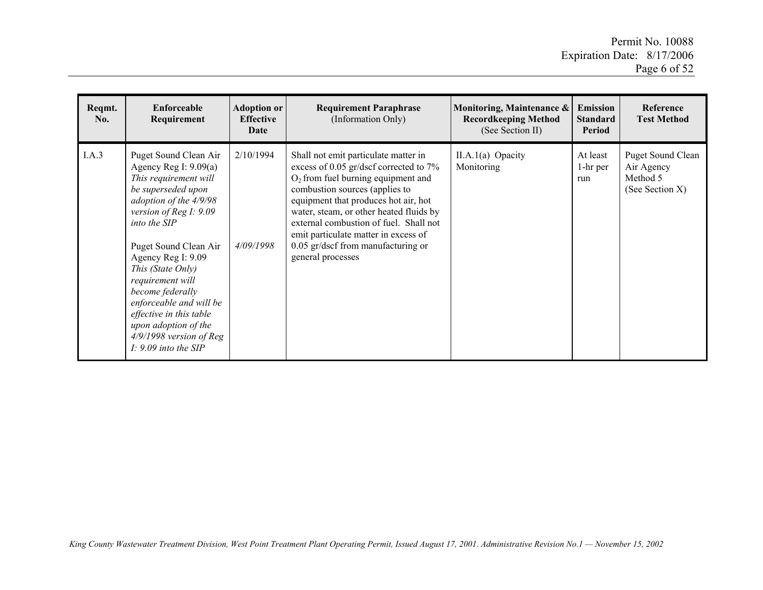| Reqmt. No. | Enforceable Requirement | Adoption or Effective Date | Requirement Paraphrase (Information Only) | Monitoring, Maintenance & Recordkeeping Method (See Section II) | Emission Standard Period | Reference Test Method |
|---|---|---|---|---|---|---|
| I.A.3 | Puget Sound Clean Air Agency Reg I: 9.09(a) *This requirement will be superseded upon adoption of the 4/9/98 version of Reg I: 9.09 into the SIP*<br><br>Puget Sound Clean Air Agency Reg I: 9.09 *This (State Only) requirement will become federally enforceable and will be effective in this table upon adoption of the 4/9/1998 version of Reg I: 9.09 into the SIP* | 2/10/1994<br><br>*4/09/1998* | Shall not emit particulate matter in excess of 0.05 gr/dscf corrected to 7% $O_2$ from fuel burning equipment and combustion sources (applies to equipment that produces hot air, hot water, steam, or other heated fluids by external combustion of fuel. Shall not emit particulate matter in excess of 0.05 gr/dscf from manufacturing or general processes | II.A.1(a) Opacity Monitoring | At least 1-hr per run | Puget Sound Clean Air Agency Method 5 (See Section X) |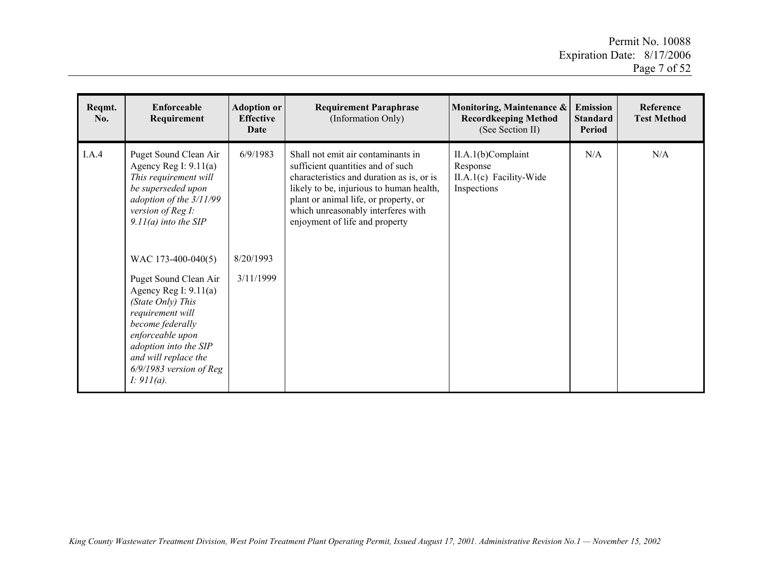| Reqmt. No. | Enforceable Requirement | Adoption or Effective Date | Requirement Paraphrase (Information Only) | Monitoring, Maintenance & Recordkeeping Method (See Section II) | Emission Standard Period | Reference Test Method |
|---|---|---|---|---|---|---|
| I.A.4 | Puget Sound Clean Air Agency Reg I: 9.11(a) *This requirement will be superseded upon adoption of the 3/11/99 version of Reg I: 9.11(a) into the SIP* | 6/9/1983 | Shall not emit air contaminants in sufficient quantities and of such characteristics and duration as is, or is likely to be, injurious to human health, plant or animal life, or property, or which unreasonably interferes with enjoyment of life and property | II.A.1(b)Complaint Response<br>II.A.1(c) Facility-Wide Inspections | N/A | N/A |
| | WAC 173-400-040(5) | 8/20/1993 | | | | |
| | Puget Sound Clean Air Agency Reg I: 9.11(a) *(State Only) This requirement will become federally enforceable upon adoption into the SIP and will replace the 6/9/1983 version of Reg I: 911(a).* | 3/11/1999 | | | | |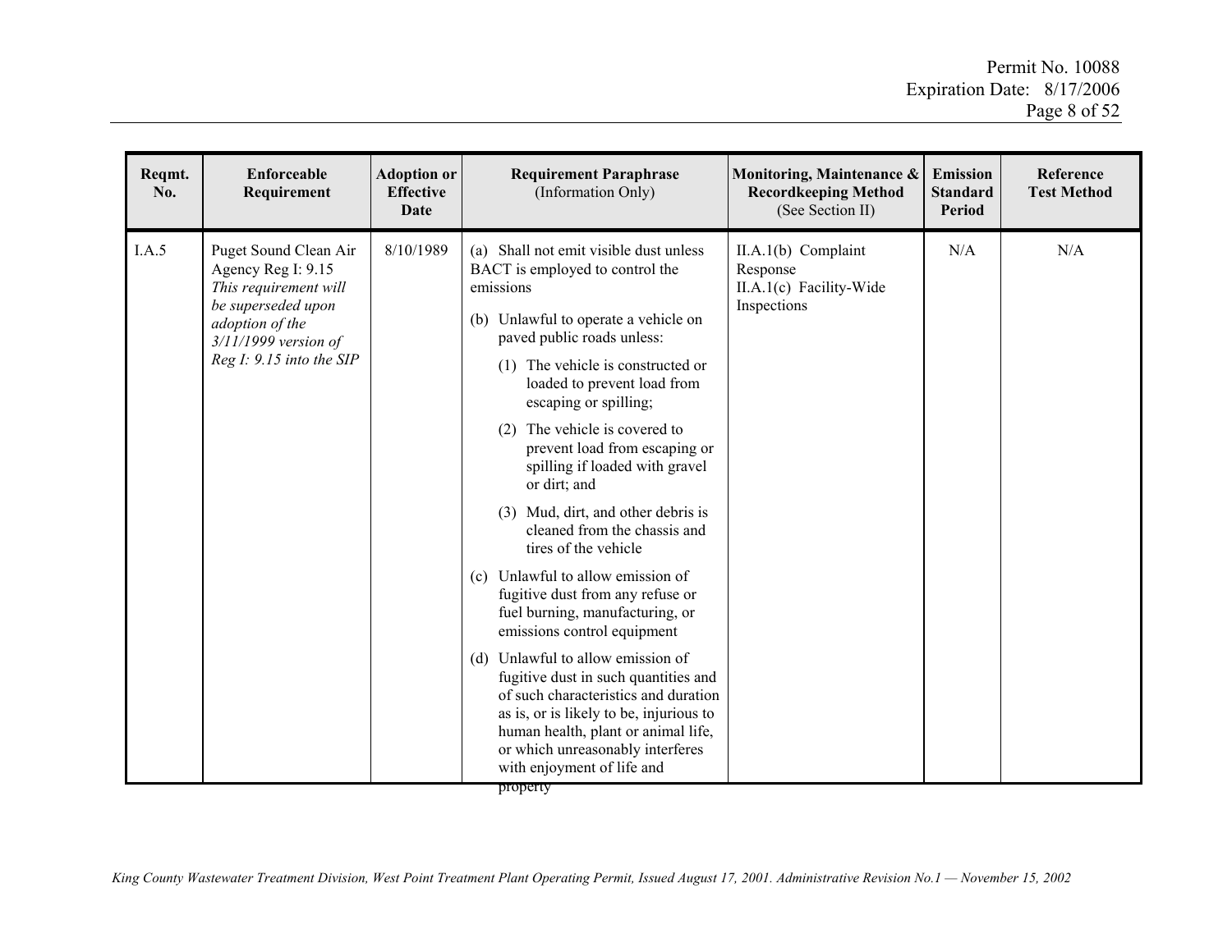| Reqmt. No. | Enforceable Requirement | Adoption or Effective Date | Requirement Paraphrase (Information Only) | Monitoring, Maintenance & Recordkeeping Method (See Section II) | Emission Standard Period | Reference Test Method |
|---|---|---|---|---|---|---|
| I.A.5 | Puget Sound Clean Air Agency Reg I: 9.15 *This requirement will be superseded upon adoption of the 3/11/1999 version of Reg I: 9.15 into the SIP* | 8/10/1989 | (a) Shall not emit visible dust unless BACT is employed to control the emissions<br>(b) Unlawful to operate a vehicle on paved public roads unless:<br>(1) The vehicle is constructed or loaded to prevent load from escaping or spilling;<br>(2) The vehicle is covered to prevent load from escaping or spilling if loaded with gravel or dirt; and<br>(3) Mud, dirt, and other debris is cleaned from the chassis and tires of the vehicle<br>(c) Unlawful to allow emission of fugitive dust from any refuse or fuel burning, manufacturing, or emissions control equipment<br>(d) Unlawful to allow emission of fugitive dust in such quantities and of such characteristics and duration as is, or is likely to be, injurious to human health, plant or animal life, or which unreasonably interferes with enjoyment of life and property | II.A.1(b) Complaint Response<br>II.A.1(c) Facility-Wide Inspections | N/A | N/A |

*King County Wastewater Treatment Division, West Point Treatment Plant Operating Permit, Issued August 17, 2001. Administrative Revision No.1 — November 15, 2002*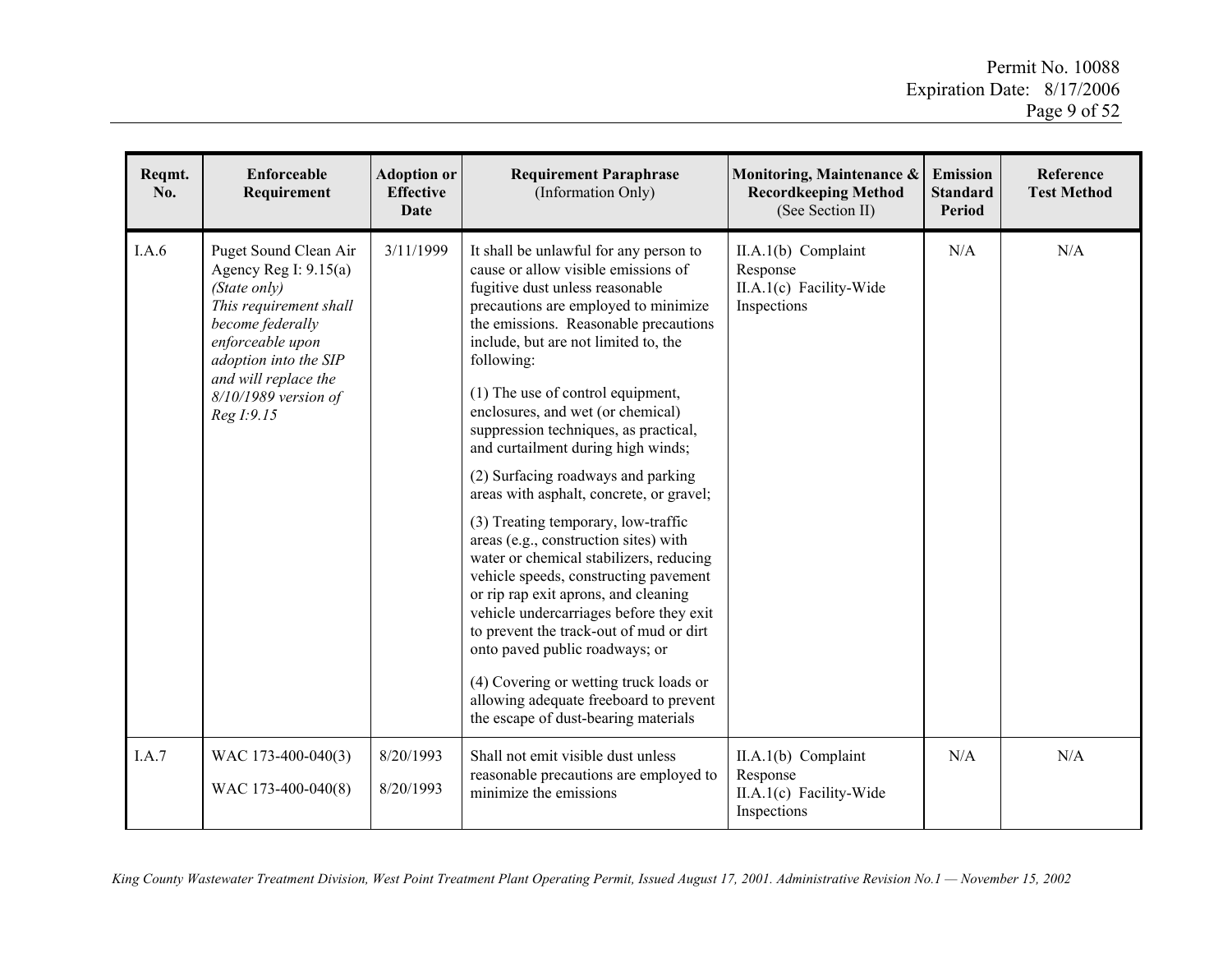| Reqmt. No. | Enforceable Requirement | Adoption or Effective Date | Requirement Paraphrase (Information Only) | Monitoring, Maintenance & Recordkeeping Method (See Section II) | Emission Standard Period | Reference Test Method |
|---|---|---|---|---|---|---|
| I.A.6 | Puget Sound Clean Air Agency Reg I: 9.15(a) *(State only)* *This requirement shall become federally enforceable upon adoption into the SIP and will replace the 8/10/1989 version of Reg I:9.15* | 3/11/1999 | It shall be unlawful for any person to cause or allow visible emissions of fugitive dust unless reasonable precautions are employed to minimize the emissions. Reasonable precautions include, but are not limited to, the following:<br><br>(1) The use of control equipment, enclosures, and wet (or chemical) suppression techniques, as practical, and curtailment during high winds;<br><br>(2) Surfacing roadways and parking areas with asphalt, concrete, or gravel;<br><br>(3) Treating temporary, low-traffic areas (e.g., construction sites) with water or chemical stabilizers, reducing vehicle speeds, constructing pavement or rip rap exit aprons, and cleaning vehicle undercarriages before they exit to prevent the track-out of mud or dirt onto paved public roadways; or<br><br>(4) Covering or wetting truck loads or allowing adequate freeboard to prevent the escape of dust-bearing materials | II.A.1(b) Complaint Response<br>II.A.1(c) Facility-Wide Inspections | N/A | N/A |
| I.A.7 | WAC 173-400-040(3)<br><br>WAC 173-400-040(8) | 8/20/1993<br><br>8/20/1993 | Shall not emit visible dust unless reasonable precautions are employed to minimize the emissions | II.A.1(b) Complaint Response<br>II.A.1(c) Facility-Wide Inspections | N/A | N/A |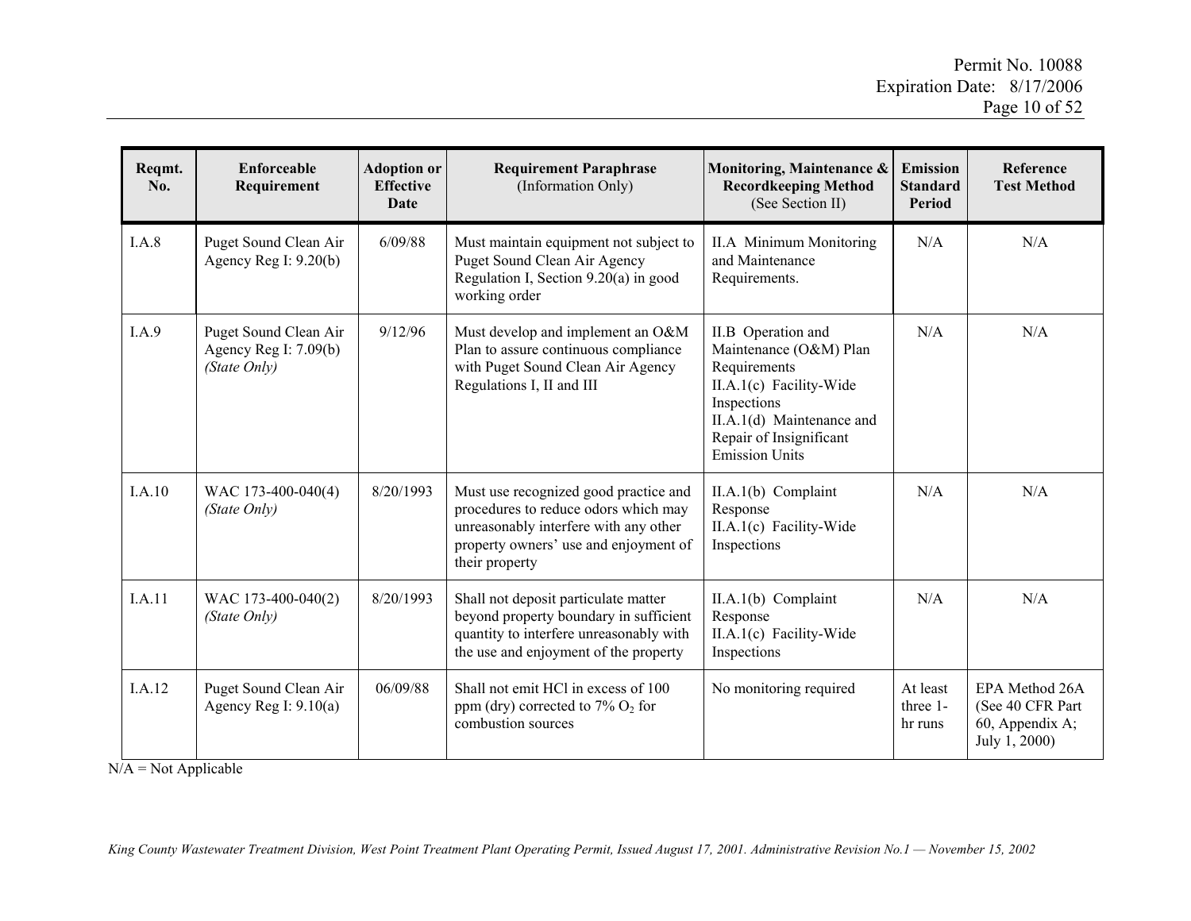| Reqmt. No. | Enforceable Requirement | Adoption or Effective Date | Requirement Paraphrase (Information Only) | Monitoring, Maintenance & Recordkeeping Method (See Section II) | Emission Standard Period | Reference Test Method |
|---|---|---|---|---|---|---|
| I.A.8 | Puget Sound Clean Air Agency Reg I: 9.20(b) | 6/09/88 | Must maintain equipment not subject to Puget Sound Clean Air Agency Regulation I, Section 9.20(a) in good working order | II.A Minimum Monitoring and Maintenance Requirements. | N/A | N/A |
| I.A.9 | Puget Sound Clean Air Agency Reg I: 7.09(b) *(State Only)* | 9/12/96 | Must develop and implement an O&M Plan to assure continuous compliance with Puget Sound Clean Air Agency Regulations I, II and III | II.B Operation and Maintenance (O&M) Plan Requirements<br>II.A.1(c) Facility-Wide Inspections<br>II.A.1(d) Maintenance and Repair of Insignificant Emission Units | N/A | N/A |
| I.A.10 | WAC 173-400-040(4) *(State Only)* | 8/20/1993 | Must use recognized good practice and procedures to reduce odors which may unreasonably interfere with any other property owners' use and enjoyment of their property | II.A.1(b) Complaint Response<br>II.A.1(c) Facility-Wide Inspections | N/A | N/A |
| I.A.11 | WAC 173-400-040(2) *(State Only)* | 8/20/1993 | Shall not deposit particulate matter beyond property boundary in sufficient quantity to interfere unreasonably with the use and enjoyment of the property | II.A.1(b) Complaint Response<br>II.A.1(c) Facility-Wide Inspections | N/A | N/A |
| I.A.12 | Puget Sound Clean Air Agency Reg I: 9.10(a) | 06/09/88 | Shall not emit HCl in excess of 100 ppm (dry) corrected to 7% $O_2$ for combustion sources | No monitoring required | At least three 1-hr runs | EPA Method 26A (See 40 CFR Part 60, Appendix A; July 1, 2000) |

N/A = Not Applicable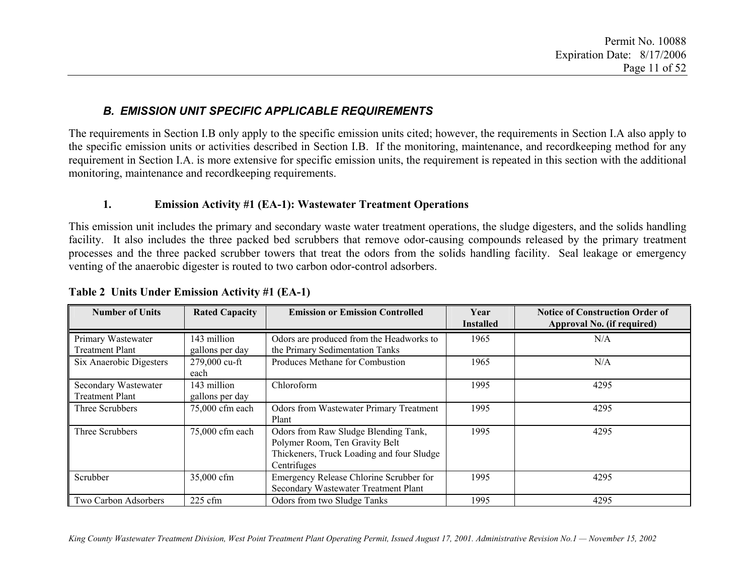## *B. EMISSION UNIT SPECIFIC APPLICABLE REQUIREMENTS*

The requirements in Section I.B only apply to the specific emission units cited; however, the requirements in Section I.A also apply to the specific emission units or activities described in Section I.B. If the monitoring, maintenance, and recordkeeping method for any requirement in Section I.A. is more extensive for specific emission units, the requirement is repeated in this section with the additional monitoring, maintenance and recordkeeping requirements.

### 1. Emission Activity #1 (EA-1): Wastewater Treatment Operations

This emission unit includes the primary and secondary waste water treatment operations, the sludge digesters, and the solids handling facility. It also includes the three packed bed scrubbers that remove odor-causing compounds released by the primary treatment processes and the three packed scrubber towers that treat the odors from the solids handling facility. Seal leakage or emergency venting of the anaerobic digester is routed to two carbon odor-control adsorbers.

**Table 2 Units Under Emission Activity #1 (EA-1)**

| Number of Units | Rated Capacity | Emission or Emission Controlled | Year Installed | Notice of Construction Order of Approval No. (if required) |
|---|---|---|---|---|
| Primary Wastewater Treatment Plant | 143 million gallons per day | Odors are produced from the Headworks to the Primary Sedimentation Tanks | 1965 | N/A |
| Six Anaerobic Digesters | 279,000 cu-ft each | Produces Methane for Combustion | 1965 | N/A |
| Secondary Wastewater Treatment Plant | 143 million gallons per day | Chloroform | 1995 | 4295 |
| Three Scrubbers | 75,000 cfm each | Odors from Wastewater Primary Treatment Plant | 1995 | 4295 |
| Three Scrubbers | 75,000 cfm each | Odors from Raw Sludge Blending Tank, Polymer Room, Ten Gravity Belt Thickeners, Truck Loading and four Sludge Centrifuges | 1995 | 4295 |
| Scrubber | 35,000 cfm | Emergency Release Chlorine Scrubber for Secondary Wastewater Treatment Plant | 1995 | 4295 |
| Two Carbon Adsorbers | 225 cfm | Odors from two Sludge Tanks | 1995 | 4295 |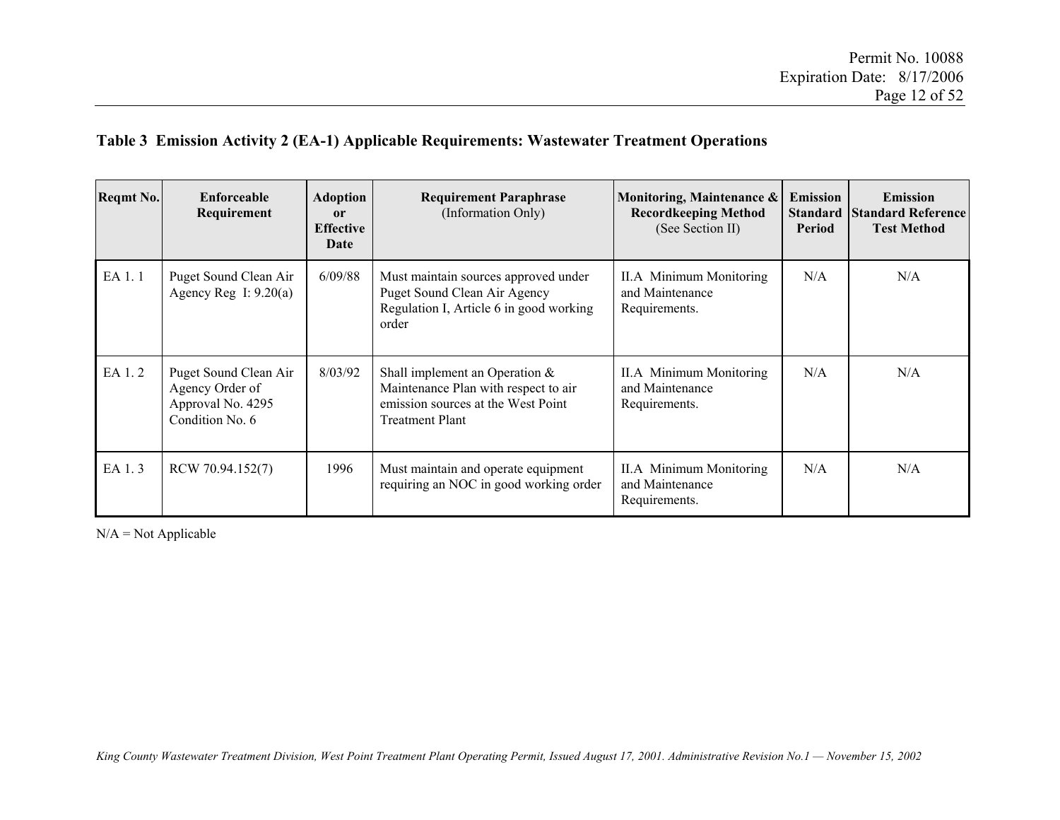**Table 3 Emission Activity 2 (EA-1) Applicable Requirements: Wastewater Treatment Operations**

| Reqmt No. | Enforceable Requirement | Adoption or Effective Date | Requirement Paraphrase (Information Only) | Monitoring, Maintenance & Recordkeeping Method (See Section II) | Emission Standard Period | Emission Standard Reference Test Method |
|---|---|---|---|---|---|---|
| EA 1. 1 | Puget Sound Clean Air Agency Reg I: 9.20(a) | 6/09/88 | Must maintain sources approved under Puget Sound Clean Air Agency Regulation I, Article 6 in good working order | II.A Minimum Monitoring and Maintenance Requirements. | N/A | N/A |
| EA 1. 2 | Puget Sound Clean Air Agency Order of Approval No. 4295 Condition No. 6 | 8/03/92 | Shall implement an Operation & Maintenance Plan with respect to air emission sources at the West Point Treatment Plant | II.A Minimum Monitoring and Maintenance Requirements. | N/A | N/A |
| EA 1. 3 | RCW 70.94.152(7) | 1996 | Must maintain and operate equipment requiring an NOC in good working order | II.A Minimum Monitoring and Maintenance Requirements. | N/A | N/A |

N/A = Not Applicable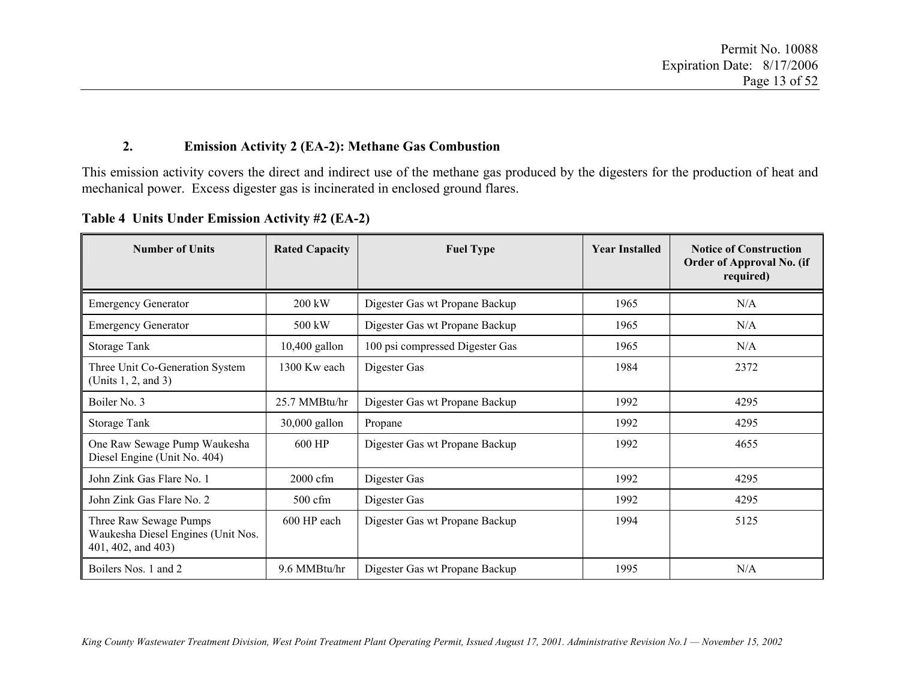### 2. Emission Activity 2 (EA-2): Methane Gas Combustion

This emission activity covers the direct and indirect use of the methane gas produced by the digesters for the production of heat and mechanical power. Excess digester gas is incinerated in enclosed ground flares.

**Table 4 Units Under Emission Activity #2 (EA-2)**

| Number of Units | Rated Capacity | Fuel Type | Year Installed | Notice of Construction Order of Approval No. (if required) |
|---|---|---|---|---|
| Emergency Generator | 200 kW | Digester Gas wt Propane Backup | 1965 | N/A |
| Emergency Generator | 500 kW | Digester Gas wt Propane Backup | 1965 | N/A |
| Storage Tank | 10,400 gallon | 100 psi compressed Digester Gas | 1965 | N/A |
| Three Unit Co-Generation System (Units 1, 2, and 3) | 1300 Kw each | Digester Gas | 1984 | 2372 |
| Boiler No. 3 | 25.7 MMBtu/hr | Digester Gas wt Propane Backup | 1992 | 4295 |
| Storage Tank | 30,000 gallon | Propane | 1992 | 4295 |
| One Raw Sewage Pump Waukesha Diesel Engine (Unit No. 404) | 600 HP | Digester Gas wt Propane Backup | 1992 | 4655 |
| John Zink Gas Flare No. 1 | 2000 cfm | Digester Gas | 1992 | 4295 |
| John Zink Gas Flare No. 2 | 500 cfm | Digester Gas | 1992 | 4295 |
| Three Raw Sewage Pumps Waukesha Diesel Engines (Unit Nos. 401, 402, and 403) | 600 HP each | Digester Gas wt Propane Backup | 1994 | 5125 |
| Boilers Nos. 1 and 2 | 9.6 MMBtu/hr | Digester Gas wt Propane Backup | 1995 | N/A |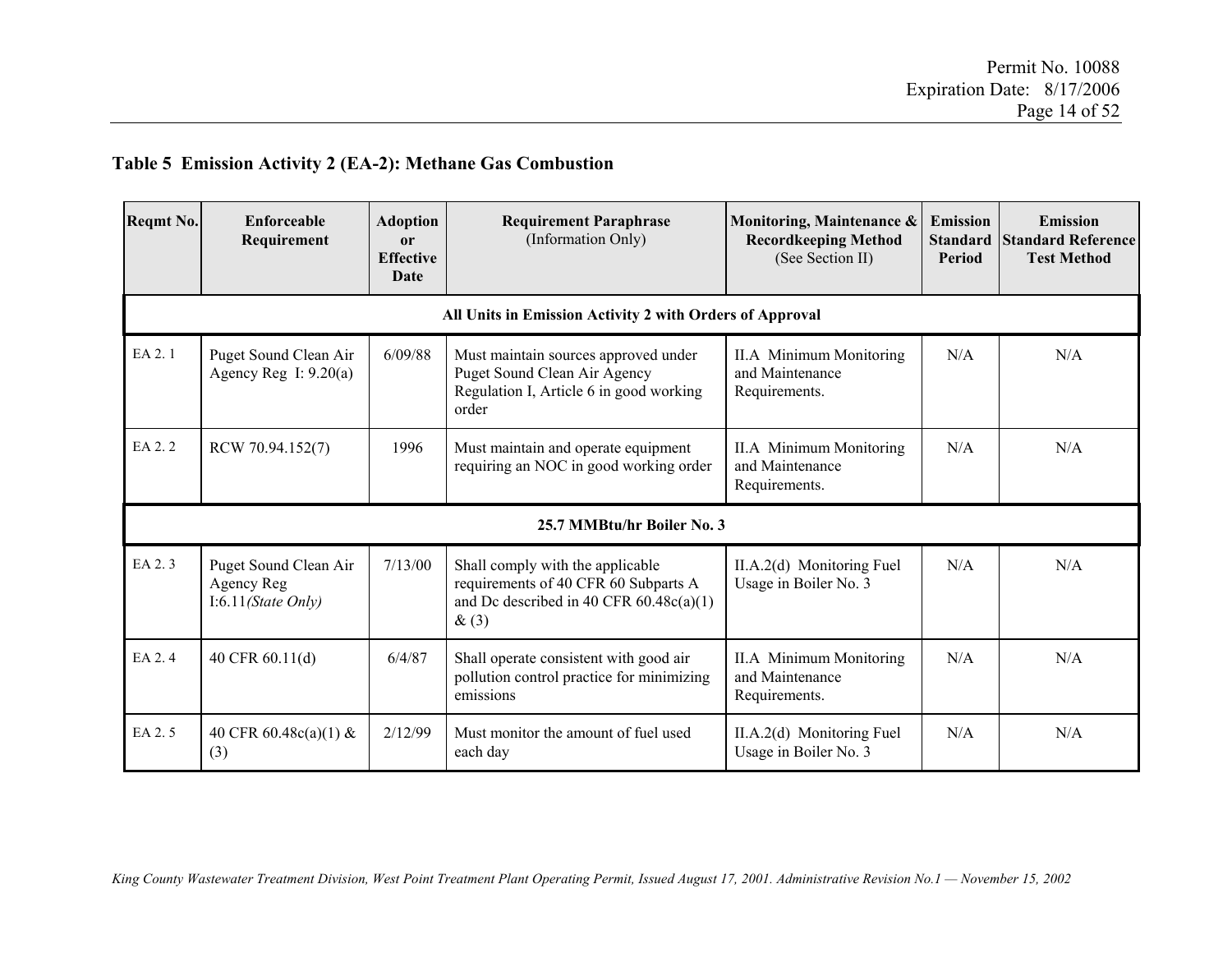## Table 5 Emission Activity 2 (EA-2): Methane Gas Combustion

| Reqmt No. | Enforceable Requirement | Adoption or Effective Date | Requirement Paraphrase (Information Only) | Monitoring, Maintenance & Recordkeeping Method (See Section II) | Emission Standard Period | Emission Standard Reference Test Method |
|---|---|---|---|---|---|---|
| **All Units in Emission Activity 2 with Orders of Approval** | | | | | | |
| EA 2. 1 | Puget Sound Clean Air Agency Reg I: 9.20(a) | 6/09/88 | Must maintain sources approved under Puget Sound Clean Air Agency Regulation I, Article 6 in good working order | II.A Minimum Monitoring and Maintenance Requirements. | N/A | N/A |
| EA 2. 2 | RCW 70.94.152(7) | 1996 | Must maintain and operate equipment requiring an NOC in good working order | II.A Minimum Monitoring and Maintenance Requirements. | N/A | N/A |
| **25.7 MMBtu/hr Boiler No. 3** | | | | | | |
| EA 2. 3 | Puget Sound Clean Air Agency Reg I:6.11*(State Only)* | 7/13/00 | Shall comply with the applicable requirements of 40 CFR 60 Subparts A and Dc described in 40 CFR 60.48c(a)(1) & (3) | II.A.2(d) Monitoring Fuel Usage in Boiler No. 3 | N/A | N/A |
| EA 2. 4 | 40 CFR 60.11(d) | 6/4/87 | Shall operate consistent with good air pollution control practice for minimizing emissions | II.A Minimum Monitoring and Maintenance Requirements. | N/A | N/A |
| EA 2. 5 | 40 CFR 60.48c(a)(1) & (3) | 2/12/99 | Must monitor the amount of fuel used each day | II.A.2(d) Monitoring Fuel Usage in Boiler No. 3 | N/A | N/A |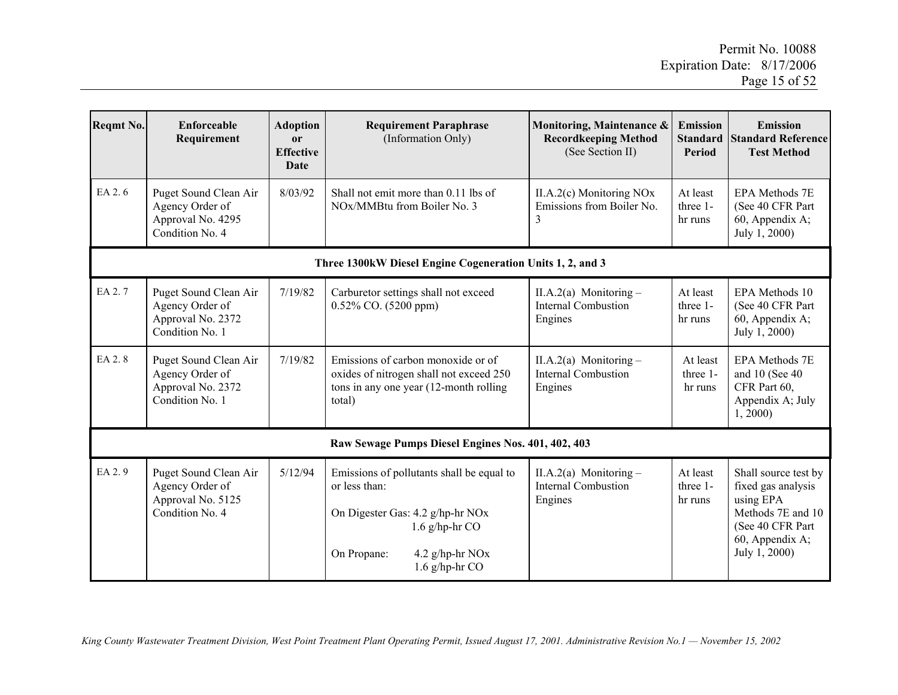| Reqmt No. | Enforceable Requirement | Adoption or Effective Date | Requirement Paraphrase (Information Only) | Monitoring, Maintenance & Recordkeeping Method (See Section II) | Emission Standard Period | Emission Standard Reference Test Method |
|---|---|---|---|---|---|---|
| EA 2. 6 | Puget Sound Clean Air Agency Order of Approval No. 4295 Condition No. 4 | 8/03/92 | Shall not emit more than 0.11 lbs of NOx/MMBtu from Boiler No. 3 | II.A.2(c) Monitoring NOx Emissions from Boiler No. 3 | At least three 1-hr runs | EPA Methods 7E (See 40 CFR Part 60, Appendix A; July 1, 2000) |
| **Three 1300kW Diesel Engine Cogeneration Units 1, 2, and 3** | | | | | | |
| EA 2. 7 | Puget Sound Clean Air Agency Order of Approval No. 2372 Condition No. 1 | 7/19/82 | Carburetor settings shall not exceed 0.52% CO. (5200 ppm) | II.A.2(a) Monitoring – Internal Combustion Engines | At least three 1-hr runs | EPA Methods 10 (See 40 CFR Part 60, Appendix A; July 1, 2000) |
| EA 2. 8 | Puget Sound Clean Air Agency Order of Approval No. 2372 Condition No. 1 | 7/19/82 | Emissions of carbon monoxide or of oxides of nitrogen shall not exceed 250 tons in any one year (12-month rolling total) | II.A.2(a) Monitoring – Internal Combustion Engines | At least three 1-hr runs | EPA Methods 7E and 10 (See 40 CFR Part 60, Appendix A; July 1, 2000) |
| **Raw Sewage Pumps Diesel Engines Nos. 401, 402, 403** | | | | | | |
| EA 2. 9 | Puget Sound Clean Air Agency Order of Approval No. 5125 Condition No. 4 | 5/12/94 | Emissions of pollutants shall be equal to or less than:<br><br>On Digester Gas: 4.2 g/hp-hr NOx<br>1.6 g/hp-hr CO<br><br>On Propane: 4.2 g/hp-hr NOx<br>1.6 g/hp-hr CO | II.A.2(a) Monitoring – Internal Combustion Engines | At least three 1-hr runs | Shall source test by fixed gas analysis using EPA Methods 7E and 10 (See 40 CFR Part 60, Appendix A; July 1, 2000) |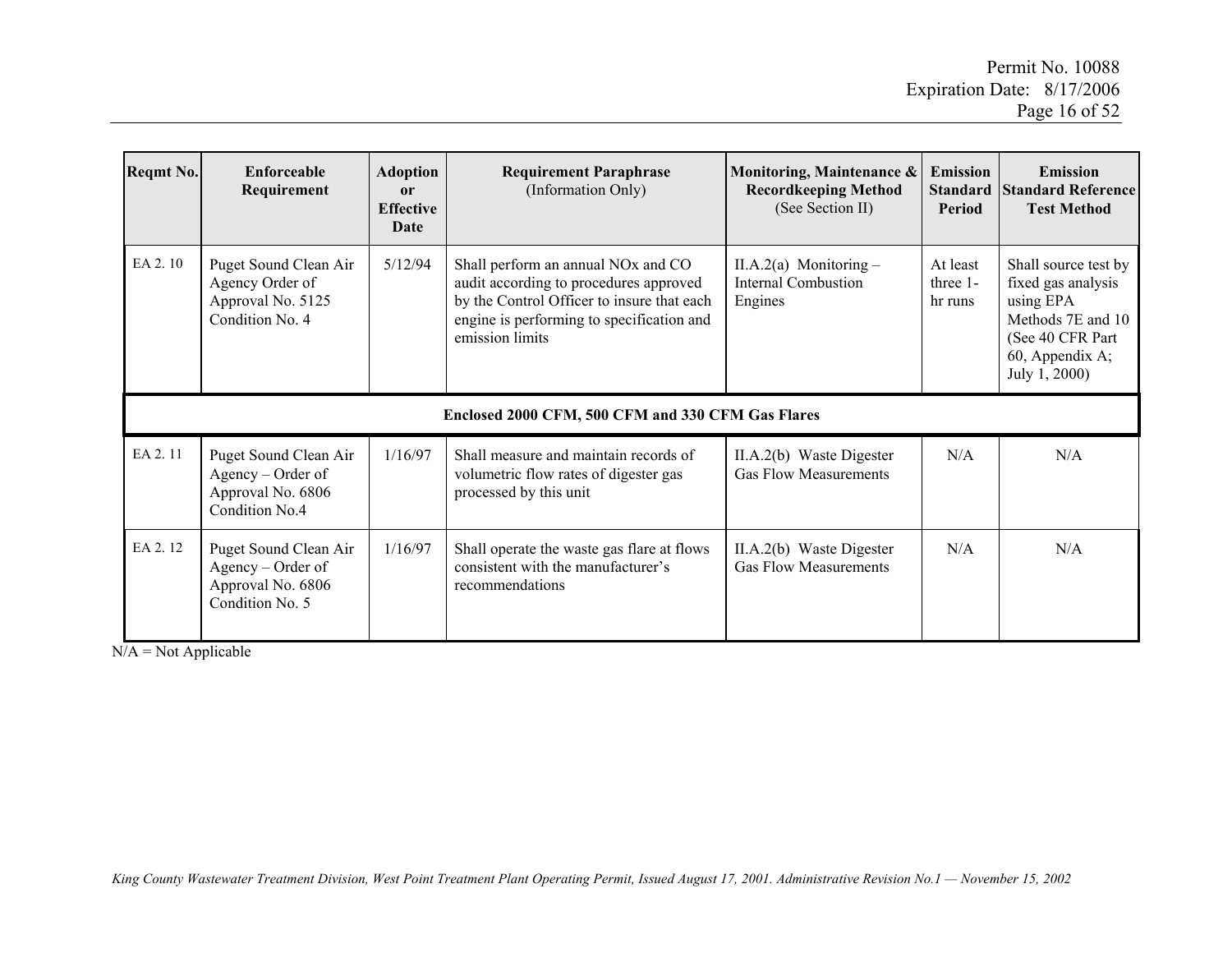| Reqmt No. | Enforceable Requirement | Adoption or Effective Date | Requirement Paraphrase (Information Only) | Monitoring, Maintenance & Recordkeeping Method (See Section II) | Emission Standard Period | Emission Standard Reference Test Method |
|---|---|---|---|---|---|---|
| EA 2. 10 | Puget Sound Clean Air Agency Order of Approval No. 5125 Condition No. 4 | 5/12/94 | Shall perform an annual NOx and CO audit according to procedures approved by the Control Officer to insure that each engine is performing to specification and emission limits | II.A.2(a) Monitoring – Internal Combustion Engines | At least three 1-hr runs | Shall source test by fixed gas analysis using EPA Methods 7E and 10 (See 40 CFR Part 60, Appendix A; July 1, 2000) |
| **Enclosed 2000 CFM, 500 CFM and 330 CFM Gas Flares** | | | | | | |
| EA 2. 11 | Puget Sound Clean Air Agency – Order of Approval No. 6806 Condition No.4 | 1/16/97 | Shall measure and maintain records of volumetric flow rates of digester gas processed by this unit | II.A.2(b) Waste Digester Gas Flow Measurements | N/A | N/A |
| EA 2. 12 | Puget Sound Clean Air Agency – Order of Approval No. 6806 Condition No. 5 | 1/16/97 | Shall operate the waste gas flare at flows consistent with the manufacturer's recommendations | II.A.2(b) Waste Digester Gas Flow Measurements | N/A | N/A |

N/A = Not Applicable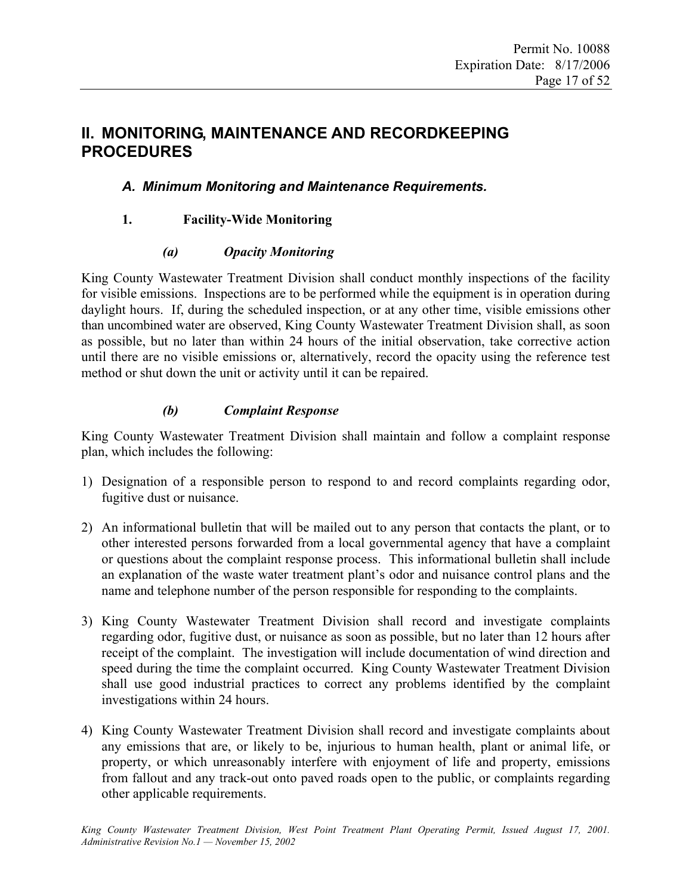# II. MONITORING, MAINTENANCE AND RECORDKEEPING PROCEDURES

## *A. Minimum Monitoring and Maintenance Requirements.*

### 1. Facility-Wide Monitoring

#### *(a) Opacity Monitoring*

King County Wastewater Treatment Division shall conduct monthly inspections of the facility for visible emissions. Inspections are to be performed while the equipment is in operation during daylight hours. If, during the scheduled inspection, or at any other time, visible emissions other than uncombined water are observed, King County Wastewater Treatment Division shall, as soon as possible, but no later than within 24 hours of the initial observation, take corrective action until there are no visible emissions or, alternatively, record the opacity using the reference test method or shut down the unit or activity until it can be repaired.

#### *(b) Complaint Response*

King County Wastewater Treatment Division shall maintain and follow a complaint response plan, which includes the following:

1) Designation of a responsible person to respond to and record complaints regarding odor, fugitive dust or nuisance.

2) An informational bulletin that will be mailed out to any person that contacts the plant, or to other interested persons forwarded from a local governmental agency that have a complaint or questions about the complaint response process. This informational bulletin shall include an explanation of the waste water treatment plant's odor and nuisance control plans and the name and telephone number of the person responsible for responding to the complaints.

3) King County Wastewater Treatment Division shall record and investigate complaints regarding odor, fugitive dust, or nuisance as soon as possible, but no later than 12 hours after receipt of the complaint. The investigation will include documentation of wind direction and speed during the time the complaint occurred. King County Wastewater Treatment Division shall use good industrial practices to correct any problems identified by the complaint investigations within 24 hours.

4) King County Wastewater Treatment Division shall record and investigate complaints about any emissions that are, or likely to be, injurious to human health, plant or animal life, or property, or which unreasonably interfere with enjoyment of life and property, emissions from fallout and any track-out onto paved roads open to the public, or complaints regarding other applicable requirements.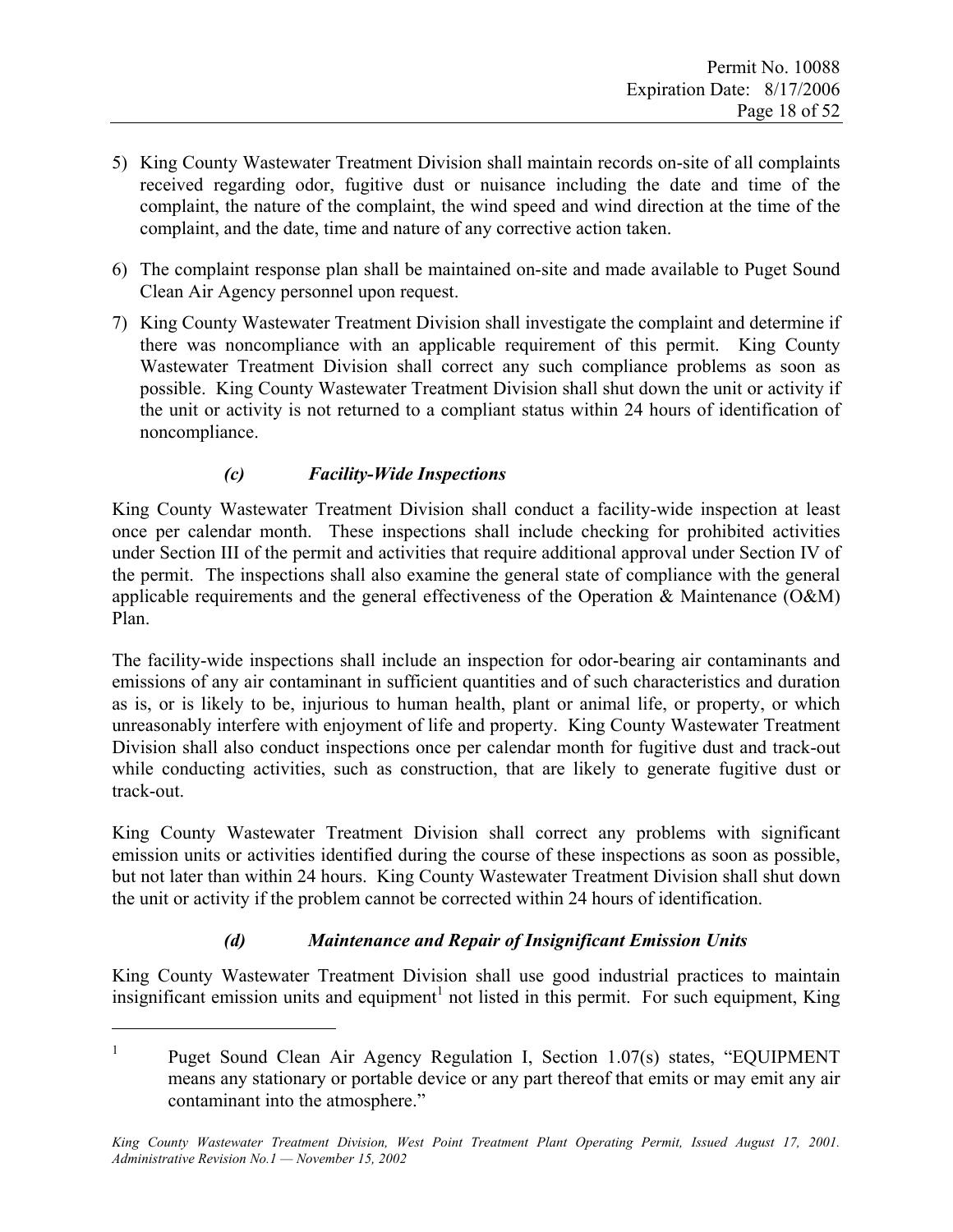5) King County Wastewater Treatment Division shall maintain records on-site of all complaints received regarding odor, fugitive dust or nuisance including the date and time of the complaint, the nature of the complaint, the wind speed and wind direction at the time of the complaint, and the date, time and nature of any corrective action taken.

6) The complaint response plan shall be maintained on-site and made available to Puget Sound Clean Air Agency personnel upon request.

7) King County Wastewater Treatment Division shall investigate the complaint and determine if there was noncompliance with an applicable requirement of this permit. King County Wastewater Treatment Division shall correct any such compliance problems as soon as possible. King County Wastewater Treatment Division shall shut down the unit or activity if the unit or activity is not returned to a compliant status within 24 hours of identification of noncompliance.

### *(c) Facility-Wide Inspections*

King County Wastewater Treatment Division shall conduct a facility-wide inspection at least once per calendar month. These inspections shall include checking for prohibited activities under Section III of the permit and activities that require additional approval under Section IV of the permit. The inspections shall also examine the general state of compliance with the general applicable requirements and the general effectiveness of the Operation & Maintenance (O&M) Plan.

The facility-wide inspections shall include an inspection for odor-bearing air contaminants and emissions of any air contaminant in sufficient quantities and of such characteristics and duration as is, or is likely to be, injurious to human health, plant or animal life, or property, or which unreasonably interfere with enjoyment of life and property. King County Wastewater Treatment Division shall also conduct inspections once per calendar month for fugitive dust and track-out while conducting activities, such as construction, that are likely to generate fugitive dust or track-out.

King County Wastewater Treatment Division shall correct any problems with significant emission units or activities identified during the course of these inspections as soon as possible, but not later than within 24 hours. King County Wastewater Treatment Division shall shut down the unit or activity if the problem cannot be corrected within 24 hours of identification.

### *(d) Maintenance and Repair of Insignificant Emission Units*

King County Wastewater Treatment Division shall use good industrial practices to maintain insignificant emission units and equipment[1] not listed in this permit. For such equipment, King

---

[1] Puget Sound Clean Air Agency Regulation I, Section 1.07(s) states, "EQUIPMENT means any stationary or portable device or any part thereof that emits or may emit any air contaminant into the atmosphere."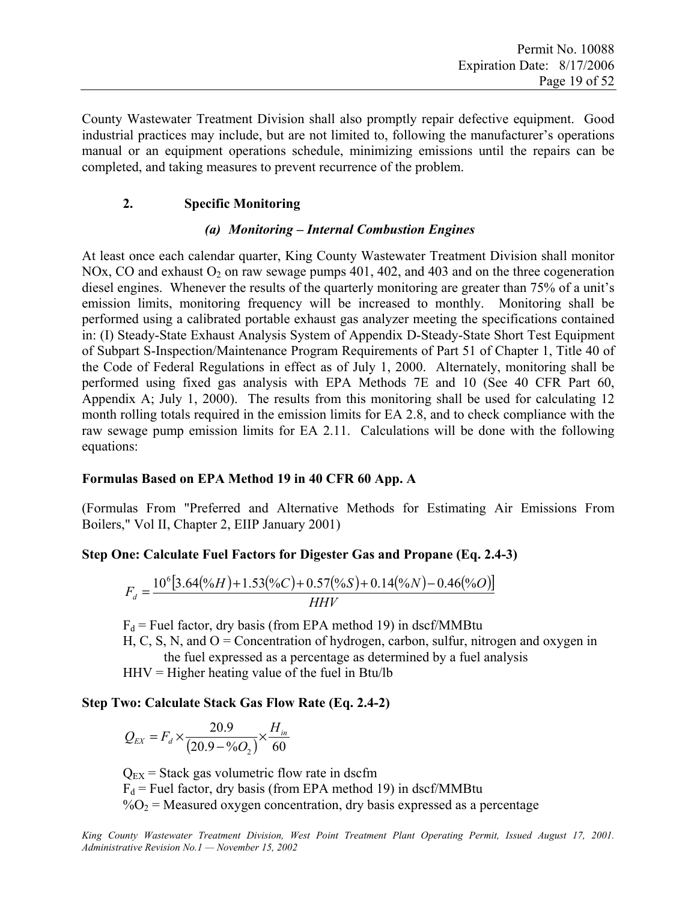County Wastewater Treatment Division shall also promptly repair defective equipment. Good industrial practices may include, but are not limited to, following the manufacturer's operations manual or an equipment operations schedule, minimizing emissions until the repairs can be completed, and taking measures to prevent recurrence of the problem.

### 2. Specific Monitoring

#### *(a) Monitoring – Internal Combustion Engines*

At least once each calendar quarter, King County Wastewater Treatment Division shall monitor NOx, CO and exhaust $O_2$ on raw sewage pumps 401, 402, and 403 and on the three cogeneration diesel engines. Whenever the results of the quarterly monitoring are greater than 75% of a unit's emission limits, monitoring frequency will be increased to monthly. Monitoring shall be performed using a calibrated portable exhaust gas analyzer meeting the specifications contained in: (I) Steady-State Exhaust Analysis System of Appendix D-Steady-State Short Test Equipment of Subpart S-Inspection/Maintenance Program Requirements of Part 51 of Chapter 1, Title 40 of the Code of Federal Regulations in effect as of July 1, 2000. Alternately, monitoring shall be performed using fixed gas analysis with EPA Methods 7E and 10 (See 40 CFR Part 60, Appendix A; July 1, 2000). The results from this monitoring shall be used for calculating 12 month rolling totals required in the emission limits for EA 2.8, and to check compliance with the raw sewage pump emission limits for EA 2.11. Calculations will be done with the following equations:

**Formulas Based on EPA Method 19 in 40 CFR 60 App. A**

(Formulas From "Preferred and Alternative Methods for Estimating Air Emissions From Boilers," Vol II, Chapter 2, EIIP January 2001)

**Step One: Calculate Fuel Factors for Digester Gas and Propane (Eq. 2.4-3)**

$$F_d = \frac{10^6\left[3.64(\%H) + 1.53(\%C) + 0.57(\%S) + 0.14(\%N) - 0.46(\%O)\right]}{HHV}$$

$F_d$ = Fuel factor, dry basis (from EPA method 19) in dscf/MMBtu
H, C, S, N, and O = Concentration of hydrogen, carbon, sulfur, nitrogen and oxygen in the fuel expressed as a percentage as determined by a fuel analysis
HHV = Higher heating value of the fuel in Btu/lb

**Step Two: Calculate Stack Gas Flow Rate (Eq. 2.4-2)**

$$Q_{EX} = F_d \times \frac{20.9}{(20.9 - \%O_2)} \times \frac{H_{in}}{60}$$

$Q_{EX}$ = Stack gas volumetric flow rate in dscfm
$F_d$ = Fuel factor, dry basis (from EPA method 19) in dscf/MMBtu
$\%O_2$ = Measured oxygen concentration, dry basis expressed as a percentage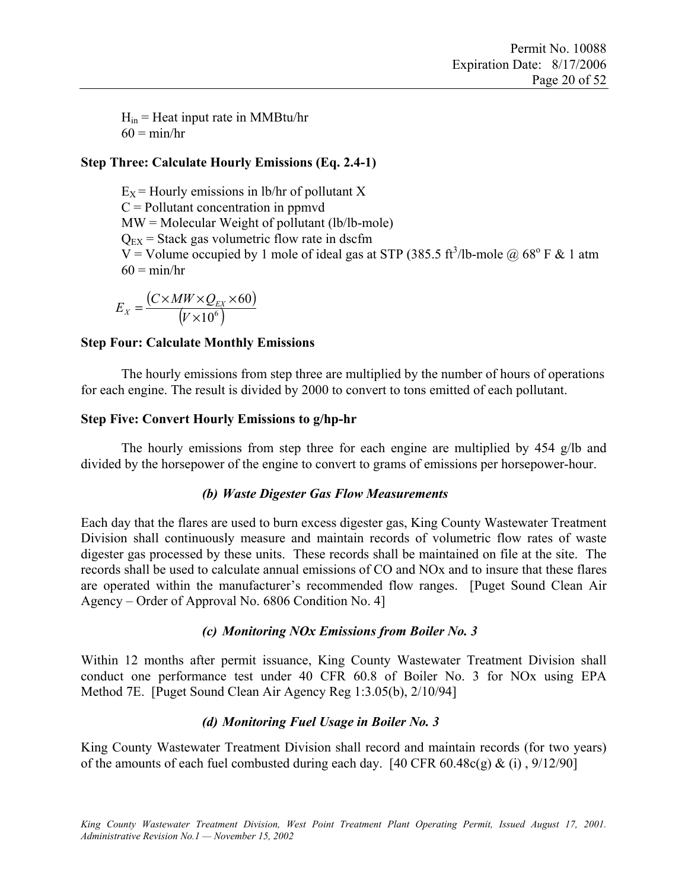$H_{in}$ = Heat input rate in MMBtu/hr
60 = min/hr

**Step Three: Calculate Hourly Emissions (Eq. 2.4-1)**

$E_X$ = Hourly emissions in lb/hr of pollutant X
C = Pollutant concentration in ppmvd
MW = Molecular Weight of pollutant (lb/lb-mole)
$Q_{EX}$ = Stack gas volumetric flow rate in dscfm
V = Volume occupied by 1 mole of ideal gas at STP (385.5 $ft^3$/lb-mole @ 68$^o$ F & 1 atm
60 = min/hr

$$E_X = \frac{(C \times MW \times Q_{EX} \times 60)}{(V \times 10^6)}$$

**Step Four: Calculate Monthly Emissions**

The hourly emissions from step three are multiplied by the number of hours of operations for each engine. The result is divided by 2000 to convert to tons emitted of each pollutant.

**Step Five: Convert Hourly Emissions to g/hp-hr**

The hourly emissions from step three for each engine are multiplied by 454 g/lb and divided by the horsepower of the engine to convert to grams of emissions per horsepower-hour.

***(b) Waste Digester Gas Flow Measurements***

Each day that the flares are used to burn excess digester gas, King County Wastewater Treatment Division shall continuously measure and maintain records of volumetric flow rates of waste digester gas processed by these units. These records shall be maintained on file at the site. The records shall be used to calculate annual emissions of CO and NOx and to insure that these flares are operated within the manufacturer's recommended flow ranges. [Puget Sound Clean Air Agency – Order of Approval No. 6806 Condition No. 4]

***(c) Monitoring NOx Emissions from Boiler No. 3***

Within 12 months after permit issuance, King County Wastewater Treatment Division shall conduct one performance test under 40 CFR 60.8 of Boiler No. 3 for NOx using EPA Method 7E. [Puget Sound Clean Air Agency Reg 1:3.05(b), 2/10/94]

***(d) Monitoring Fuel Usage in Boiler No. 3***

King County Wastewater Treatment Division shall record and maintain records (for two years) of the amounts of each fuel combusted during each day. [40 CFR 60.48c(g) & (i) , 9/12/90]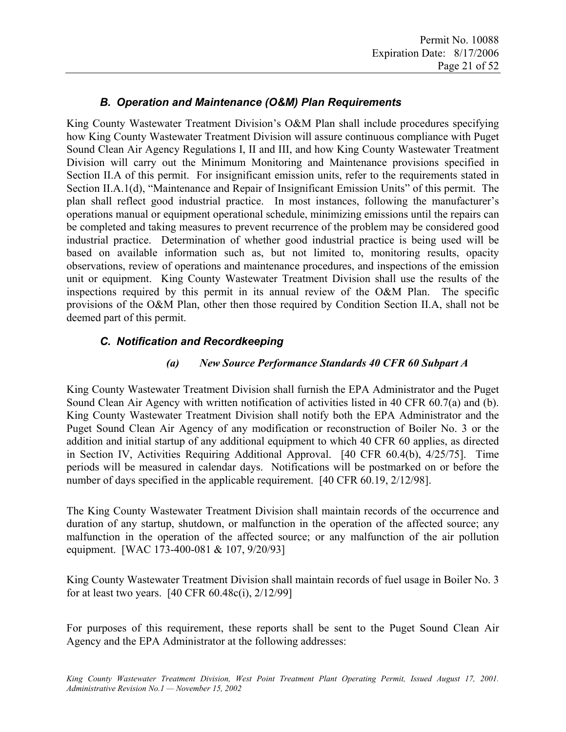### *B. Operation and Maintenance (O&M) Plan Requirements*

King County Wastewater Treatment Division's O&M Plan shall include procedures specifying how King County Wastewater Treatment Division will assure continuous compliance with Puget Sound Clean Air Agency Regulations I, II and III, and how King County Wastewater Treatment Division will carry out the Minimum Monitoring and Maintenance provisions specified in Section II.A of this permit. For insignificant emission units, refer to the requirements stated in Section II.A.1(d), "Maintenance and Repair of Insignificant Emission Units" of this permit. The plan shall reflect good industrial practice. In most instances, following the manufacturer's operations manual or equipment operational schedule, minimizing emissions until the repairs can be completed and taking measures to prevent recurrence of the problem may be considered good industrial practice. Determination of whether good industrial practice is being used will be based on available information such as, but not limited to, monitoring results, opacity observations, review of operations and maintenance procedures, and inspections of the emission unit or equipment. King County Wastewater Treatment Division shall use the results of the inspections required by this permit in its annual review of the O&M Plan. The specific provisions of the O&M Plan, other then those required by Condition Section II.A, shall not be deemed part of this permit.

### *C. Notification and Recordkeeping*

#### *(a) New Source Performance Standards 40 CFR 60 Subpart A*

King County Wastewater Treatment Division shall furnish the EPA Administrator and the Puget Sound Clean Air Agency with written notification of activities listed in 40 CFR 60.7(a) and (b). King County Wastewater Treatment Division shall notify both the EPA Administrator and the Puget Sound Clean Air Agency of any modification or reconstruction of Boiler No. 3 or the addition and initial startup of any additional equipment to which 40 CFR 60 applies, as directed in Section IV, Activities Requiring Additional Approval. [40 CFR 60.4(b), 4/25/75]. Time periods will be measured in calendar days. Notifications will be postmarked on or before the number of days specified in the applicable requirement. [40 CFR 60.19, 2/12/98].

The King County Wastewater Treatment Division shall maintain records of the occurrence and duration of any startup, shutdown, or malfunction in the operation of the affected source; any malfunction in the operation of the affected source; or any malfunction of the air pollution equipment. [WAC 173-400-081 & 107, 9/20/93]

King County Wastewater Treatment Division shall maintain records of fuel usage in Boiler No. 3 for at least two years. [40 CFR 60.48c(i), 2/12/99]

For purposes of this requirement, these reports shall be sent to the Puget Sound Clean Air Agency and the EPA Administrator at the following addresses: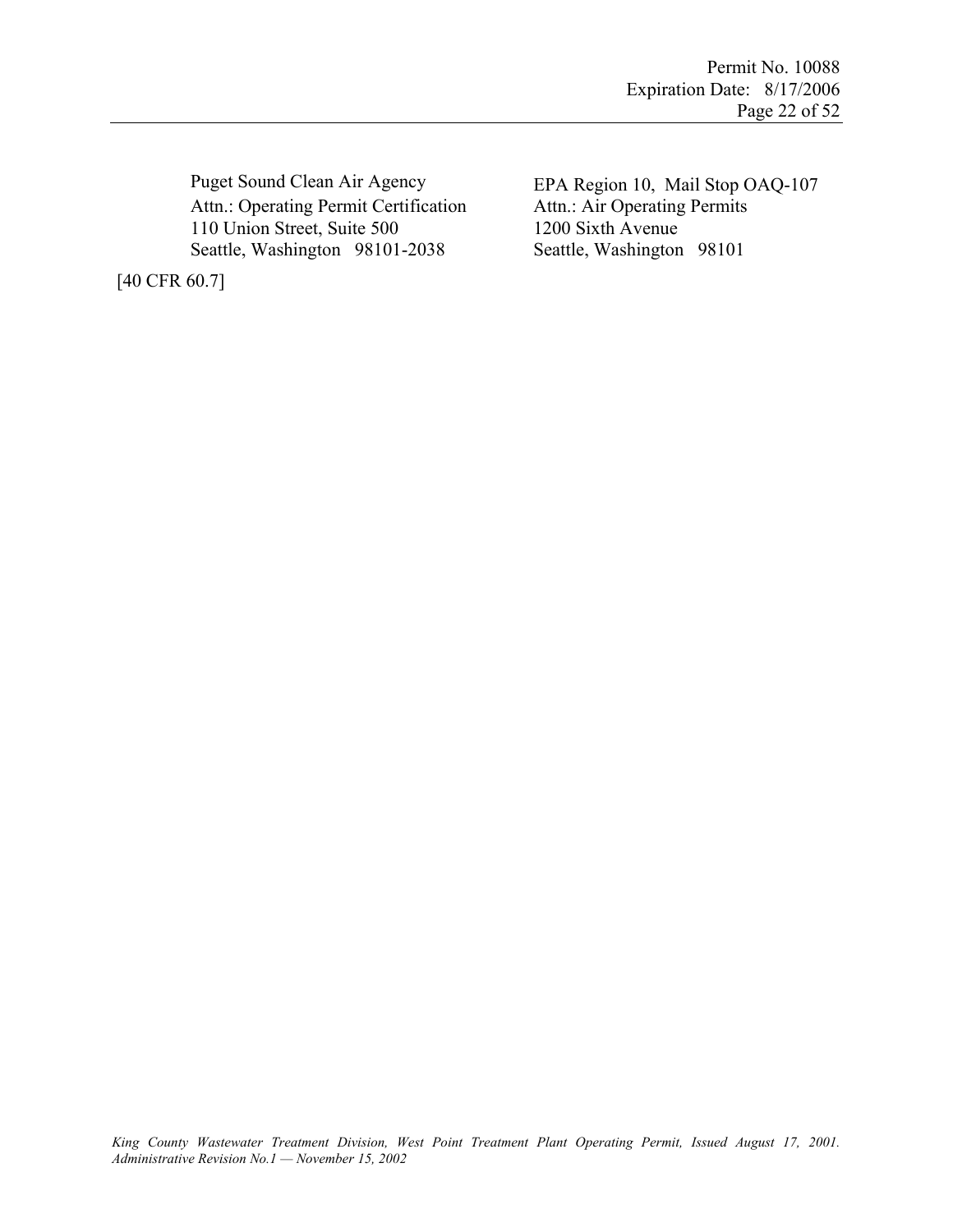Puget Sound Clean Air Agency
Attn.: Operating Permit Certification
110 Union Street, Suite 500
Seattle, Washington 98101-2038

EPA Region 10, Mail Stop OAQ-107
Attn.: Air Operating Permits
1200 Sixth Avenue
Seattle, Washington 98101

[40 CFR 60.7]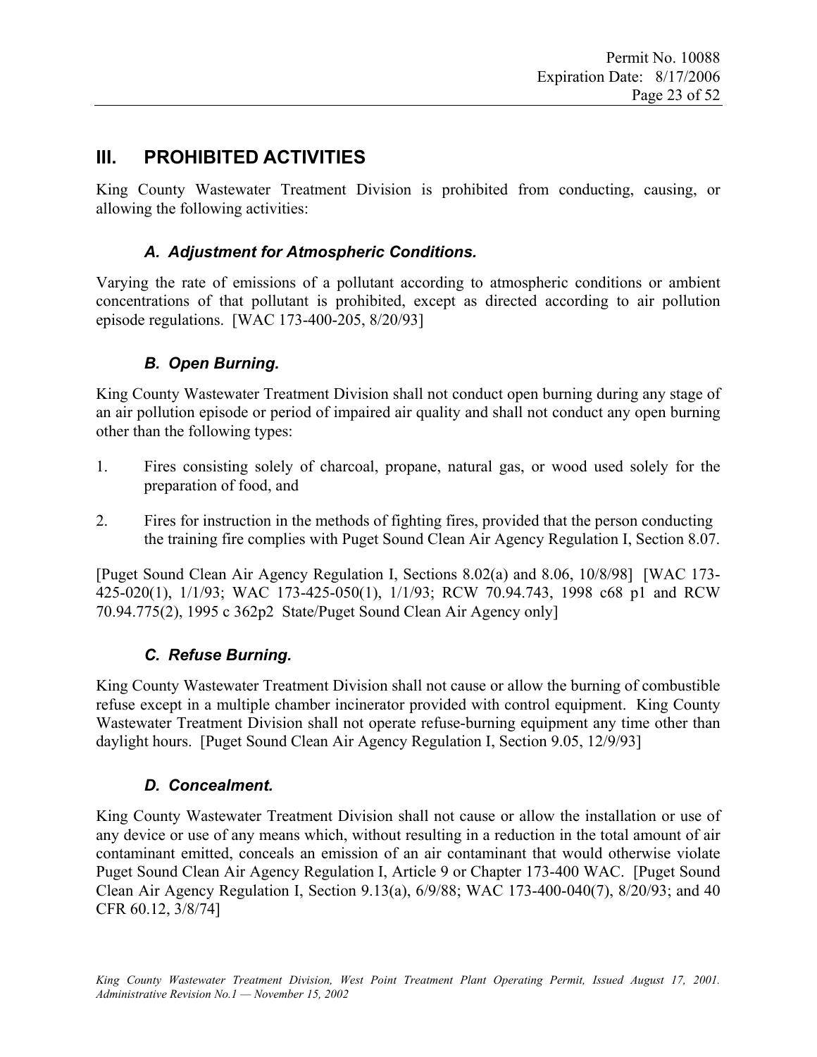## III. PROHIBITED ACTIVITIES

King County Wastewater Treatment Division is prohibited from conducting, causing, or allowing the following activities:

### *A. Adjustment for Atmospheric Conditions.*

Varying the rate of emissions of a pollutant according to atmospheric conditions or ambient concentrations of that pollutant is prohibited, except as directed according to air pollution episode regulations. [WAC 173-400-205, 8/20/93]

### *B. Open Burning.*

King County Wastewater Treatment Division shall not conduct open burning during any stage of an air pollution episode or period of impaired air quality and shall not conduct any open burning other than the following types:

1. Fires consisting solely of charcoal, propane, natural gas, or wood used solely for the preparation of food, and
2. Fires for instruction in the methods of fighting fires, provided that the person conducting the training fire complies with Puget Sound Clean Air Agency Regulation I, Section 8.07.

[Puget Sound Clean Air Agency Regulation I, Sections 8.02(a) and 8.06, 10/8/98] [WAC 173-425-020(1), 1/1/93; WAC 173-425-050(1), 1/1/93; RCW 70.94.743, 1998 c68 p1 and RCW 70.94.775(2), 1995 c 362p2 State/Puget Sound Clean Air Agency only]

### *C. Refuse Burning.*

King County Wastewater Treatment Division shall not cause or allow the burning of combustible refuse except in a multiple chamber incinerator provided with control equipment. King County Wastewater Treatment Division shall not operate refuse-burning equipment any time other than daylight hours. [Puget Sound Clean Air Agency Regulation I, Section 9.05, 12/9/93]

### *D. Concealment.*

King County Wastewater Treatment Division shall not cause or allow the installation or use of any device or use of any means which, without resulting in a reduction in the total amount of air contaminant emitted, conceals an emission of an air contaminant that would otherwise violate Puget Sound Clean Air Agency Regulation I, Article 9 or Chapter 173-400 WAC. [Puget Sound Clean Air Agency Regulation I, Section 9.13(a), 6/9/88; WAC 173-400-040(7), 8/20/93; and 40 CFR 60.12, 3/8/74]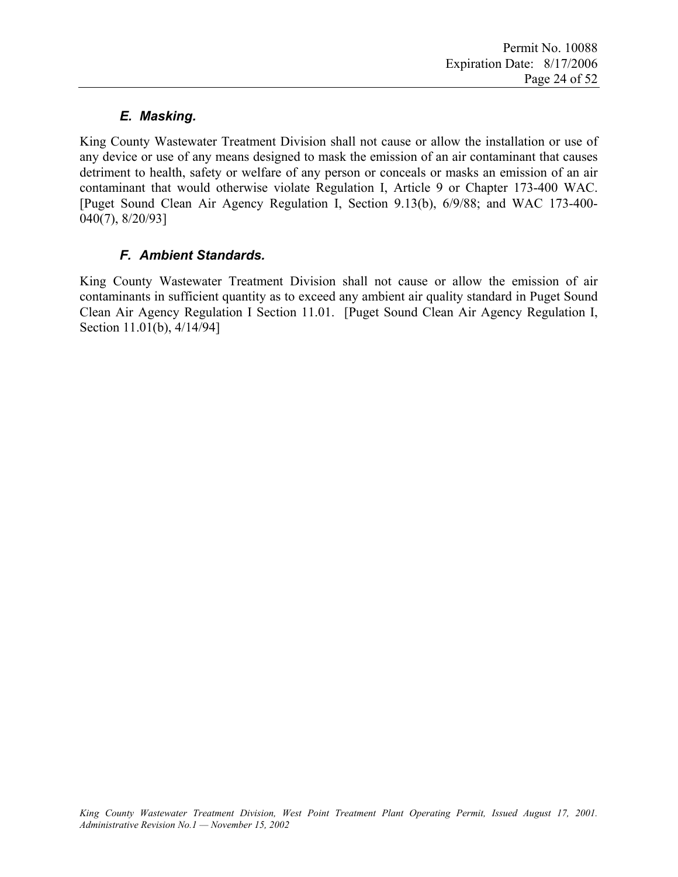### *E. Masking.*

King County Wastewater Treatment Division shall not cause or allow the installation or use of any device or use of any means designed to mask the emission of an air contaminant that causes detriment to health, safety or welfare of any person or conceals or masks an emission of an air contaminant that would otherwise violate Regulation I, Article 9 or Chapter 173-400 WAC. [Puget Sound Clean Air Agency Regulation I, Section 9.13(b), 6/9/88; and WAC 173-400-040(7), 8/20/93]

### *F. Ambient Standards.*

King County Wastewater Treatment Division shall not cause or allow the emission of air contaminants in sufficient quantity as to exceed any ambient air quality standard in Puget Sound Clean Air Agency Regulation I Section 11.01. [Puget Sound Clean Air Agency Regulation I, Section 11.01(b), 4/14/94]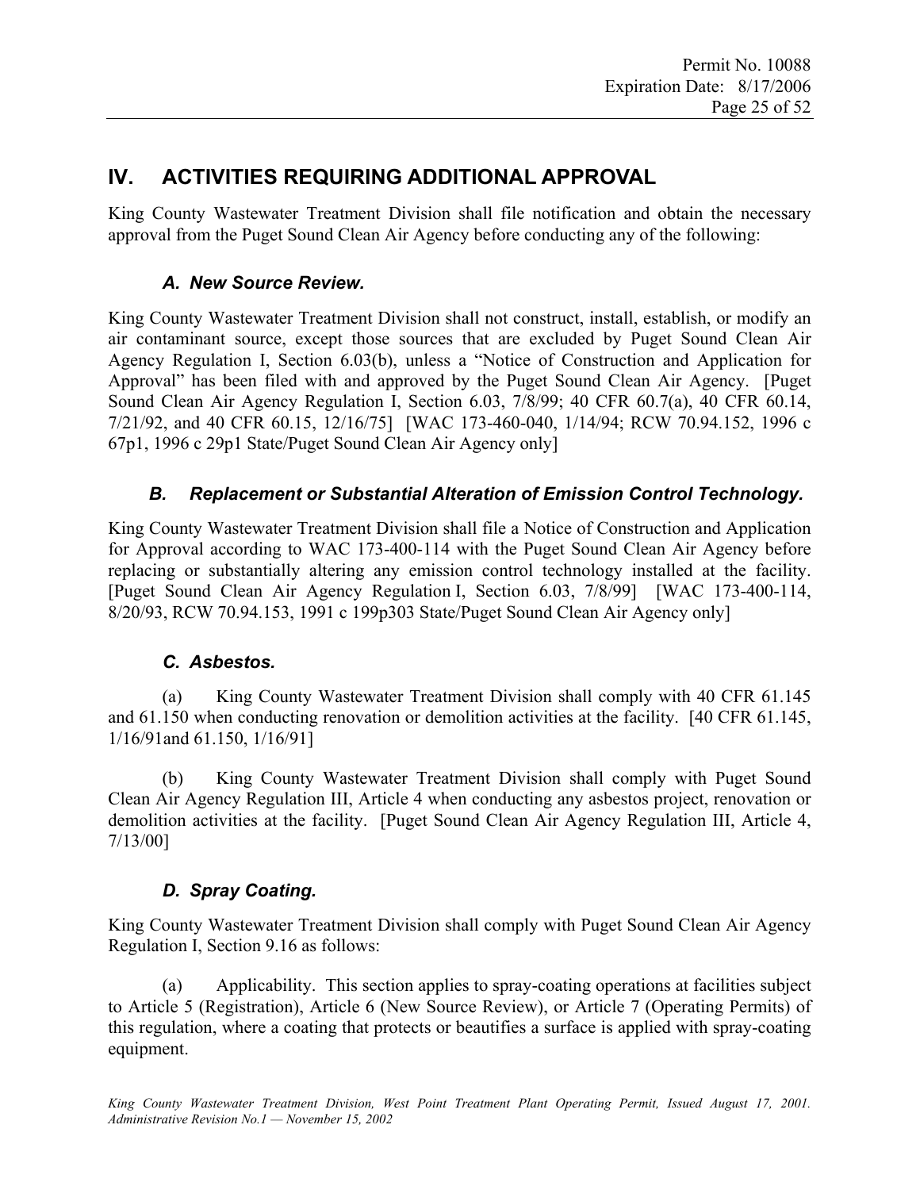# IV. ACTIVITIES REQUIRING ADDITIONAL APPROVAL

King County Wastewater Treatment Division shall file notification and obtain the necessary approval from the Puget Sound Clean Air Agency before conducting any of the following:

### *A. New Source Review.*

King County Wastewater Treatment Division shall not construct, install, establish, or modify an air contaminant source, except those sources that are excluded by Puget Sound Clean Air Agency Regulation I, Section 6.03(b), unless a "Notice of Construction and Application for Approval" has been filed with and approved by the Puget Sound Clean Air Agency. [Puget Sound Clean Air Agency Regulation I, Section 6.03, 7/8/99; 40 CFR 60.7(a), 40 CFR 60.14, 7/21/92, and 40 CFR 60.15, 12/16/75] [WAC 173-460-040, 1/14/94; RCW 70.94.152, 1996 c 67p1, 1996 c 29p1 State/Puget Sound Clean Air Agency only]

### *B. Replacement or Substantial Alteration of Emission Control Technology.*

King County Wastewater Treatment Division shall file a Notice of Construction and Application for Approval according to WAC 173-400-114 with the Puget Sound Clean Air Agency before replacing or substantially altering any emission control technology installed at the facility. [Puget Sound Clean Air Agency Regulation I, Section 6.03, 7/8/99] [WAC 173-400-114, 8/20/93, RCW 70.94.153, 1991 c 199p303 State/Puget Sound Clean Air Agency only]

### *C. Asbestos.*

(a) King County Wastewater Treatment Division shall comply with 40 CFR 61.145 and 61.150 when conducting renovation or demolition activities at the facility. [40 CFR 61.145, 1/16/91and 61.150, 1/16/91]

(b) King County Wastewater Treatment Division shall comply with Puget Sound Clean Air Agency Regulation III, Article 4 when conducting any asbestos project, renovation or demolition activities at the facility. [Puget Sound Clean Air Agency Regulation III, Article 4, 7/13/00]

### *D. Spray Coating.*

King County Wastewater Treatment Division shall comply with Puget Sound Clean Air Agency Regulation I, Section 9.16 as follows:

(a) Applicability. This section applies to spray-coating operations at facilities subject to Article 5 (Registration), Article 6 (New Source Review), or Article 7 (Operating Permits) of this regulation, where a coating that protects or beautifies a surface is applied with spray-coating equipment.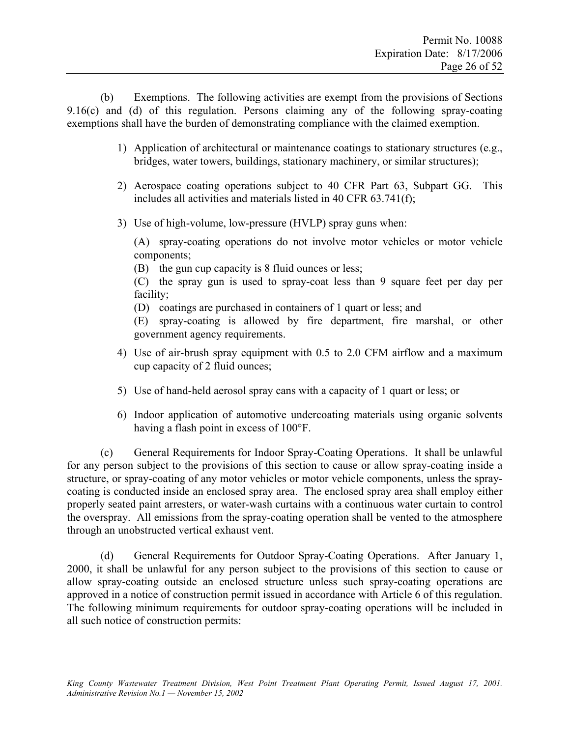(b) Exemptions. The following activities are exempt from the provisions of Sections 9.16(c) and (d) of this regulation. Persons claiming any of the following spray-coating exemptions shall have the burden of demonstrating compliance with the claimed exemption.

1) Application of architectural or maintenance coatings to stationary structures (e.g., bridges, water towers, buildings, stationary machinery, or similar structures);

2) Aerospace coating operations subject to 40 CFR Part 63, Subpart GG. This includes all activities and materials listed in 40 CFR 63.741(f);

3) Use of high-volume, low-pressure (HVLP) spray guns when:

   (A) spray-coating operations do not involve motor vehicles or motor vehicle components;

   (B) the gun cup capacity is 8 fluid ounces or less;

   (C) the spray gun is used to spray-coat less than 9 square feet per day per facility;

   (D) coatings are purchased in containers of 1 quart or less; and

   (E) spray-coating is allowed by fire department, fire marshal, or other government agency requirements.

4) Use of air-brush spray equipment with 0.5 to 2.0 CFM airflow and a maximum cup capacity of 2 fluid ounces;

5) Use of hand-held aerosol spray cans with a capacity of 1 quart or less; or

6) Indoor application of automotive undercoating materials using organic solvents having a flash point in excess of 100°F.

(c) General Requirements for Indoor Spray-Coating Operations. It shall be unlawful for any person subject to the provisions of this section to cause or allow spray-coating inside a structure, or spray-coating of any motor vehicles or motor vehicle components, unless the spray-coating is conducted inside an enclosed spray area. The enclosed spray area shall employ either properly seated paint arresters, or water-wash curtains with a continuous water curtain to control the overspray. All emissions from the spray-coating operation shall be vented to the atmosphere through an unobstructed vertical exhaust vent.

(d) General Requirements for Outdoor Spray-Coating Operations. After January 1, 2000, it shall be unlawful for any person subject to the provisions of this section to cause or allow spray-coating outside an enclosed structure unless such spray-coating operations are approved in a notice of construction permit issued in accordance with Article 6 of this regulation. The following minimum requirements for outdoor spray-coating operations will be included in all such notice of construction permits: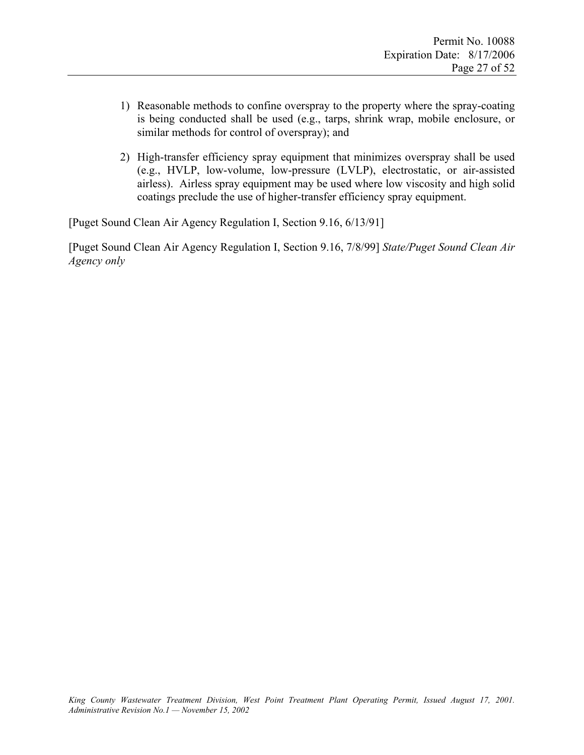1) Reasonable methods to confine overspray to the property where the spray-coating is being conducted shall be used (e.g., tarps, shrink wrap, mobile enclosure, or similar methods for control of overspray); and

2) High-transfer efficiency spray equipment that minimizes overspray shall be used (e.g., HVLP, low-volume, low-pressure (LVLP), electrostatic, or air-assisted airless). Airless spray equipment may be used where low viscosity and high solid coatings preclude the use of higher-transfer efficiency spray equipment.

[Puget Sound Clean Air Agency Regulation I, Section 9.16, 6/13/91]

[Puget Sound Clean Air Agency Regulation I, Section 9.16, 7/8/99] *State/Puget Sound Clean Air Agency only*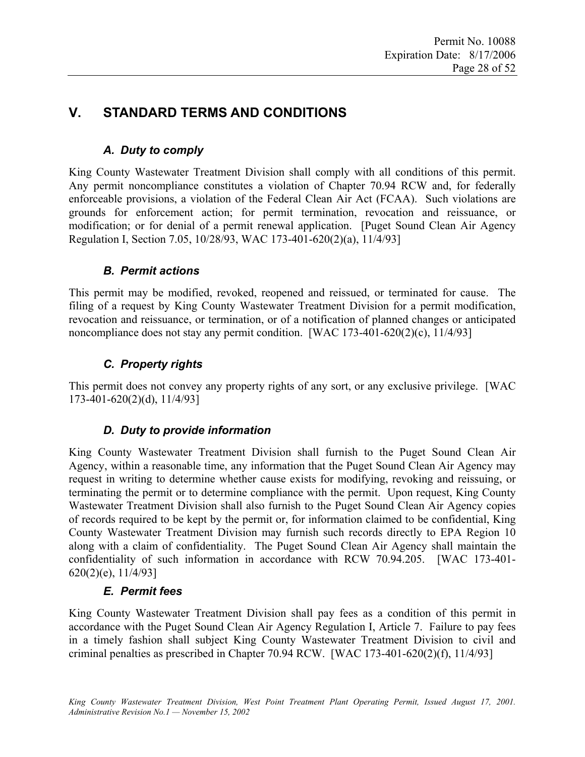# V. STANDARD TERMS AND CONDITIONS

### *A. Duty to comply*

King County Wastewater Treatment Division shall comply with all conditions of this permit. Any permit noncompliance constitutes a violation of Chapter 70.94 RCW and, for federally enforceable provisions, a violation of the Federal Clean Air Act (FCAA). Such violations are grounds for enforcement action; for permit termination, revocation and reissuance, or modification; or for denial of a permit renewal application. [Puget Sound Clean Air Agency Regulation I, Section 7.05, 10/28/93, WAC 173-401-620(2)(a), 11/4/93]

### *B. Permit actions*

This permit may be modified, revoked, reopened and reissued, or terminated for cause. The filing of a request by King County Wastewater Treatment Division for a permit modification, revocation and reissuance, or termination, or of a notification of planned changes or anticipated noncompliance does not stay any permit condition. [WAC 173-401-620(2)(c), 11/4/93]

### *C. Property rights*

This permit does not convey any property rights of any sort, or any exclusive privilege. [WAC 173-401-620(2)(d), 11/4/93]

### *D. Duty to provide information*

King County Wastewater Treatment Division shall furnish to the Puget Sound Clean Air Agency, within a reasonable time, any information that the Puget Sound Clean Air Agency may request in writing to determine whether cause exists for modifying, revoking and reissuing, or terminating the permit or to determine compliance with the permit. Upon request, King County Wastewater Treatment Division shall also furnish to the Puget Sound Clean Air Agency copies of records required to be kept by the permit or, for information claimed to be confidential, King County Wastewater Treatment Division may furnish such records directly to EPA Region 10 along with a claim of confidentiality. The Puget Sound Clean Air Agency shall maintain the confidentiality of such information in accordance with RCW 70.94.205. [WAC 173-401-620(2)(e), 11/4/93]

### *E. Permit fees*

King County Wastewater Treatment Division shall pay fees as a condition of this permit in accordance with the Puget Sound Clean Air Agency Regulation I, Article 7. Failure to pay fees in a timely fashion shall subject King County Wastewater Treatment Division to civil and criminal penalties as prescribed in Chapter 70.94 RCW. [WAC 173-401-620(2)(f), 11/4/93]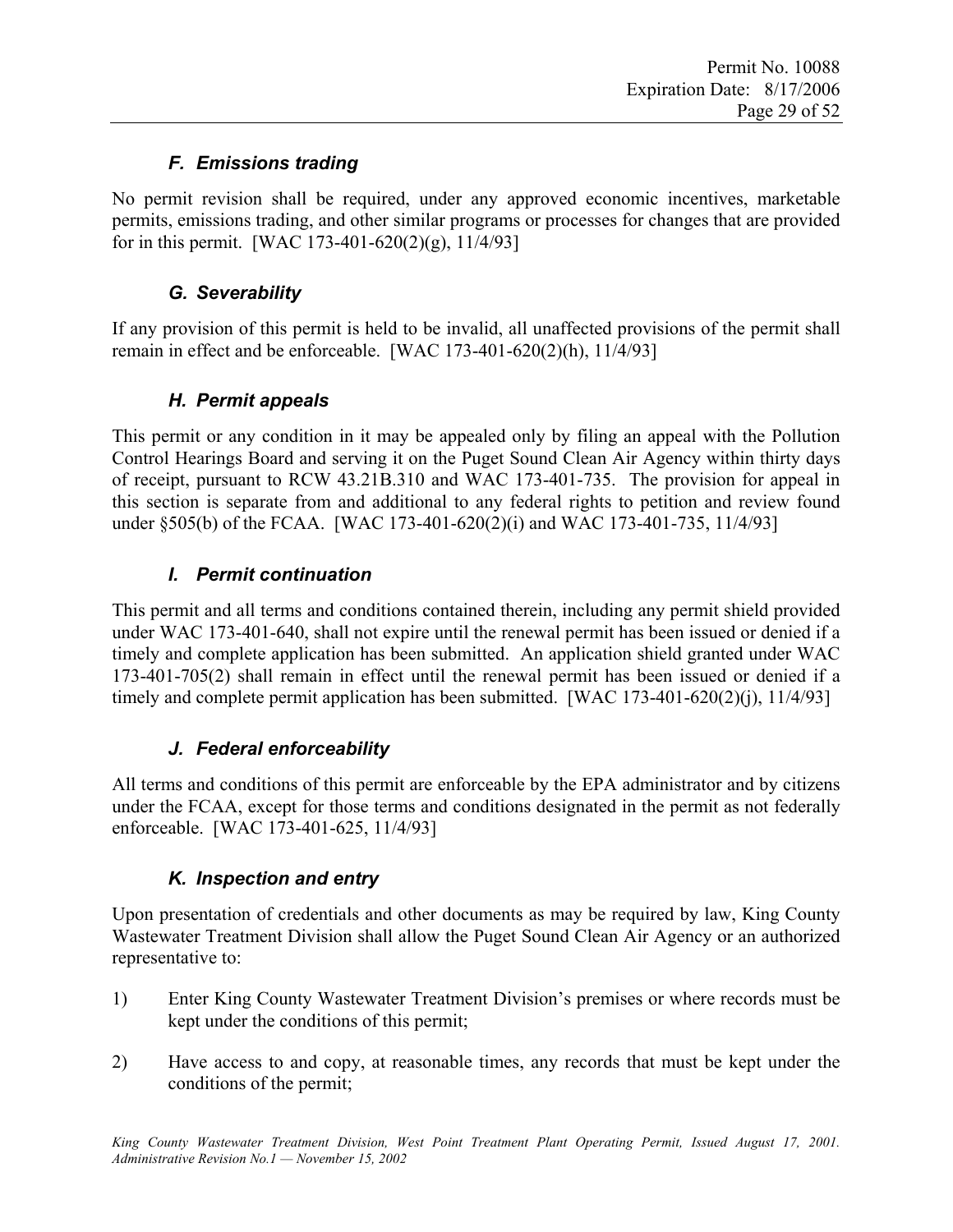### *F. Emissions trading*

No permit revision shall be required, under any approved economic incentives, marketable permits, emissions trading, and other similar programs or processes for changes that are provided for in this permit. [WAC 173-401-620(2)(g), 11/4/93]

### *G. Severability*

If any provision of this permit is held to be invalid, all unaffected provisions of the permit shall remain in effect and be enforceable. [WAC 173-401-620(2)(h), 11/4/93]

### *H. Permit appeals*

This permit or any condition in it may be appealed only by filing an appeal with the Pollution Control Hearings Board and serving it on the Puget Sound Clean Air Agency within thirty days of receipt, pursuant to RCW 43.21B.310 and WAC 173-401-735. The provision for appeal in this section is separate from and additional to any federal rights to petition and review found under §505(b) of the FCAA. [WAC 173-401-620(2)(i) and WAC 173-401-735, 11/4/93]

### *I. Permit continuation*

This permit and all terms and conditions contained therein, including any permit shield provided under WAC 173-401-640, shall not expire until the renewal permit has been issued or denied if a timely and complete application has been submitted. An application shield granted under WAC 173-401-705(2) shall remain in effect until the renewal permit has been issued or denied if a timely and complete permit application has been submitted. [WAC 173-401-620(2)(j), 11/4/93]

### *J. Federal enforceability*

All terms and conditions of this permit are enforceable by the EPA administrator and by citizens under the FCAA, except for those terms and conditions designated in the permit as not federally enforceable. [WAC 173-401-625, 11/4/93]

### *K. Inspection and entry*

Upon presentation of credentials and other documents as may be required by law, King County Wastewater Treatment Division shall allow the Puget Sound Clean Air Agency or an authorized representative to:

1) Enter King County Wastewater Treatment Division's premises or where records must be kept under the conditions of this permit;

2) Have access to and copy, at reasonable times, any records that must be kept under the conditions of the permit;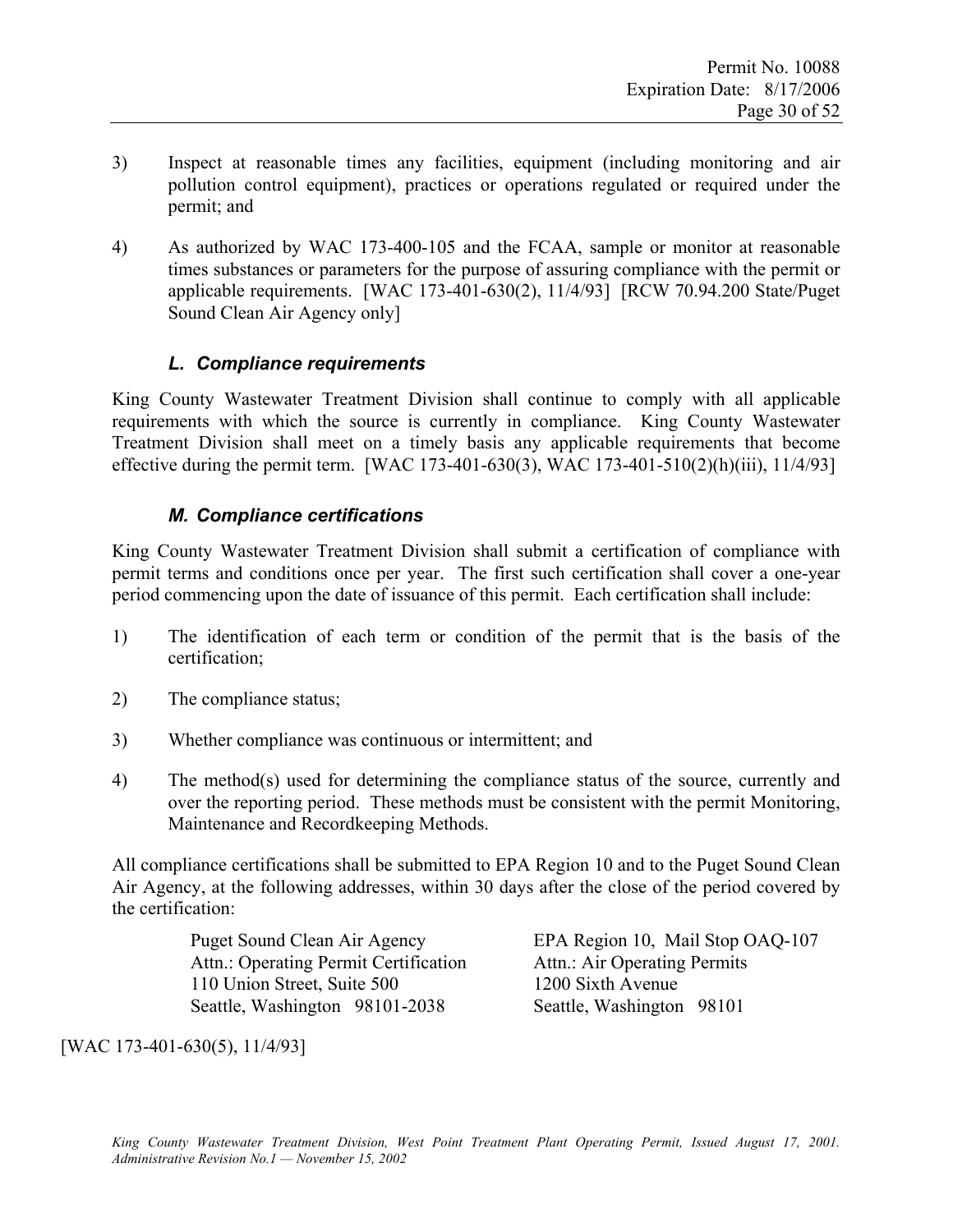3) Inspect at reasonable times any facilities, equipment (including monitoring and air pollution control equipment), practices or operations regulated or required under the permit; and

4) As authorized by WAC 173-400-105 and the FCAA, sample or monitor at reasonable times substances or parameters for the purpose of assuring compliance with the permit or applicable requirements. [WAC 173-401-630(2), 11/4/93] [RCW 70.94.200 State/Puget Sound Clean Air Agency only]

### *L. Compliance requirements*

King County Wastewater Treatment Division shall continue to comply with all applicable requirements with which the source is currently in compliance. King County Wastewater Treatment Division shall meet on a timely basis any applicable requirements that become effective during the permit term. [WAC 173-401-630(3), WAC 173-401-510(2)(h)(iii), 11/4/93]

### *M. Compliance certifications*

King County Wastewater Treatment Division shall submit a certification of compliance with permit terms and conditions once per year. The first such certification shall cover a one-year period commencing upon the date of issuance of this permit. Each certification shall include:

1) The identification of each term or condition of the permit that is the basis of the certification;

2) The compliance status;

3) Whether compliance was continuous or intermittent; and

4) The method(s) used for determining the compliance status of the source, currently and over the reporting period. These methods must be consistent with the permit Monitoring, Maintenance and Recordkeeping Methods.

All compliance certifications shall be submitted to EPA Region 10 and to the Puget Sound Clean Air Agency, at the following addresses, within 30 days after the close of the period covered by the certification:

Puget Sound Clean Air Agency
Attn.: Operating Permit Certification
110 Union Street, Suite 500
Seattle, Washington 98101-2038

EPA Region 10, Mail Stop OAQ-107
Attn.: Air Operating Permits
1200 Sixth Avenue
Seattle, Washington 98101

[WAC 173-401-630(5), 11/4/93]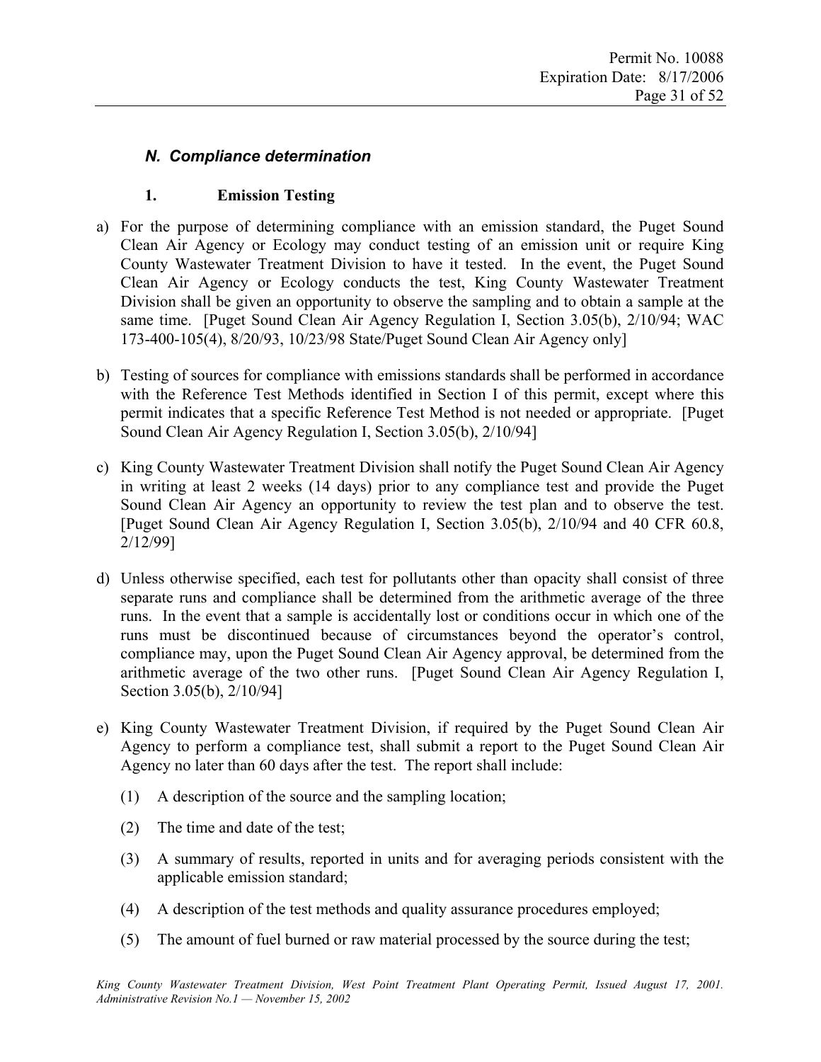### *N. Compliance determination*

#### 1. Emission Testing

a) For the purpose of determining compliance with an emission standard, the Puget Sound Clean Air Agency or Ecology may conduct testing of an emission unit or require King County Wastewater Treatment Division to have it tested. In the event, the Puget Sound Clean Air Agency or Ecology conducts the test, King County Wastewater Treatment Division shall be given an opportunity to observe the sampling and to obtain a sample at the same time. [Puget Sound Clean Air Agency Regulation I, Section 3.05(b), 2/10/94; WAC 173-400-105(4), 8/20/93, 10/23/98 State/Puget Sound Clean Air Agency only]

b) Testing of sources for compliance with emissions standards shall be performed in accordance with the Reference Test Methods identified in Section I of this permit, except where this permit indicates that a specific Reference Test Method is not needed or appropriate. [Puget Sound Clean Air Agency Regulation I, Section 3.05(b), 2/10/94]

c) King County Wastewater Treatment Division shall notify the Puget Sound Clean Air Agency in writing at least 2 weeks (14 days) prior to any compliance test and provide the Puget Sound Clean Air Agency an opportunity to review the test plan and to observe the test. [Puget Sound Clean Air Agency Regulation I, Section 3.05(b), 2/10/94 and 40 CFR 60.8, 2/12/99]

d) Unless otherwise specified, each test for pollutants other than opacity shall consist of three separate runs and compliance shall be determined from the arithmetic average of the three runs. In the event that a sample is accidentally lost or conditions occur in which one of the runs must be discontinued because of circumstances beyond the operator's control, compliance may, upon the Puget Sound Clean Air Agency approval, be determined from the arithmetic average of the two other runs. [Puget Sound Clean Air Agency Regulation I, Section 3.05(b), 2/10/94]

e) King County Wastewater Treatment Division, if required by the Puget Sound Clean Air Agency to perform a compliance test, shall submit a report to the Puget Sound Clean Air Agency no later than 60 days after the test. The report shall include:

   (1) A description of the source and the sampling location;

   (2) The time and date of the test;

   (3) A summary of results, reported in units and for averaging periods consistent with the applicable emission standard;

   (4) A description of the test methods and quality assurance procedures employed;

   (5) The amount of fuel burned or raw material processed by the source during the test;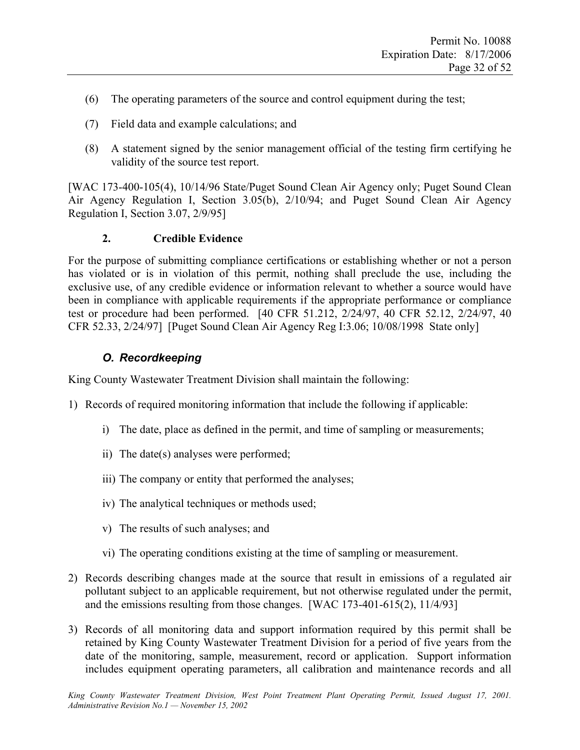(6) The operating parameters of the source and control equipment during the test;

(7) Field data and example calculations; and

(8) A statement signed by the senior management official of the testing firm certifying he validity of the source test report.

[WAC 173-400-105(4), 10/14/96 State/Puget Sound Clean Air Agency only; Puget Sound Clean Air Agency Regulation I, Section 3.05(b), 2/10/94; and Puget Sound Clean Air Agency Regulation I, Section 3.07, 2/9/95]

**2. Credible Evidence**

For the purpose of submitting compliance certifications or establishing whether or not a person has violated or is in violation of this permit, nothing shall preclude the use, including the exclusive use, of any credible evidence or information relevant to whether a source would have been in compliance with applicable requirements if the appropriate performance or compliance test or procedure had been performed. [40 CFR 51.212, 2/24/97, 40 CFR 52.12, 2/24/97, 40 CFR 52.33, 2/24/97] [Puget Sound Clean Air Agency Reg I:3.06; 10/08/1998 State only]

### *O. Recordkeeping*

King County Wastewater Treatment Division shall maintain the following:

1) Records of required monitoring information that include the following if applicable:

   i) The date, place as defined in the permit, and time of sampling or measurements;

   ii) The date(s) analyses were performed;

   iii) The company or entity that performed the analyses;

   iv) The analytical techniques or methods used;

   v) The results of such analyses; and

   vi) The operating conditions existing at the time of sampling or measurement.

2) Records describing changes made at the source that result in emissions of a regulated air pollutant subject to an applicable requirement, but not otherwise regulated under the permit, and the emissions resulting from those changes. [WAC 173-401-615(2), 11/4/93]

3) Records of all monitoring data and support information required by this permit shall be retained by King County Wastewater Treatment Division for a period of five years from the date of the monitoring, sample, measurement, record or application. Support information includes equipment operating parameters, all calibration and maintenance records and all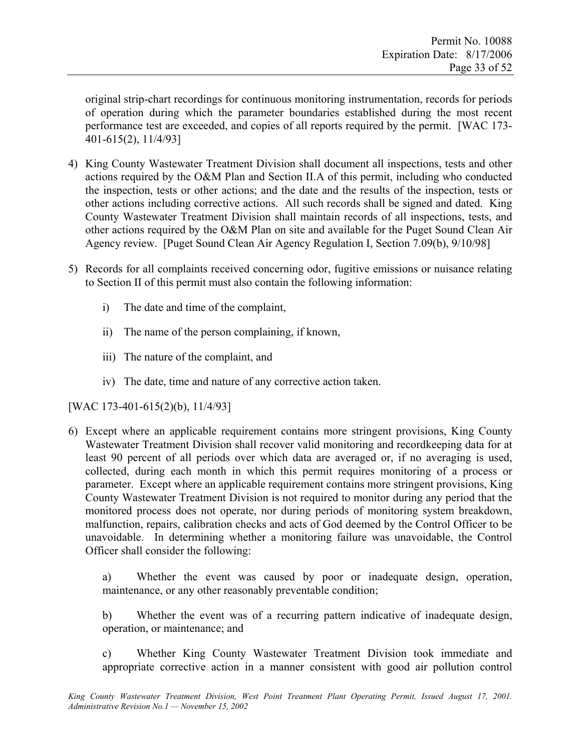original strip-chart recordings for continuous monitoring instrumentation, records for periods of operation during which the parameter boundaries established during the most recent performance test are exceeded, and copies of all reports required by the permit. [WAC 173-401-615(2), 11/4/93]

4) King County Wastewater Treatment Division shall document all inspections, tests and other actions required by the O&M Plan and Section II.A of this permit, including who conducted the inspection, tests or other actions; and the date and the results of the inspection, tests or other actions including corrective actions. All such records shall be signed and dated. King County Wastewater Treatment Division shall maintain records of all inspections, tests, and other actions required by the O&M Plan on site and available for the Puget Sound Clean Air Agency review. [Puget Sound Clean Air Agency Regulation I, Section 7.09(b), 9/10/98]

5) Records for all complaints received concerning odor, fugitive emissions or nuisance relating to Section II of this permit must also contain the following information:

   i) The date and time of the complaint,

   ii) The name of the person complaining, if known,

   iii) The nature of the complaint, and

   iv) The date, time and nature of any corrective action taken.

[WAC 173-401-615(2)(b), 11/4/93]

6) Except where an applicable requirement contains more stringent provisions, King County Wastewater Treatment Division shall recover valid monitoring and recordkeeping data for at least 90 percent of all periods over which data are averaged or, if no averaging is used, collected, during each month in which this permit requires monitoring of a process or parameter. Except where an applicable requirement contains more stringent provisions, King County Wastewater Treatment Division is not required to monitor during any period that the monitored process does not operate, nor during periods of monitoring system breakdown, malfunction, repairs, calibration checks and acts of God deemed by the Control Officer to be unavoidable. In determining whether a monitoring failure was unavoidable, the Control Officer shall consider the following:

   a) Whether the event was caused by poor or inadequate design, operation, maintenance, or any other reasonably preventable condition;

   b) Whether the event was of a recurring pattern indicative of inadequate design, operation, or maintenance; and

   c) Whether King County Wastewater Treatment Division took immediate and appropriate corrective action in a manner consistent with good air pollution control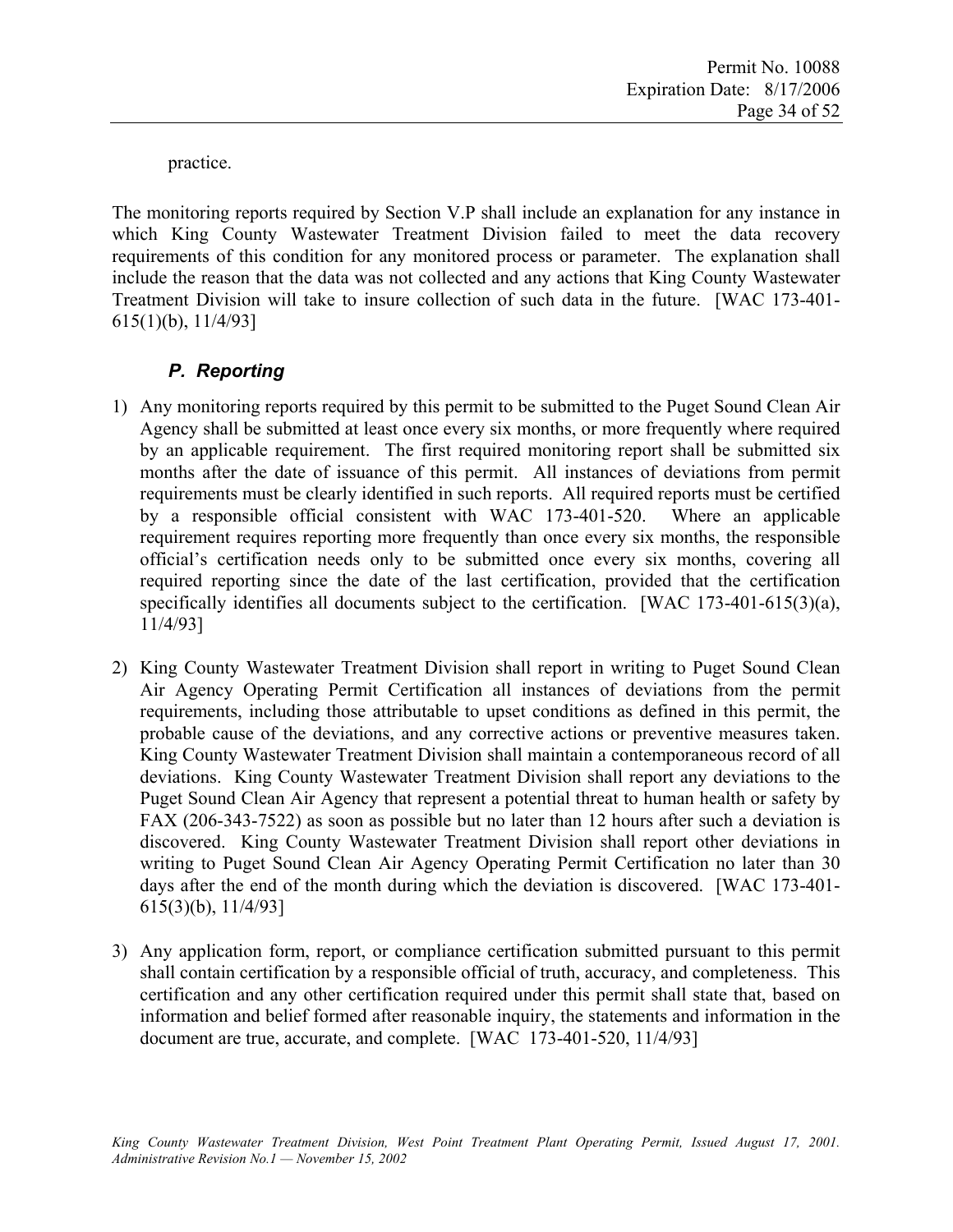practice.

The monitoring reports required by Section V.P shall include an explanation for any instance in which King County Wastewater Treatment Division failed to meet the data recovery requirements of this condition for any monitored process or parameter. The explanation shall include the reason that the data was not collected and any actions that King County Wastewater Treatment Division will take to insure collection of such data in the future. [WAC 173-401-615(1)(b), 11/4/93]

### *P. Reporting*

1) Any monitoring reports required by this permit to be submitted to the Puget Sound Clean Air Agency shall be submitted at least once every six months, or more frequently where required by an applicable requirement. The first required monitoring report shall be submitted six months after the date of issuance of this permit. All instances of deviations from permit requirements must be clearly identified in such reports. All required reports must be certified by a responsible official consistent with WAC 173-401-520. Where an applicable requirement requires reporting more frequently than once every six months, the responsible official's certification needs only to be submitted once every six months, covering all required reporting since the date of the last certification, provided that the certification specifically identifies all documents subject to the certification. [WAC 173-401-615(3)(a), 11/4/93]

2) King County Wastewater Treatment Division shall report in writing to Puget Sound Clean Air Agency Operating Permit Certification all instances of deviations from the permit requirements, including those attributable to upset conditions as defined in this permit, the probable cause of the deviations, and any corrective actions or preventive measures taken. King County Wastewater Treatment Division shall maintain a contemporaneous record of all deviations. King County Wastewater Treatment Division shall report any deviations to the Puget Sound Clean Air Agency that represent a potential threat to human health or safety by FAX (206-343-7522) as soon as possible but no later than 12 hours after such a deviation is discovered. King County Wastewater Treatment Division shall report other deviations in writing to Puget Sound Clean Air Agency Operating Permit Certification no later than 30 days after the end of the month during which the deviation is discovered. [WAC 173-401-615(3)(b), 11/4/93]

3) Any application form, report, or compliance certification submitted pursuant to this permit shall contain certification by a responsible official of truth, accuracy, and completeness. This certification and any other certification required under this permit shall state that, based on information and belief formed after reasonable inquiry, the statements and information in the document are true, accurate, and complete. [WAC 173-401-520, 11/4/93]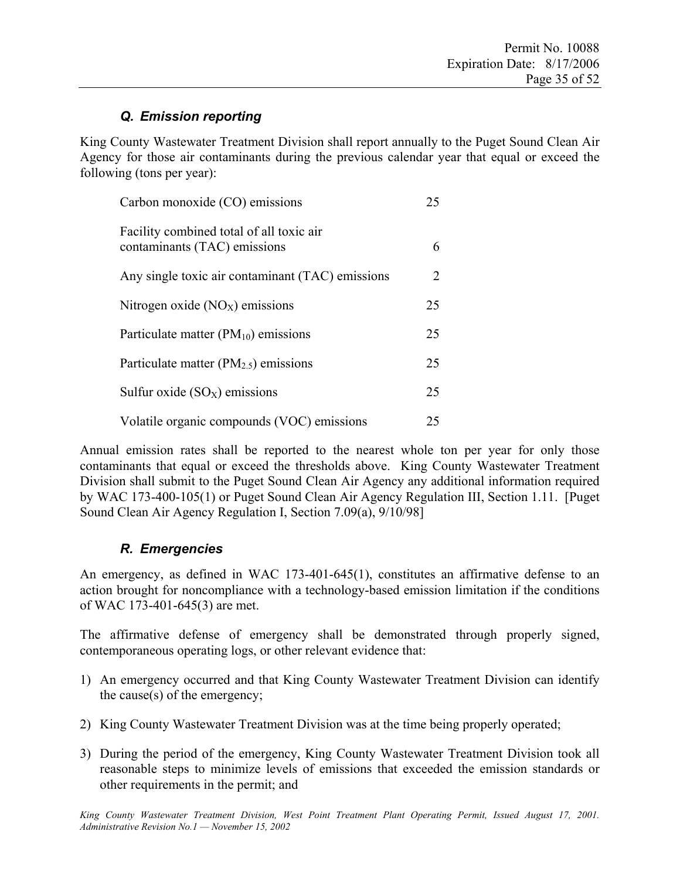### *Q. Emission reporting*

King County Wastewater Treatment Division shall report annually to the Puget Sound Clean Air Agency for those air contaminants during the previous calendar year that equal or exceed the following (tons per year):

| | |
|---|---|
| Carbon monoxide (CO) emissions | 25 |
| Facility combined total of all toxic air contaminants (TAC) emissions | 6 |
| Any single toxic air contaminant (TAC) emissions | 2 |
| Nitrogen oxide ($NO_X$) emissions | 25 |
| Particulate matter ($PM_{10}$) emissions | 25 |
| Particulate matter ($PM_{2.5}$) emissions | 25 |
| Sulfur oxide ($SO_X$) emissions | 25 |
| Volatile organic compounds (VOC) emissions | 25 |

Annual emission rates shall be reported to the nearest whole ton per year for only those contaminants that equal or exceed the thresholds above. King County Wastewater Treatment Division shall submit to the Puget Sound Clean Air Agency any additional information required by WAC 173-400-105(1) or Puget Sound Clean Air Agency Regulation III, Section 1.11. [Puget Sound Clean Air Agency Regulation I, Section 7.09(a), 9/10/98]

### *R. Emergencies*

An emergency, as defined in WAC 173-401-645(1), constitutes an affirmative defense to an action brought for noncompliance with a technology-based emission limitation if the conditions of WAC 173-401-645(3) are met.

The affirmative defense of emergency shall be demonstrated through properly signed, contemporaneous operating logs, or other relevant evidence that:

1) An emergency occurred and that King County Wastewater Treatment Division can identify the cause(s) of the emergency;

2) King County Wastewater Treatment Division was at the time being properly operated;

3) During the period of the emergency, King County Wastewater Treatment Division took all reasonable steps to minimize levels of emissions that exceeded the emission standards or other requirements in the permit; and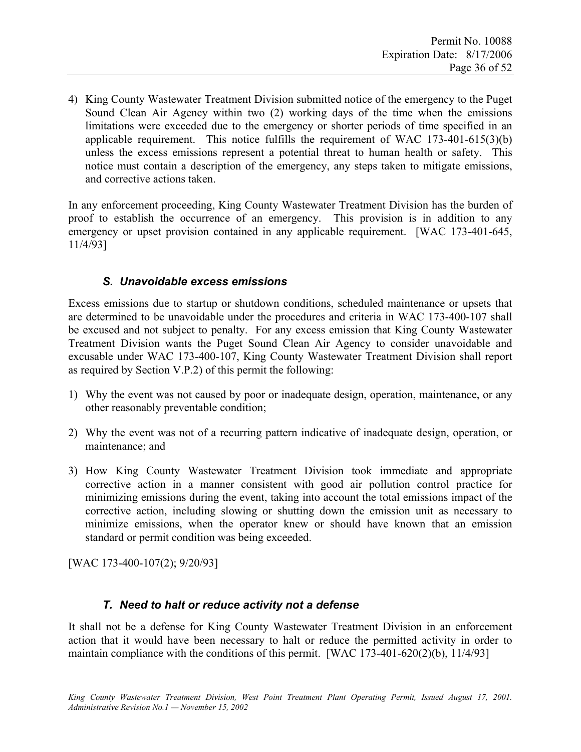4) King County Wastewater Treatment Division submitted notice of the emergency to the Puget Sound Clean Air Agency within two (2) working days of the time when the emissions limitations were exceeded due to the emergency or shorter periods of time specified in an applicable requirement. This notice fulfills the requirement of WAC 173-401-615(3)(b) unless the excess emissions represent a potential threat to human health or safety. This notice must contain a description of the emergency, any steps taken to mitigate emissions, and corrective actions taken.

In any enforcement proceeding, King County Wastewater Treatment Division has the burden of proof to establish the occurrence of an emergency. This provision is in addition to any emergency or upset provision contained in any applicable requirement. [WAC 173-401-645, 11/4/93]

### *S. Unavoidable excess emissions*

Excess emissions due to startup or shutdown conditions, scheduled maintenance or upsets that are determined to be unavoidable under the procedures and criteria in WAC 173-400-107 shall be excused and not subject to penalty. For any excess emission that King County Wastewater Treatment Division wants the Puget Sound Clean Air Agency to consider unavoidable and excusable under WAC 173-400-107, King County Wastewater Treatment Division shall report as required by Section V.P.2) of this permit the following:

1) Why the event was not caused by poor or inadequate design, operation, maintenance, or any other reasonably preventable condition;

2) Why the event was not of a recurring pattern indicative of inadequate design, operation, or maintenance; and

3) How King County Wastewater Treatment Division took immediate and appropriate corrective action in a manner consistent with good air pollution control practice for minimizing emissions during the event, taking into account the total emissions impact of the corrective action, including slowing or shutting down the emission unit as necessary to minimize emissions, when the operator knew or should have known that an emission standard or permit condition was being exceeded.

[WAC 173-400-107(2); 9/20/93]

### *T. Need to halt or reduce activity not a defense*

It shall not be a defense for King County Wastewater Treatment Division in an enforcement action that it would have been necessary to halt or reduce the permitted activity in order to maintain compliance with the conditions of this permit. [WAC 173-401-620(2)(b), 11/4/93]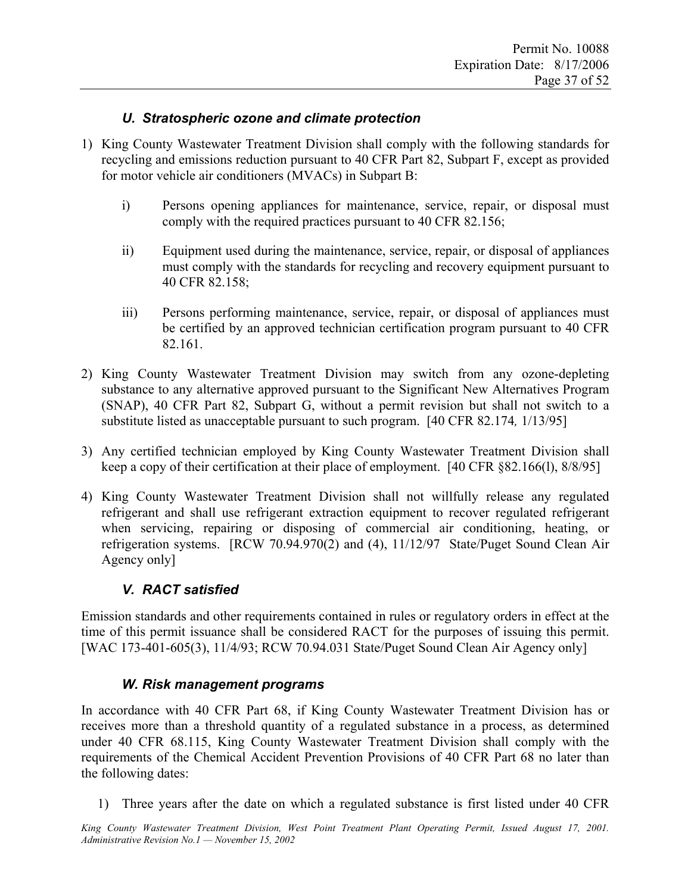### *U. Stratospheric ozone and climate protection*

1) King County Wastewater Treatment Division shall comply with the following standards for recycling and emissions reduction pursuant to 40 CFR Part 82, Subpart F, except as provided for motor vehicle air conditioners (MVACs) in Subpart B:

   i) Persons opening appliances for maintenance, service, repair, or disposal must comply with the required practices pursuant to 40 CFR 82.156;

   ii) Equipment used during the maintenance, service, repair, or disposal of appliances must comply with the standards for recycling and recovery equipment pursuant to 40 CFR 82.158;

   iii) Persons performing maintenance, service, repair, or disposal of appliances must be certified by an approved technician certification program pursuant to 40 CFR 82.161.

2) King County Wastewater Treatment Division may switch from any ozone-depleting substance to any alternative approved pursuant to the Significant New Alternatives Program (SNAP), 40 CFR Part 82, Subpart G, without a permit revision but shall not switch to a substitute listed as unacceptable pursuant to such program. [40 CFR 82.174*,* 1/13/95]

3) Any certified technician employed by King County Wastewater Treatment Division shall keep a copy of their certification at their place of employment. [40 CFR §82.166(l), 8/8/95]

4) King County Wastewater Treatment Division shall not willfully release any regulated refrigerant and shall use refrigerant extraction equipment to recover regulated refrigerant when servicing, repairing or disposing of commercial air conditioning, heating, or refrigeration systems. [RCW 70.94.970(2) and (4), 11/12/97 State/Puget Sound Clean Air Agency only]

### *V. RACT satisfied*

Emission standards and other requirements contained in rules or regulatory orders in effect at the time of this permit issuance shall be considered RACT for the purposes of issuing this permit. [WAC 173-401-605(3), 11/4/93; RCW 70.94.031 State/Puget Sound Clean Air Agency only]

### *W. Risk management programs*

In accordance with 40 CFR Part 68, if King County Wastewater Treatment Division has or receives more than a threshold quantity of a regulated substance in a process, as determined under 40 CFR 68.115, King County Wastewater Treatment Division shall comply with the requirements of the Chemical Accident Prevention Provisions of 40 CFR Part 68 no later than the following dates:

1) Three years after the date on which a regulated substance is first listed under 40 CFR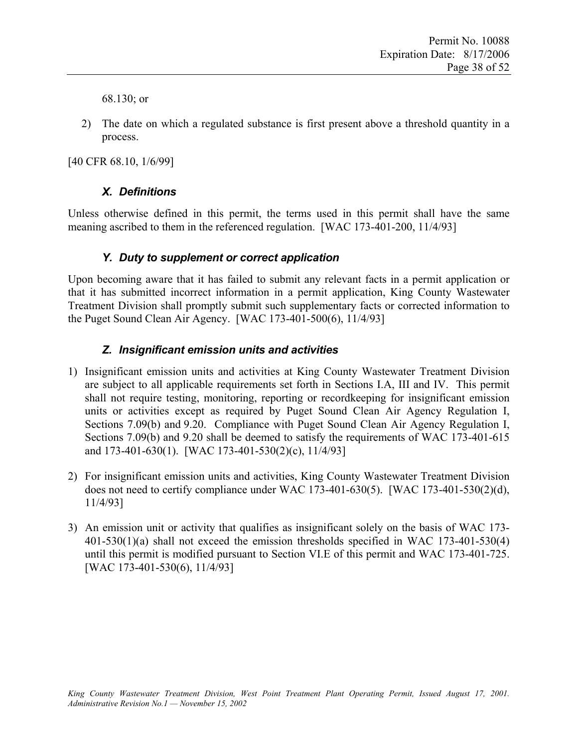68.130; or

2) The date on which a regulated substance is first present above a threshold quantity in a process.

[40 CFR 68.10, 1/6/99]

### *X. Definitions*

Unless otherwise defined in this permit, the terms used in this permit shall have the same meaning ascribed to them in the referenced regulation. [WAC 173-401-200, 11/4/93]

### *Y. Duty to supplement or correct application*

Upon becoming aware that it has failed to submit any relevant facts in a permit application or that it has submitted incorrect information in a permit application, King County Wastewater Treatment Division shall promptly submit such supplementary facts or corrected information to the Puget Sound Clean Air Agency. [WAC 173-401-500(6), 11/4/93]

### *Z. Insignificant emission units and activities*

1) Insignificant emission units and activities at King County Wastewater Treatment Division are subject to all applicable requirements set forth in Sections I.A, III and IV. This permit shall not require testing, monitoring, reporting or recordkeeping for insignificant emission units or activities except as required by Puget Sound Clean Air Agency Regulation I, Sections 7.09(b) and 9.20. Compliance with Puget Sound Clean Air Agency Regulation I, Sections 7.09(b) and 9.20 shall be deemed to satisfy the requirements of WAC 173-401-615 and 173-401-630(1). [WAC 173-401-530(2)(c), 11/4/93]

2) For insignificant emission units and activities, King County Wastewater Treatment Division does not need to certify compliance under WAC 173-401-630(5). [WAC 173-401-530(2)(d), 11/4/93]

3) An emission unit or activity that qualifies as insignificant solely on the basis of WAC 173-401-530(1)(a) shall not exceed the emission thresholds specified in WAC 173-401-530(4) until this permit is modified pursuant to Section VI.E of this permit and WAC 173-401-725. [WAC 173-401-530(6), 11/4/93]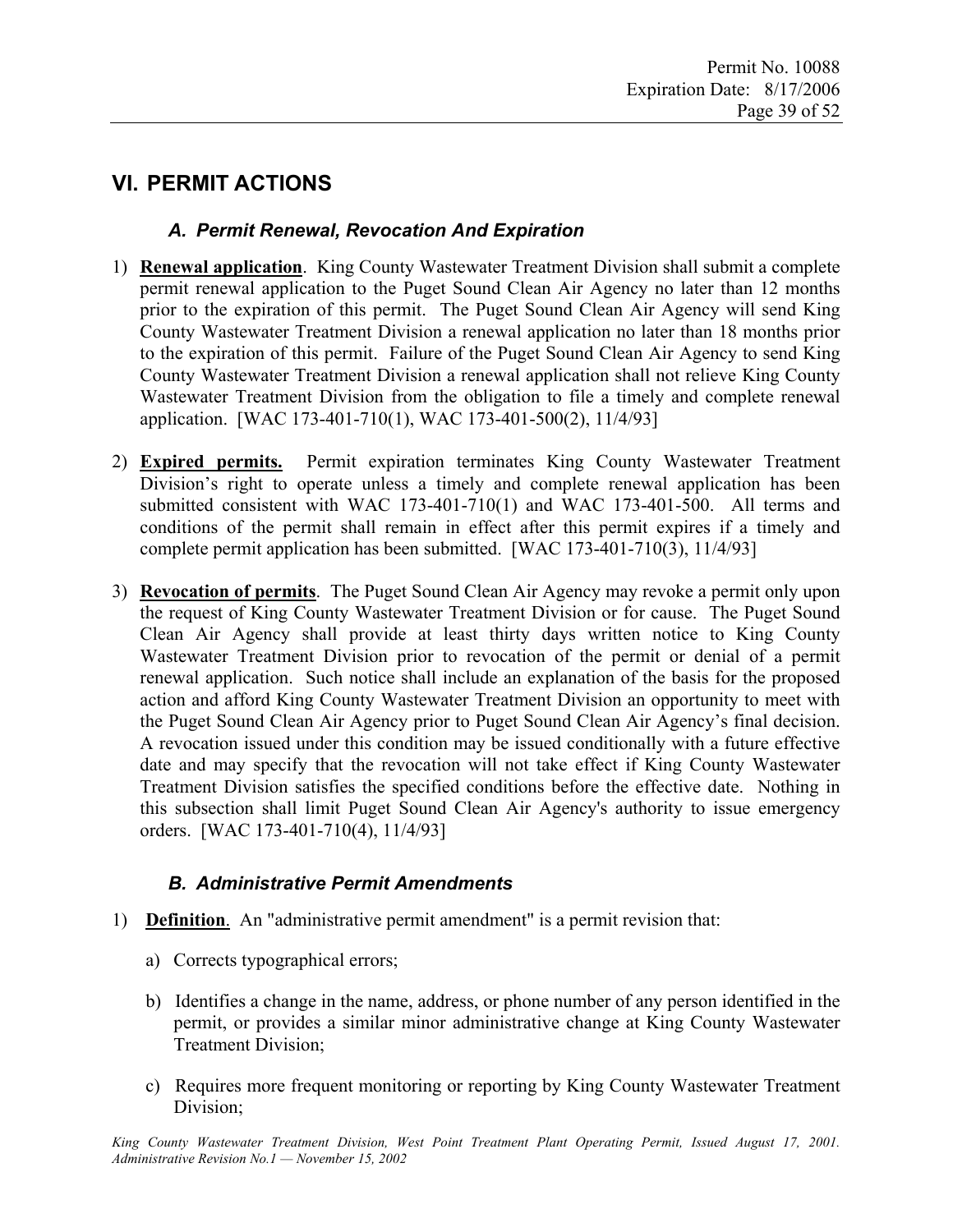# VI. PERMIT ACTIONS

### *A. Permit Renewal, Revocation And Expiration*

1) **Renewal application**. King County Wastewater Treatment Division shall submit a complete permit renewal application to the Puget Sound Clean Air Agency no later than 12 months prior to the expiration of this permit. The Puget Sound Clean Air Agency will send King County Wastewater Treatment Division a renewal application no later than 18 months prior to the expiration of this permit. Failure of the Puget Sound Clean Air Agency to send King County Wastewater Treatment Division a renewal application shall not relieve King County Wastewater Treatment Division from the obligation to file a timely and complete renewal application. [WAC 173-401-710(1), WAC 173-401-500(2), 11/4/93]

2) **Expired permits.** Permit expiration terminates King County Wastewater Treatment Division's right to operate unless a timely and complete renewal application has been submitted consistent with WAC 173-401-710(1) and WAC 173-401-500. All terms and conditions of the permit shall remain in effect after this permit expires if a timely and complete permit application has been submitted. [WAC 173-401-710(3), 11/4/93]

3) **Revocation of permits**. The Puget Sound Clean Air Agency may revoke a permit only upon the request of King County Wastewater Treatment Division or for cause. The Puget Sound Clean Air Agency shall provide at least thirty days written notice to King County Wastewater Treatment Division prior to revocation of the permit or denial of a permit renewal application. Such notice shall include an explanation of the basis for the proposed action and afford King County Wastewater Treatment Division an opportunity to meet with the Puget Sound Clean Air Agency prior to Puget Sound Clean Air Agency's final decision. A revocation issued under this condition may be issued conditionally with a future effective date and may specify that the revocation will not take effect if King County Wastewater Treatment Division satisfies the specified conditions before the effective date. Nothing in this subsection shall limit Puget Sound Clean Air Agency's authority to issue emergency orders. [WAC 173-401-710(4), 11/4/93]

### *B. Administrative Permit Amendments*

1) **Definition**. An "administrative permit amendment" is a permit revision that:

   a) Corrects typographical errors;

   b) Identifies a change in the name, address, or phone number of any person identified in the permit, or provides a similar minor administrative change at King County Wastewater Treatment Division;

   c) Requires more frequent monitoring or reporting by King County Wastewater Treatment Division;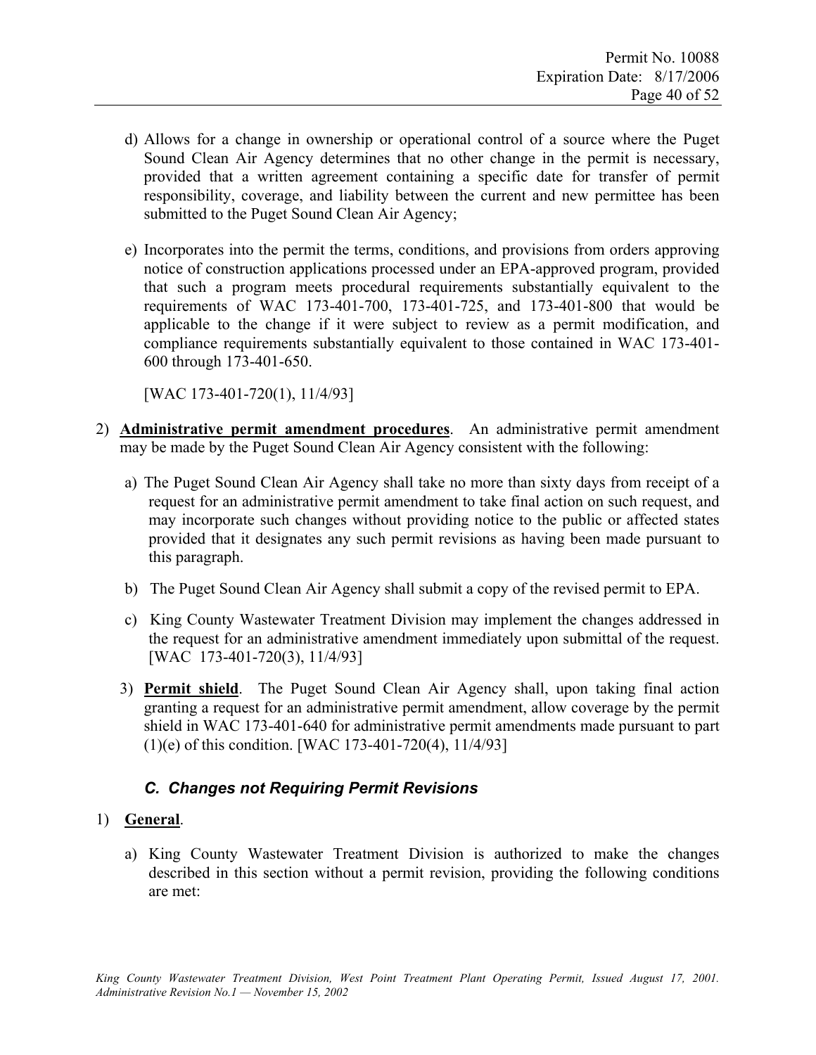d) Allows for a change in ownership or operational control of a source where the Puget Sound Clean Air Agency determines that no other change in the permit is necessary, provided that a written agreement containing a specific date for transfer of permit responsibility, coverage, and liability between the current and new permittee has been submitted to the Puget Sound Clean Air Agency;

e) Incorporates into the permit the terms, conditions, and provisions from orders approving notice of construction applications processed under an EPA-approved program, provided that such a program meets procedural requirements substantially equivalent to the requirements of WAC 173-401-700, 173-401-725, and 173-401-800 that would be applicable to the change if it were subject to review as a permit modification, and compliance requirements substantially equivalent to those contained in WAC 173-401-600 through 173-401-650.

[WAC 173-401-720(1), 11/4/93]

2) **Administrative permit amendment procedures**. An administrative permit amendment may be made by the Puget Sound Clean Air Agency consistent with the following:

a) The Puget Sound Clean Air Agency shall take no more than sixty days from receipt of a request for an administrative permit amendment to take final action on such request, and may incorporate such changes without providing notice to the public or affected states provided that it designates any such permit revisions as having been made pursuant to this paragraph.

b) The Puget Sound Clean Air Agency shall submit a copy of the revised permit to EPA.

c) King County Wastewater Treatment Division may implement the changes addressed in the request for an administrative amendment immediately upon submittal of the request. [WAC 173-401-720(3), 11/4/93]

3) **Permit shield**. The Puget Sound Clean Air Agency shall, upon taking final action granting a request for an administrative permit amendment, allow coverage by the permit shield in WAC 173-401-640 for administrative permit amendments made pursuant to part (1)(e) of this condition. [WAC 173-401-720(4), 11/4/93]

### *C. Changes not Requiring Permit Revisions*

1) **General**.

a) King County Wastewater Treatment Division is authorized to make the changes described in this section without a permit revision, providing the following conditions are met: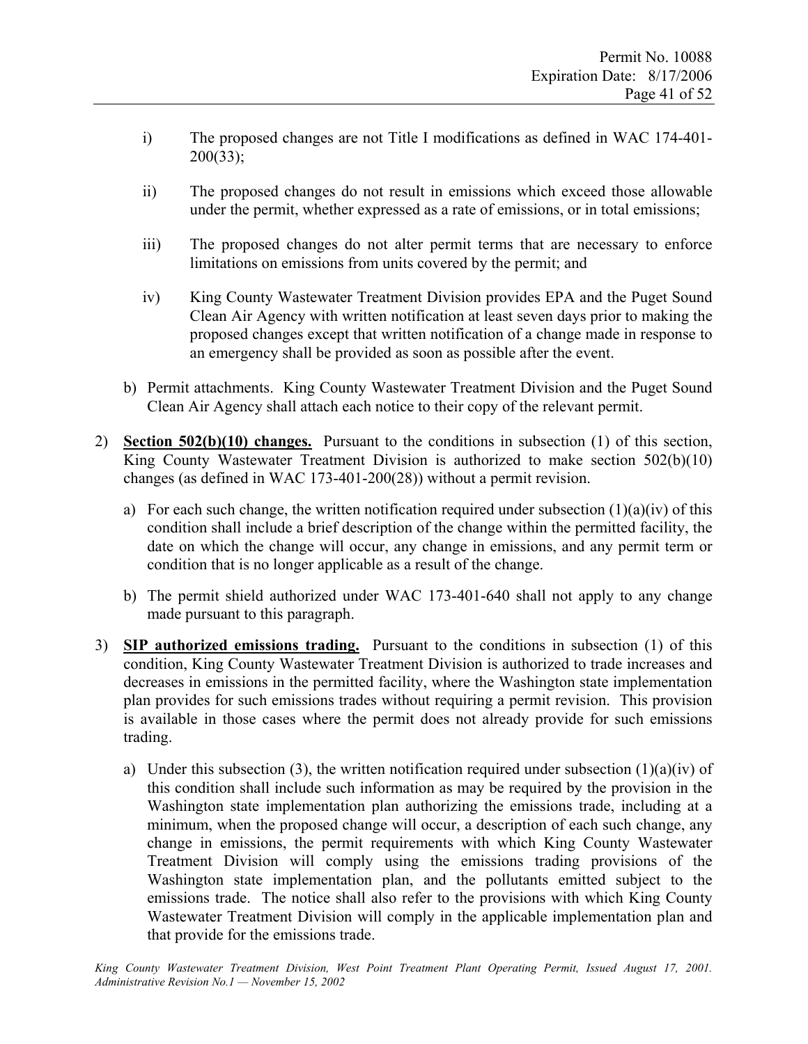i) The proposed changes are not Title I modifications as defined in WAC 174-401-200(33);

ii) The proposed changes do not result in emissions which exceed those allowable under the permit, whether expressed as a rate of emissions, or in total emissions;

iii) The proposed changes do not alter permit terms that are necessary to enforce limitations on emissions from units covered by the permit; and

iv) King County Wastewater Treatment Division provides EPA and the Puget Sound Clean Air Agency with written notification at least seven days prior to making the proposed changes except that written notification of a change made in response to an emergency shall be provided as soon as possible after the event.

b) Permit attachments. King County Wastewater Treatment Division and the Puget Sound Clean Air Agency shall attach each notice to their copy of the relevant permit.

2) **Section 502(b)(10) changes.** Pursuant to the conditions in subsection (1) of this section, King County Wastewater Treatment Division is authorized to make section 502(b)(10) changes (as defined in WAC 173-401-200(28)) without a permit revision.

   a) For each such change, the written notification required under subsection (1)(a)(iv) of this condition shall include a brief description of the change within the permitted facility, the date on which the change will occur, any change in emissions, and any permit term or condition that is no longer applicable as a result of the change.

   b) The permit shield authorized under WAC 173-401-640 shall not apply to any change made pursuant to this paragraph.

3) **SIP authorized emissions trading.** Pursuant to the conditions in subsection (1) of this condition, King County Wastewater Treatment Division is authorized to trade increases and decreases in emissions in the permitted facility, where the Washington state implementation plan provides for such emissions trades without requiring a permit revision. This provision is available in those cases where the permit does not already provide for such emissions trading.

   a) Under this subsection (3), the written notification required under subsection (1)(a)(iv) of this condition shall include such information as may be required by the provision in the Washington state implementation plan authorizing the emissions trade, including at a minimum, when the proposed change will occur, a description of each such change, any change in emissions, the permit requirements with which King County Wastewater Treatment Division will comply using the emissions trading provisions of the Washington state implementation plan, and the pollutants emitted subject to the emissions trade. The notice shall also refer to the provisions with which King County Wastewater Treatment Division will comply in the applicable implementation plan and that provide for the emissions trade.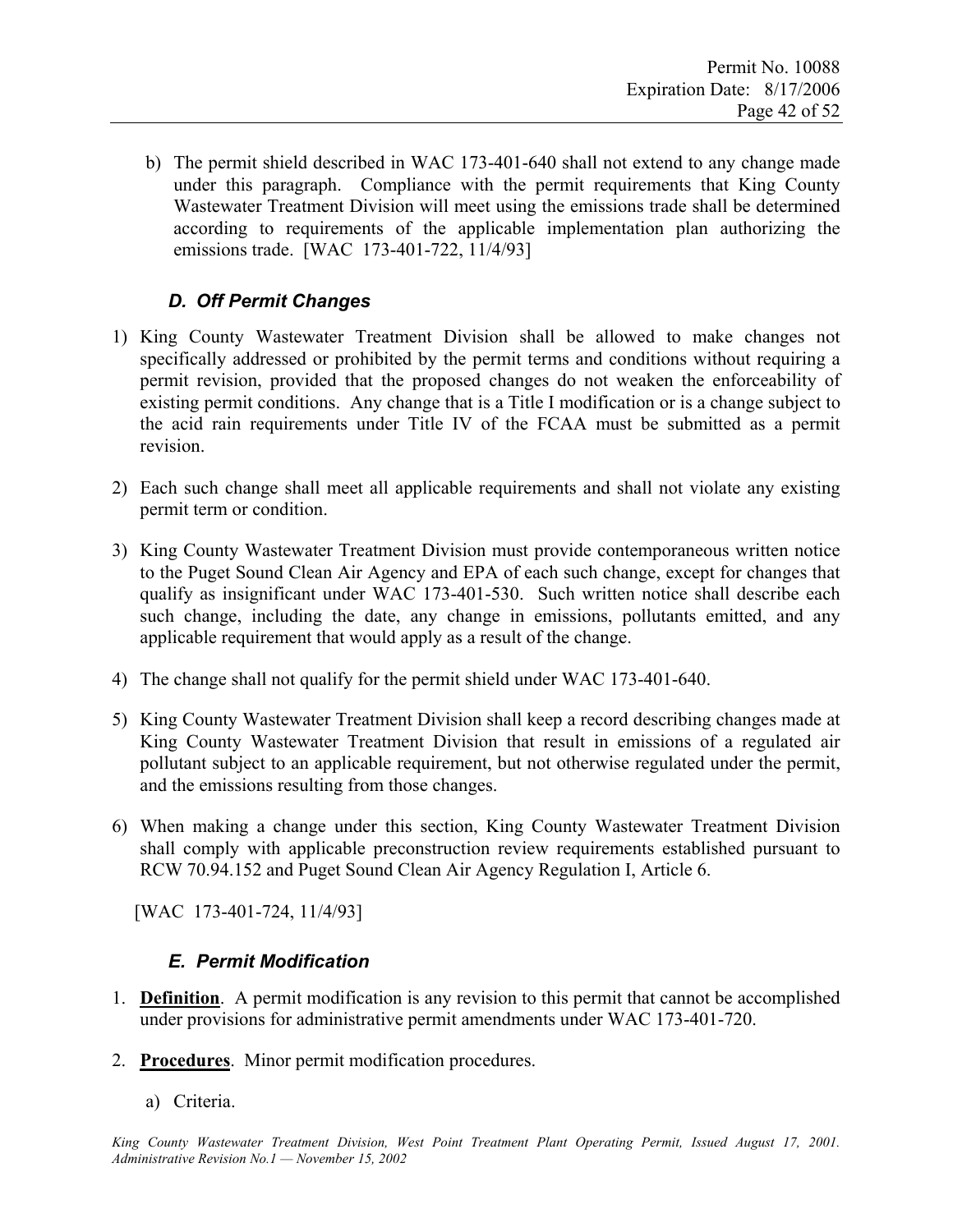b) The permit shield described in WAC 173-401-640 shall not extend to any change made under this paragraph. Compliance with the permit requirements that King County Wastewater Treatment Division will meet using the emissions trade shall be determined according to requirements of the applicable implementation plan authorizing the emissions trade. [WAC 173-401-722, 11/4/93]

### *D. Off Permit Changes*

1) King County Wastewater Treatment Division shall be allowed to make changes not specifically addressed or prohibited by the permit terms and conditions without requiring a permit revision, provided that the proposed changes do not weaken the enforceability of existing permit conditions. Any change that is a Title I modification or is a change subject to the acid rain requirements under Title IV of the FCAA must be submitted as a permit revision.

2) Each such change shall meet all applicable requirements and shall not violate any existing permit term or condition.

3) King County Wastewater Treatment Division must provide contemporaneous written notice to the Puget Sound Clean Air Agency and EPA of each such change, except for changes that qualify as insignificant under WAC 173-401-530. Such written notice shall describe each such change, including the date, any change in emissions, pollutants emitted, and any applicable requirement that would apply as a result of the change.

4) The change shall not qualify for the permit shield under WAC 173-401-640.

5) King County Wastewater Treatment Division shall keep a record describing changes made at King County Wastewater Treatment Division that result in emissions of a regulated air pollutant subject to an applicable requirement, but not otherwise regulated under the permit, and the emissions resulting from those changes.

6) When making a change under this section, King County Wastewater Treatment Division shall comply with applicable preconstruction review requirements established pursuant to RCW 70.94.152 and Puget Sound Clean Air Agency Regulation I, Article 6.

[WAC 173-401-724, 11/4/93]

### *E. Permit Modification*

1. **Definition**. A permit modification is any revision to this permit that cannot be accomplished under provisions for administrative permit amendments under WAC 173-401-720.

2. **Procedures**. Minor permit modification procedures.

    a) Criteria.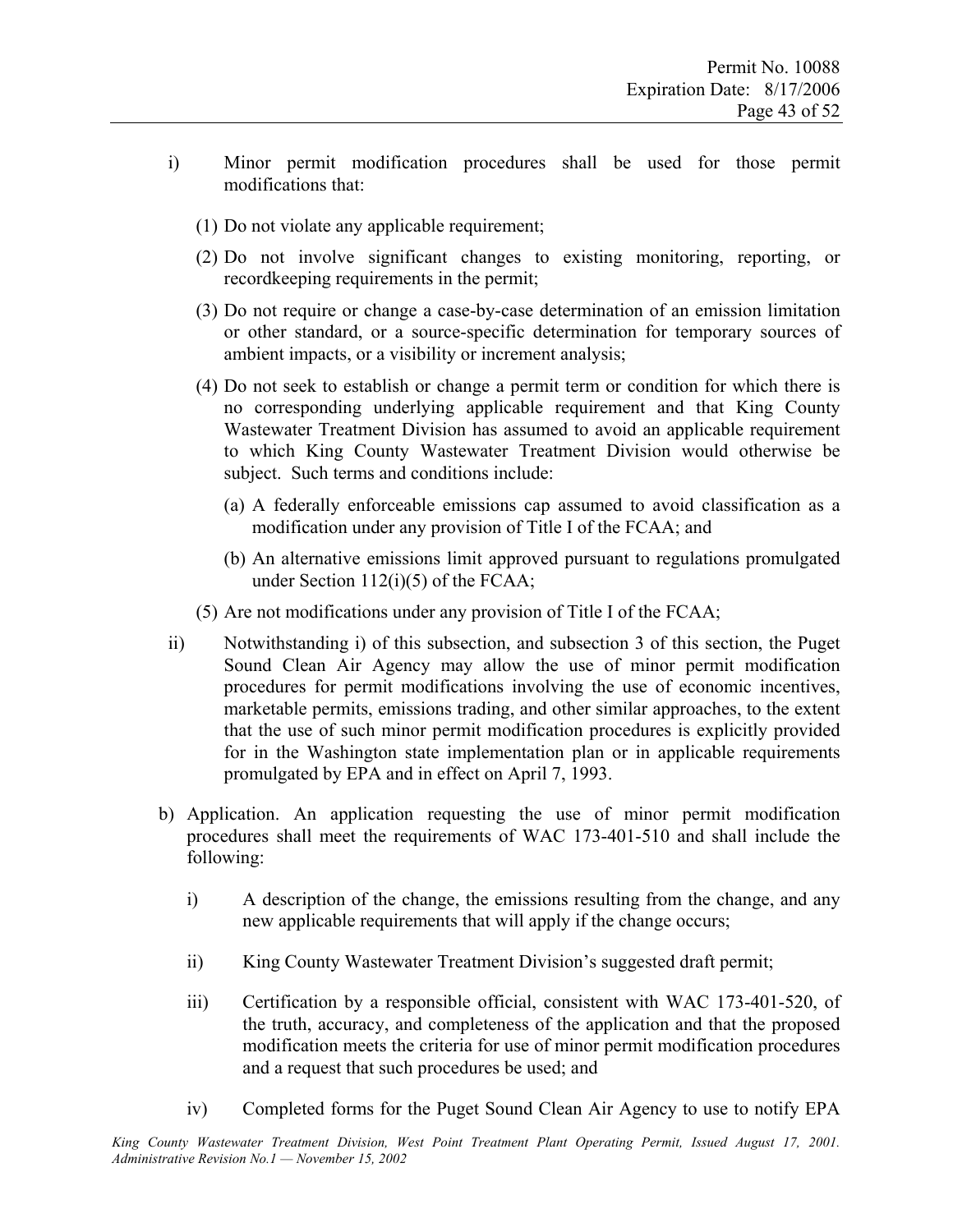i) Minor permit modification procedures shall be used for those permit modifications that:

   (1) Do not violate any applicable requirement;

   (2) Do not involve significant changes to existing monitoring, reporting, or recordkeeping requirements in the permit;

   (3) Do not require or change a case-by-case determination of an emission limitation or other standard, or a source-specific determination for temporary sources of ambient impacts, or a visibility or increment analysis;

   (4) Do not seek to establish or change a permit term or condition for which there is no corresponding underlying applicable requirement and that King County Wastewater Treatment Division has assumed to avoid an applicable requirement to which King County Wastewater Treatment Division would otherwise be subject. Such terms and conditions include:

      (a) A federally enforceable emissions cap assumed to avoid classification as a modification under any provision of Title I of the FCAA; and

      (b) An alternative emissions limit approved pursuant to regulations promulgated under Section 112(i)(5) of the FCAA;

   (5) Are not modifications under any provision of Title I of the FCAA;

ii) Notwithstanding i) of this subsection, and subsection 3 of this section, the Puget Sound Clean Air Agency may allow the use of minor permit modification procedures for permit modifications involving the use of economic incentives, marketable permits, emissions trading, and other similar approaches, to the extent that the use of such minor permit modification procedures is explicitly provided for in the Washington state implementation plan or in applicable requirements promulgated by EPA and in effect on April 7, 1993.

b) Application. An application requesting the use of minor permit modification procedures shall meet the requirements of WAC 173-401-510 and shall include the following:

   i) A description of the change, the emissions resulting from the change, and any new applicable requirements that will apply if the change occurs;

   ii) King County Wastewater Treatment Division's suggested draft permit;

   iii) Certification by a responsible official, consistent with WAC 173-401-520, of the truth, accuracy, and completeness of the application and that the proposed modification meets the criteria for use of minor permit modification procedures and a request that such procedures be used; and

   iv) Completed forms for the Puget Sound Clean Air Agency to use to notify EPA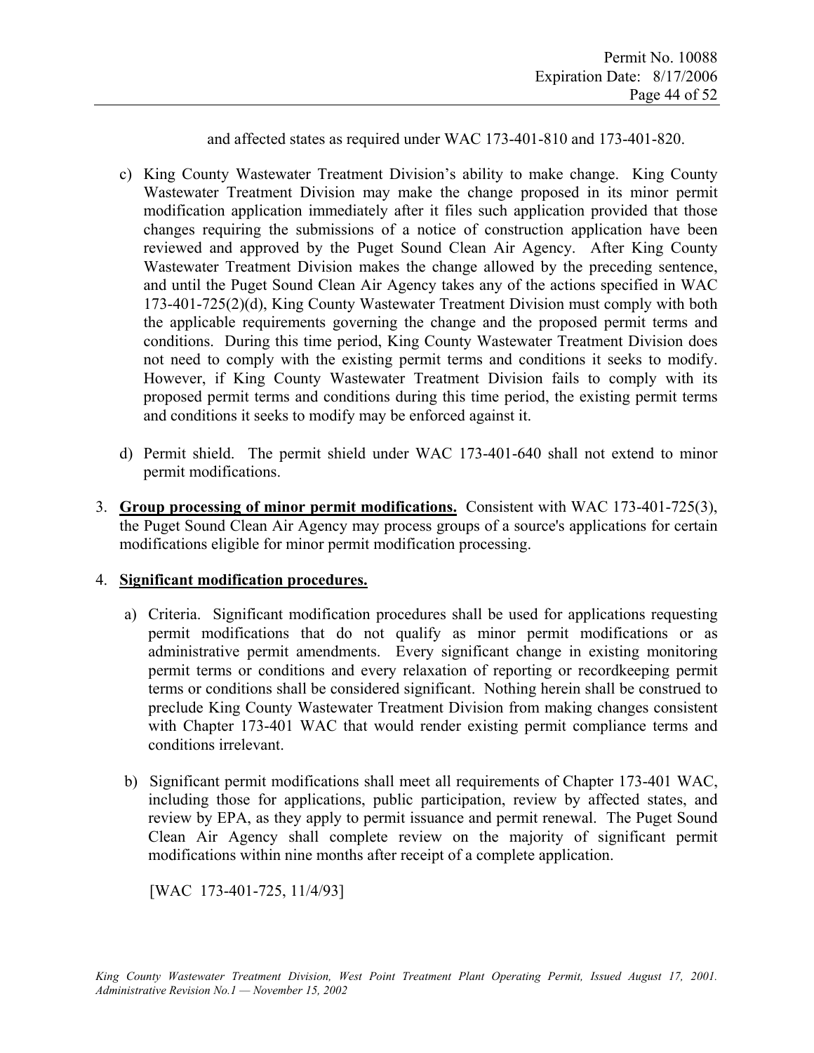and affected states as required under WAC 173-401-810 and 173-401-820.

c) King County Wastewater Treatment Division's ability to make change. King County Wastewater Treatment Division may make the change proposed in its minor permit modification application immediately after it files such application provided that those changes requiring the submissions of a notice of construction application have been reviewed and approved by the Puget Sound Clean Air Agency. After King County Wastewater Treatment Division makes the change allowed by the preceding sentence, and until the Puget Sound Clean Air Agency takes any of the actions specified in WAC 173-401-725(2)(d), King County Wastewater Treatment Division must comply with both the applicable requirements governing the change and the proposed permit terms and conditions. During this time period, King County Wastewater Treatment Division does not need to comply with the existing permit terms and conditions it seeks to modify. However, if King County Wastewater Treatment Division fails to comply with its proposed permit terms and conditions during this time period, the existing permit terms and conditions it seeks to modify may be enforced against it.

d) Permit shield. The permit shield under WAC 173-401-640 shall not extend to minor permit modifications.

3. **Group processing of minor permit modifications.** Consistent with WAC 173-401-725(3), the Puget Sound Clean Air Agency may process groups of a source's applications for certain modifications eligible for minor permit modification processing.

4. **Significant modification procedures.**

a) Criteria. Significant modification procedures shall be used for applications requesting permit modifications that do not qualify as minor permit modifications or as administrative permit amendments. Every significant change in existing monitoring permit terms or conditions and every relaxation of reporting or recordkeeping permit terms or conditions shall be considered significant. Nothing herein shall be construed to preclude King County Wastewater Treatment Division from making changes consistent with Chapter 173-401 WAC that would render existing permit compliance terms and conditions irrelevant.

b) Significant permit modifications shall meet all requirements of Chapter 173-401 WAC, including those for applications, public participation, review by affected states, and review by EPA, as they apply to permit issuance and permit renewal. The Puget Sound Clean Air Agency shall complete review on the majority of significant permit modifications within nine months after receipt of a complete application.

[WAC 173-401-725, 11/4/93]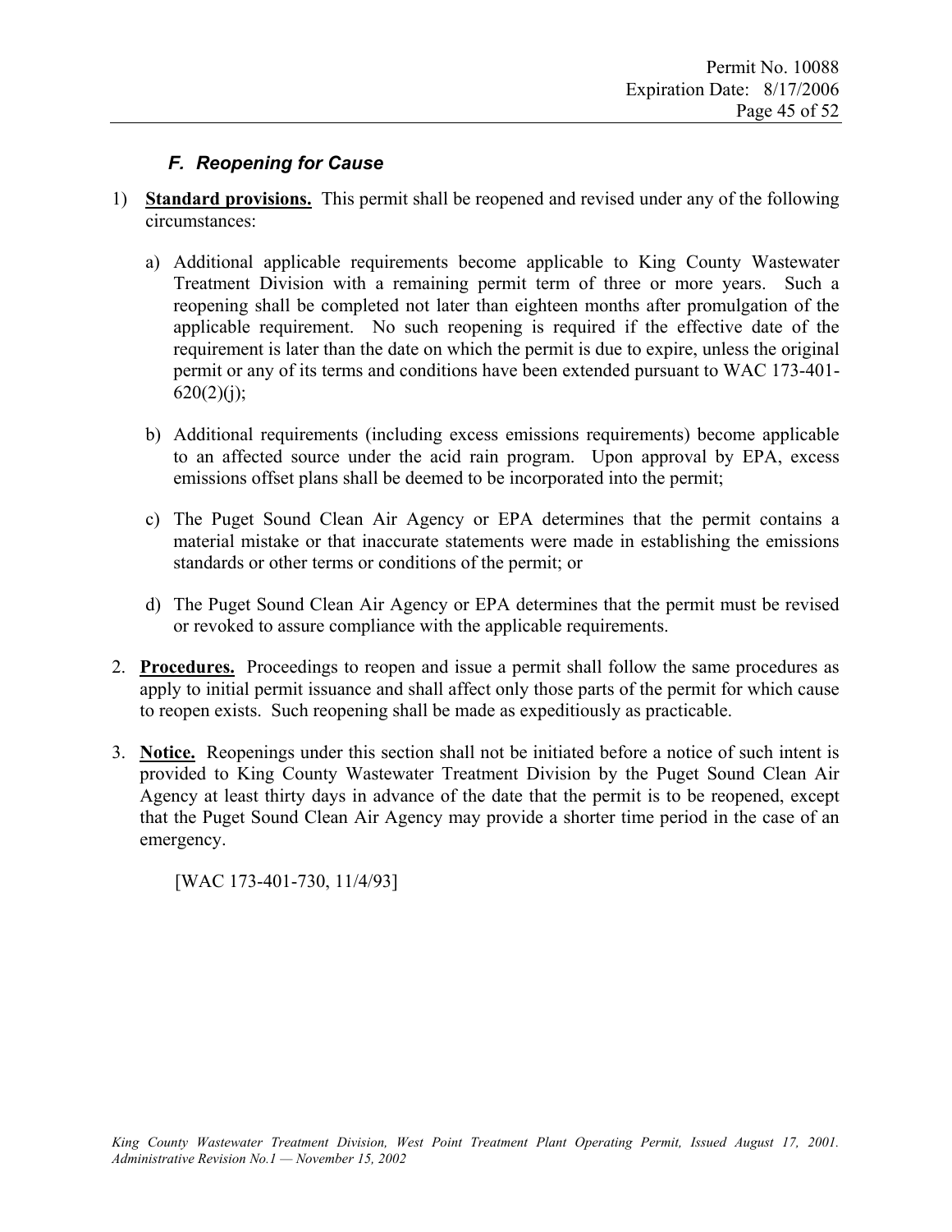### *F. Reopening for Cause*

1) **Standard provisions.** This permit shall be reopened and revised under any of the following circumstances:

   a) Additional applicable requirements become applicable to King County Wastewater Treatment Division with a remaining permit term of three or more years. Such a reopening shall be completed not later than eighteen months after promulgation of the applicable requirement. No such reopening is required if the effective date of the requirement is later than the date on which the permit is due to expire, unless the original permit or any of its terms and conditions have been extended pursuant to WAC 173-401-620(2)(j);

   b) Additional requirements (including excess emissions requirements) become applicable to an affected source under the acid rain program. Upon approval by EPA, excess emissions offset plans shall be deemed to be incorporated into the permit;

   c) The Puget Sound Clean Air Agency or EPA determines that the permit contains a material mistake or that inaccurate statements were made in establishing the emissions standards or other terms or conditions of the permit; or

   d) The Puget Sound Clean Air Agency or EPA determines that the permit must be revised or revoked to assure compliance with the applicable requirements.

2. **Procedures.** Proceedings to reopen and issue a permit shall follow the same procedures as apply to initial permit issuance and shall affect only those parts of the permit for which cause to reopen exists. Such reopening shall be made as expeditiously as practicable.

3. **Notice.** Reopenings under this section shall not be initiated before a notice of such intent is provided to King County Wastewater Treatment Division by the Puget Sound Clean Air Agency at least thirty days in advance of the date that the permit is to be reopened, except that the Puget Sound Clean Air Agency may provide a shorter time period in the case of an emergency.

   [WAC 173-401-730, 11/4/93]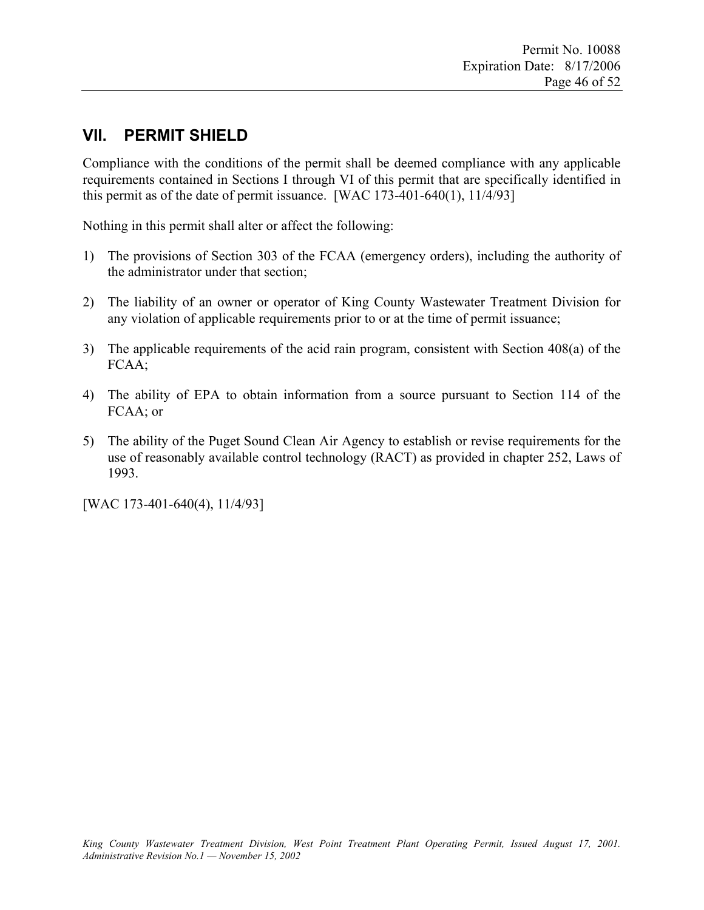## VII. PERMIT SHIELD

Compliance with the conditions of the permit shall be deemed compliance with any applicable requirements contained in Sections I through VI of this permit that are specifically identified in this permit as of the date of permit issuance. [WAC 173-401-640(1), 11/4/93]

Nothing in this permit shall alter or affect the following:

1) The provisions of Section 303 of the FCAA (emergency orders), including the authority of the administrator under that section;

2) The liability of an owner or operator of King County Wastewater Treatment Division for any violation of applicable requirements prior to or at the time of permit issuance;

3) The applicable requirements of the acid rain program, consistent with Section 408(a) of the FCAA;

4) The ability of EPA to obtain information from a source pursuant to Section 114 of the FCAA; or

5) The ability of the Puget Sound Clean Air Agency to establish or revise requirements for the use of reasonably available control technology (RACT) as provided in chapter 252, Laws of 1993.

[WAC 173-401-640(4), 11/4/93]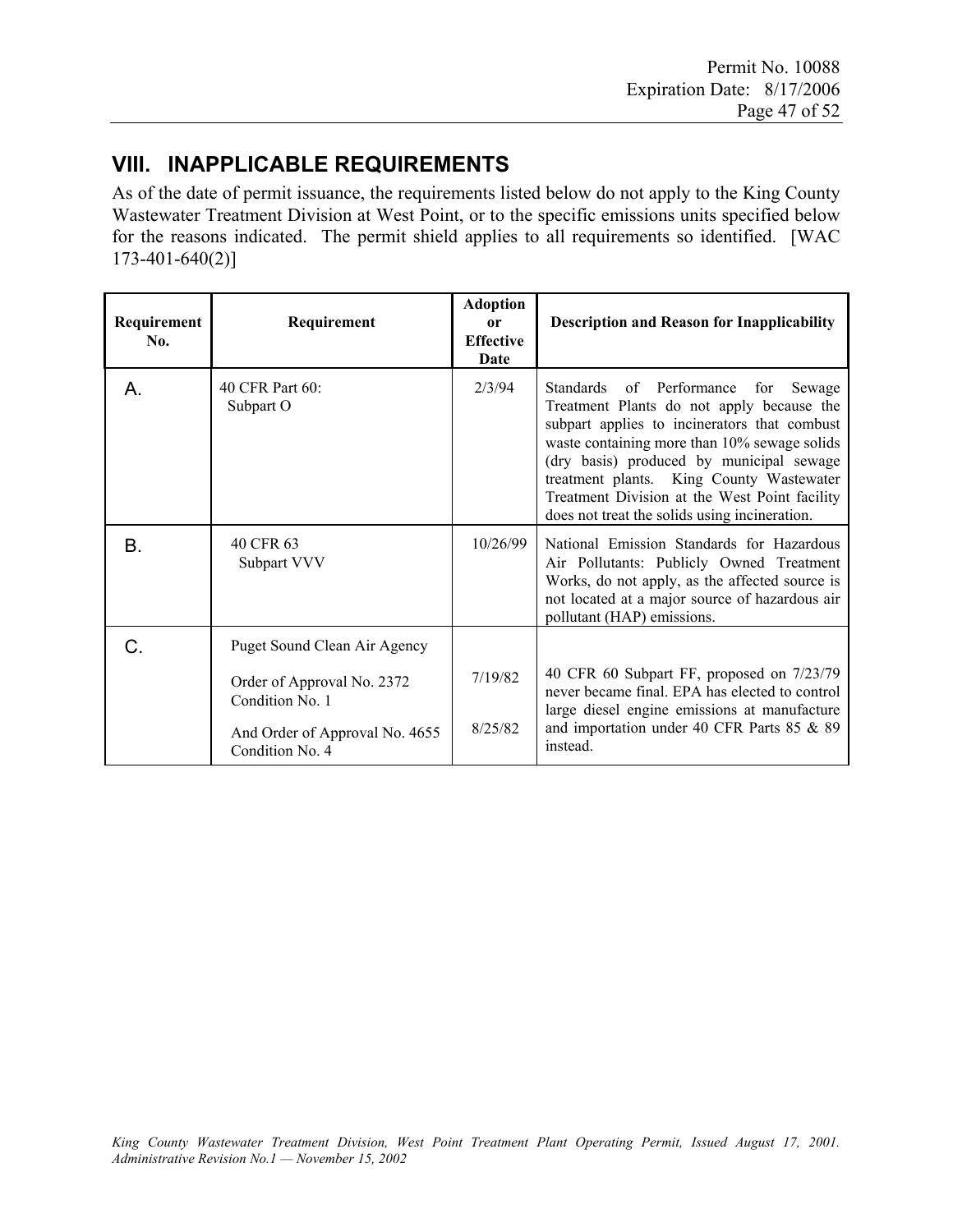## VIII. INAPPLICABLE REQUIREMENTS

As of the date of permit issuance, the requirements listed below do not apply to the King County Wastewater Treatment Division at West Point, or to the specific emissions units specified below for the reasons indicated. The permit shield applies to all requirements so identified. [WAC 173-401-640(2)]

| Requirement No. | Requirement | Adoption or Effective Date | Description and Reason for Inapplicability |
|---|---|---|---|
| A. | 40 CFR Part 60: Subpart O | 2/3/94 | Standards of Performance for Sewage Treatment Plants do not apply because the subpart applies to incinerators that combust waste containing more than 10% sewage solids (dry basis) produced by municipal sewage treatment plants. King County Wastewater Treatment Division at the West Point facility does not treat the solids using incineration. |
| B. | 40 CFR 63 Subpart VVV | 10/26/99 | National Emission Standards for Hazardous Air Pollutants: Publicly Owned Treatment Works, do not apply, as the affected source is not located at a major source of hazardous air pollutant (HAP) emissions. |
| C. | Puget Sound Clean Air Agency<br><br>Order of Approval No. 2372 Condition No. 1<br><br>And Order of Approval No. 4655 Condition No. 4 | <br><br>7/19/82<br><br>8/25/82 | 40 CFR 60 Subpart FF, proposed on 7/23/79 never became final. EPA has elected to control large diesel engine emissions at manufacture and importation under 40 CFR Parts 85 & 89 instead. |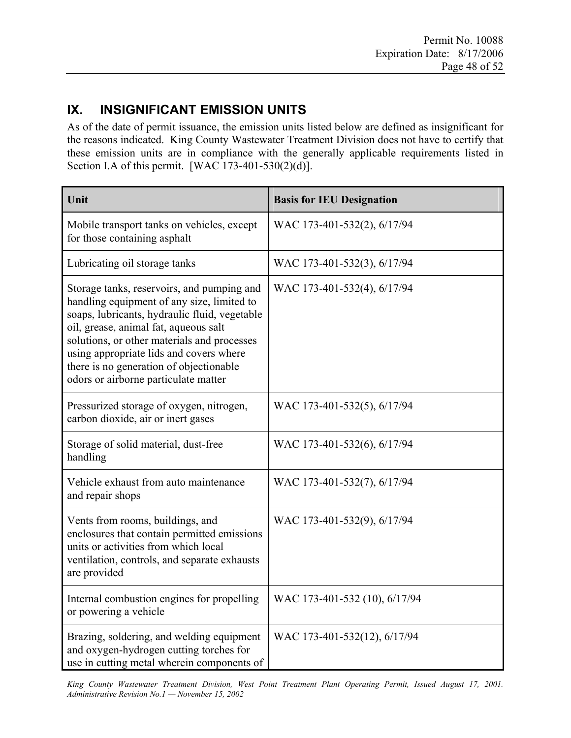## IX. INSIGNIFICANT EMISSION UNITS

As of the date of permit issuance, the emission units listed below are defined as insignificant for the reasons indicated. King County Wastewater Treatment Division does not have to certify that these emission units are in compliance with the generally applicable requirements listed in Section I.A of this permit. [WAC 173-401-530(2)(d)].

| Unit | Basis for IEU Designation |
|---|---|
| Mobile transport tanks on vehicles, except for those containing asphalt | WAC 173-401-532(2), 6/17/94 |
| Lubricating oil storage tanks | WAC 173-401-532(3), 6/17/94 |
| Storage tanks, reservoirs, and pumping and handling equipment of any size, limited to soaps, lubricants, hydraulic fluid, vegetable oil, grease, animal fat, aqueous salt solutions, or other materials and processes using appropriate lids and covers where there is no generation of objectionable odors or airborne particulate matter | WAC 173-401-532(4), 6/17/94 |
| Pressurized storage of oxygen, nitrogen, carbon dioxide, air or inert gases | WAC 173-401-532(5), 6/17/94 |
| Storage of solid material, dust-free handling | WAC 173-401-532(6), 6/17/94 |
| Vehicle exhaust from auto maintenance and repair shops | WAC 173-401-532(7), 6/17/94 |
| Vents from rooms, buildings, and enclosures that contain permitted emissions units or activities from which local ventilation, controls, and separate exhausts are provided | WAC 173-401-532(9), 6/17/94 |
| Internal combustion engines for propelling or powering a vehicle | WAC 173-401-532 (10), 6/17/94 |
| Brazing, soldering, and welding equipment and oxygen-hydrogen cutting torches for use in cutting metal wherein components of | WAC 173-401-532(12), 6/17/94 |

*King County Wastewater Treatment Division, West Point Treatment Plant Operating Permit, Issued August 17, 2001. Administrative Revision No.1 — November 15, 2002*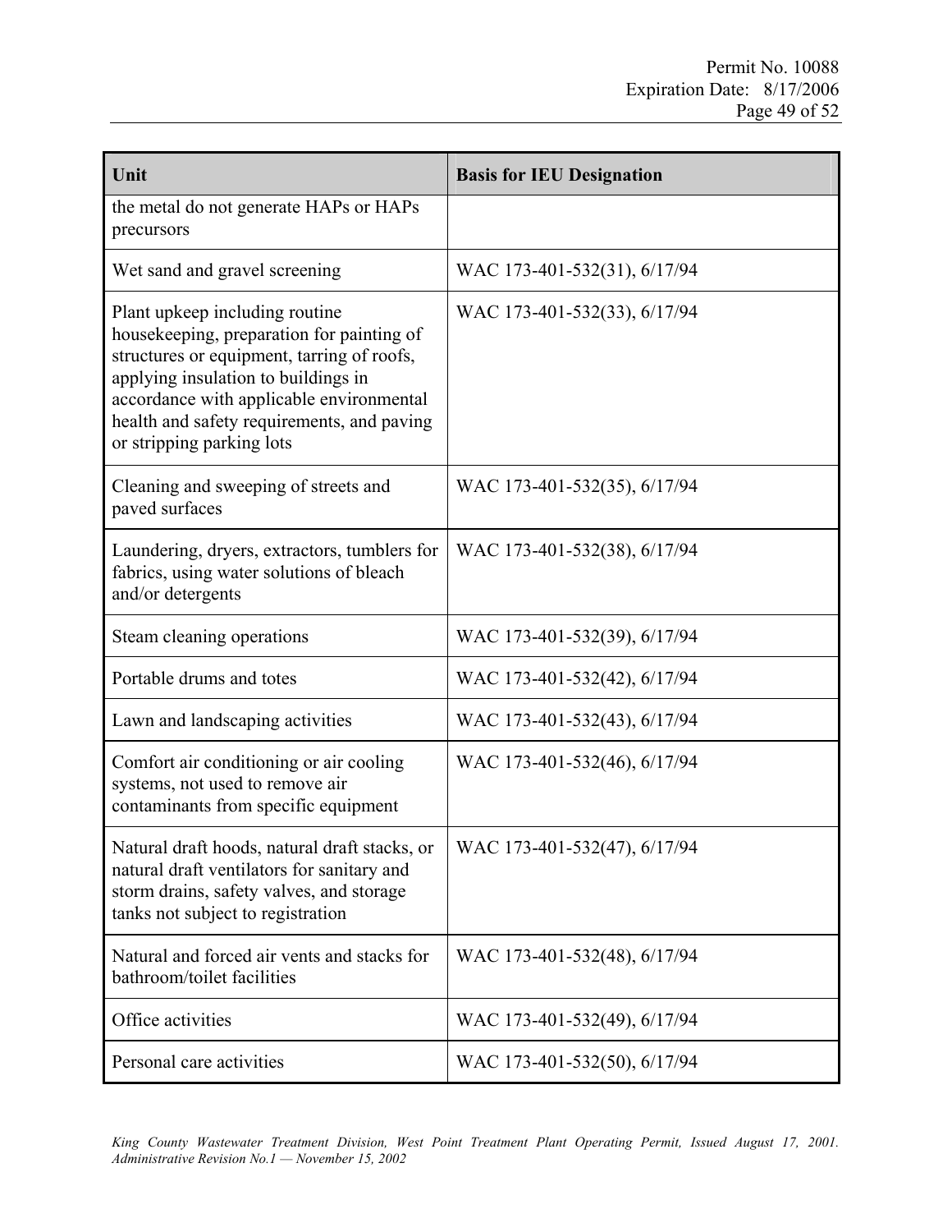| Unit | Basis for IEU Designation |
|---|---|
| the metal do not generate HAPs or HAPs precursors | |
| Wet sand and gravel screening | WAC 173-401-532(31), 6/17/94 |
| Plant upkeep including routine housekeeping, preparation for painting of structures or equipment, tarring of roofs, applying insulation to buildings in accordance with applicable environmental health and safety requirements, and paving or stripping parking lots | WAC 173-401-532(33), 6/17/94 |
| Cleaning and sweeping of streets and paved surfaces | WAC 173-401-532(35), 6/17/94 |
| Laundering, dryers, extractors, tumblers for fabrics, using water solutions of bleach and/or detergents | WAC 173-401-532(38), 6/17/94 |
| Steam cleaning operations | WAC 173-401-532(39), 6/17/94 |
| Portable drums and totes | WAC 173-401-532(42), 6/17/94 |
| Lawn and landscaping activities | WAC 173-401-532(43), 6/17/94 |
| Comfort air conditioning or air cooling systems, not used to remove air contaminants from specific equipment | WAC 173-401-532(46), 6/17/94 |
| Natural draft hoods, natural draft stacks, or natural draft ventilators for sanitary and storm drains, safety valves, and storage tanks not subject to registration | WAC 173-401-532(47), 6/17/94 |
| Natural and forced air vents and stacks for bathroom/toilet facilities | WAC 173-401-532(48), 6/17/94 |
| Office activities | WAC 173-401-532(49), 6/17/94 |
| Personal care activities | WAC 173-401-532(50), 6/17/94 |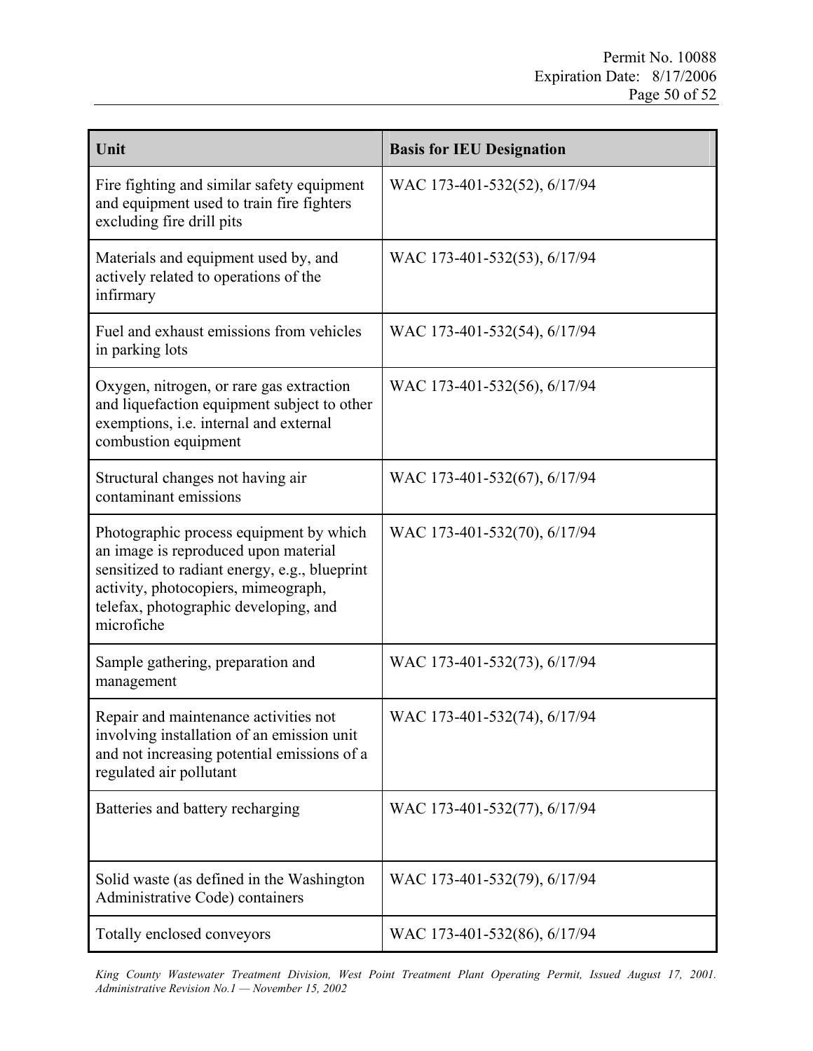| Unit | Basis for IEU Designation |
|---|---|
| Fire fighting and similar safety equipment and equipment used to train fire fighters excluding fire drill pits | WAC 173-401-532(52), 6/17/94 |
| Materials and equipment used by, and actively related to operations of the infirmary | WAC 173-401-532(53), 6/17/94 |
| Fuel and exhaust emissions from vehicles in parking lots | WAC 173-401-532(54), 6/17/94 |
| Oxygen, nitrogen, or rare gas extraction and liquefaction equipment subject to other exemptions, i.e. internal and external combustion equipment | WAC 173-401-532(56), 6/17/94 |
| Structural changes not having air contaminant emissions | WAC 173-401-532(67), 6/17/94 |
| Photographic process equipment by which an image is reproduced upon material sensitized to radiant energy, e.g., blueprint activity, photocopiers, mimeograph, telefax, photographic developing, and microfiche | WAC 173-401-532(70), 6/17/94 |
| Sample gathering, preparation and management | WAC 173-401-532(73), 6/17/94 |
| Repair and maintenance activities not involving installation of an emission unit and not increasing potential emissions of a regulated air pollutant | WAC 173-401-532(74), 6/17/94 |
| Batteries and battery recharging | WAC 173-401-532(77), 6/17/94 |
| Solid waste (as defined in the Washington Administrative Code) containers | WAC 173-401-532(79), 6/17/94 |
| Totally enclosed conveyors | WAC 173-401-532(86), 6/17/94 |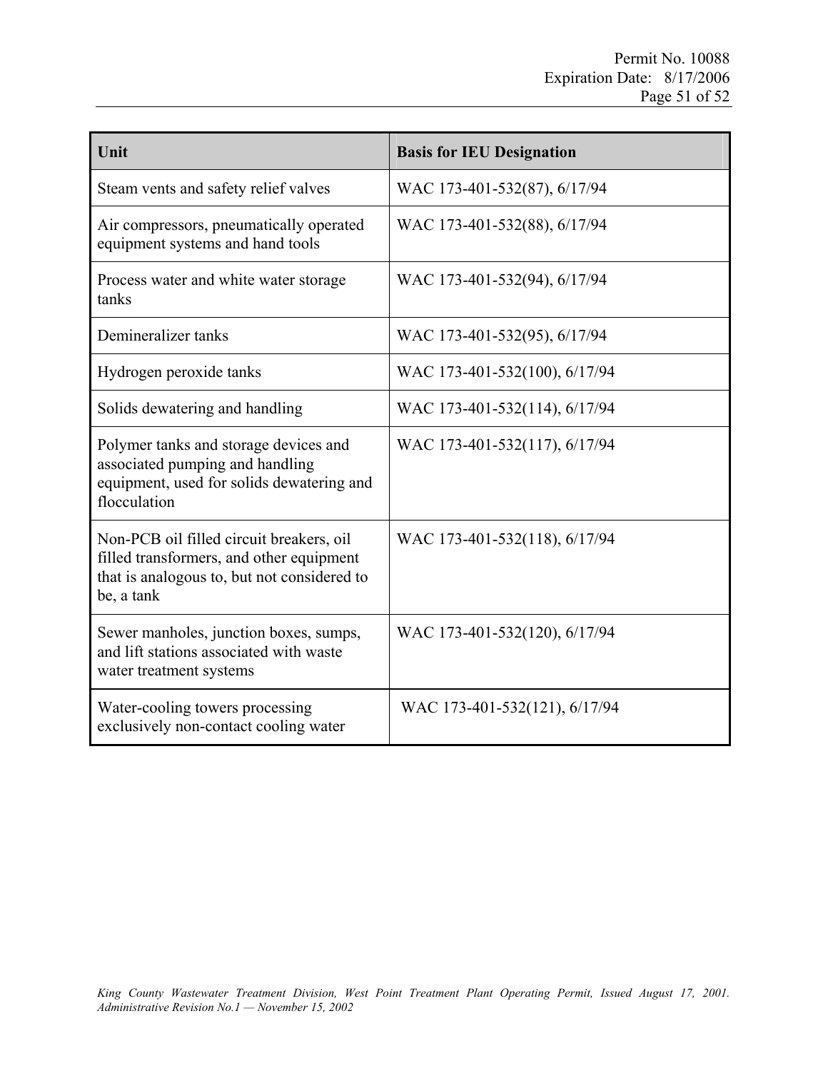| Unit | Basis for IEU Designation |
| --- | --- |
| Steam vents and safety relief valves | WAC 173-401-532(87), 6/17/94 |
| Air compressors, pneumatically operated equipment systems and hand tools | WAC 173-401-532(88), 6/17/94 |
| Process water and white water storage tanks | WAC 173-401-532(94), 6/17/94 |
| Demineralizer tanks | WAC 173-401-532(95), 6/17/94 |
| Hydrogen peroxide tanks | WAC 173-401-532(100), 6/17/94 |
| Solids dewatering and handling | WAC 173-401-532(114), 6/17/94 |
| Polymer tanks and storage devices and associated pumping and handling equipment, used for solids dewatering and flocculation | WAC 173-401-532(117), 6/17/94 |
| Non-PCB oil filled circuit breakers, oil filled transformers, and other equipment that is analogous to, but not considered to be, a tank | WAC 173-401-532(118), 6/17/94 |
| Sewer manholes, junction boxes, sumps, and lift stations associated with waste water treatment systems | WAC 173-401-532(120), 6/17/94 |
| Water-cooling towers processing exclusively non-contact cooling water | WAC 173-401-532(121), 6/17/94 |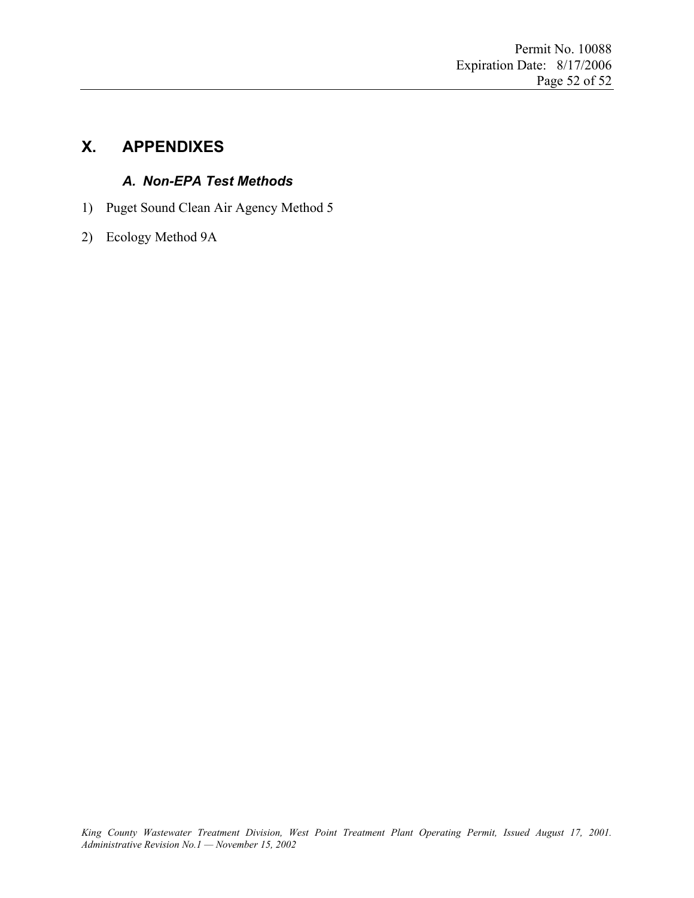# X. APPENDIXES

### *A. Non-EPA Test Methods*

1) Puget Sound Clean Air Agency Method 5

2) Ecology Method 9A